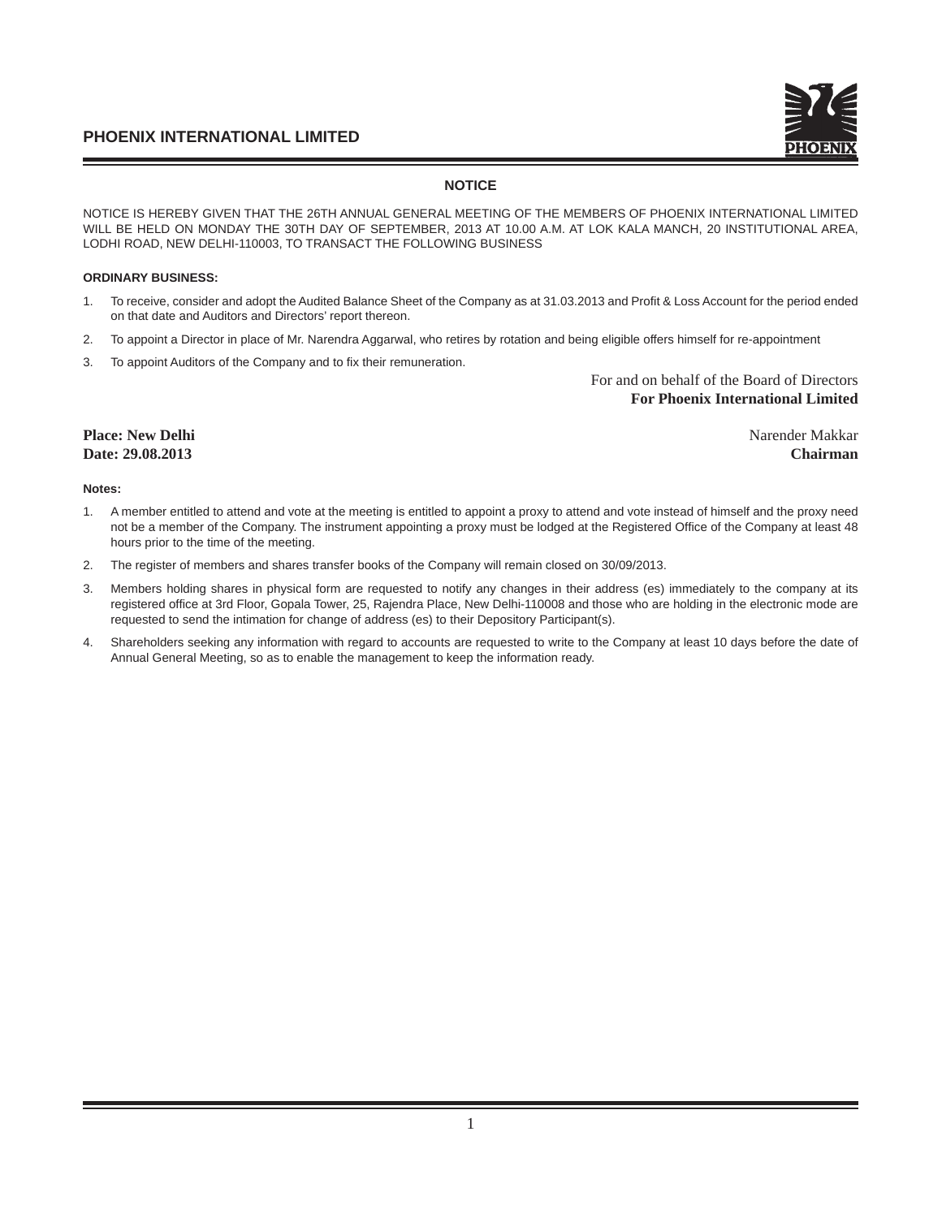## NOTICE

NOTICE IS HEREBY GIVEN THAT THE 26TH ANNUAL GENERAL MEETING OF THE MEMBERS OF PHOENIX INTERNATIONAL LIMITED WILL BE HELD ON MONDAY THE 30TH DAY OF SEPTEMBER, 2013 AT 10.00 A.M. AT LOK KALA MANCH, 20 INSTITUTIONAL AREA, LODHI ROAD, NEW DELHI-110003, TO TRANSACT THE FOLLOWING BUSINESS

**ORDINARY BUSINESS:**

1. To receive, consider and adopt the Audited Balance Sheet of the Company as at 31.03.2013 and Profit & Loss Account for the period ended on that date and Auditors and Directors' report thereon.
2. To appoint a Director in place of Mr. Narendra Aggarwal, who retires by rotation and being eligible offers himself for re-appointment
3. To appoint Auditors of the Company and to fix their remuneration.

For and on behalf of the Board of Directors
**For Phoenix International Limited**

**Place: New Delhi**
**Date: 29.08.2013**

Narender Makkar
**Chairman**

**Notes:**

1. A member entitled to attend and vote at the meeting is entitled to appoint a proxy to attend and vote instead of himself and the proxy need not be a member of the Company. The instrument appointing a proxy must be lodged at the Registered Office of the Company at least 48 hours prior to the time of the meeting.
2. The register of members and shares transfer books of the Company will remain closed on 30/09/2013.
3. Members holding shares in physical form are requested to notify any changes in their address (es) immediately to the company at its registered office at 3rd Floor, Gopala Tower, 25, Rajendra Place, New Delhi-110008 and those who are holding in the electronic mode are requested to send the intimation for change of address (es) to their Depository Participant(s).
4. Shareholders seeking any information with regard to accounts are requested to write to the Company at least 10 days before the date of Annual General Meeting, so as to enable the management to keep the information ready.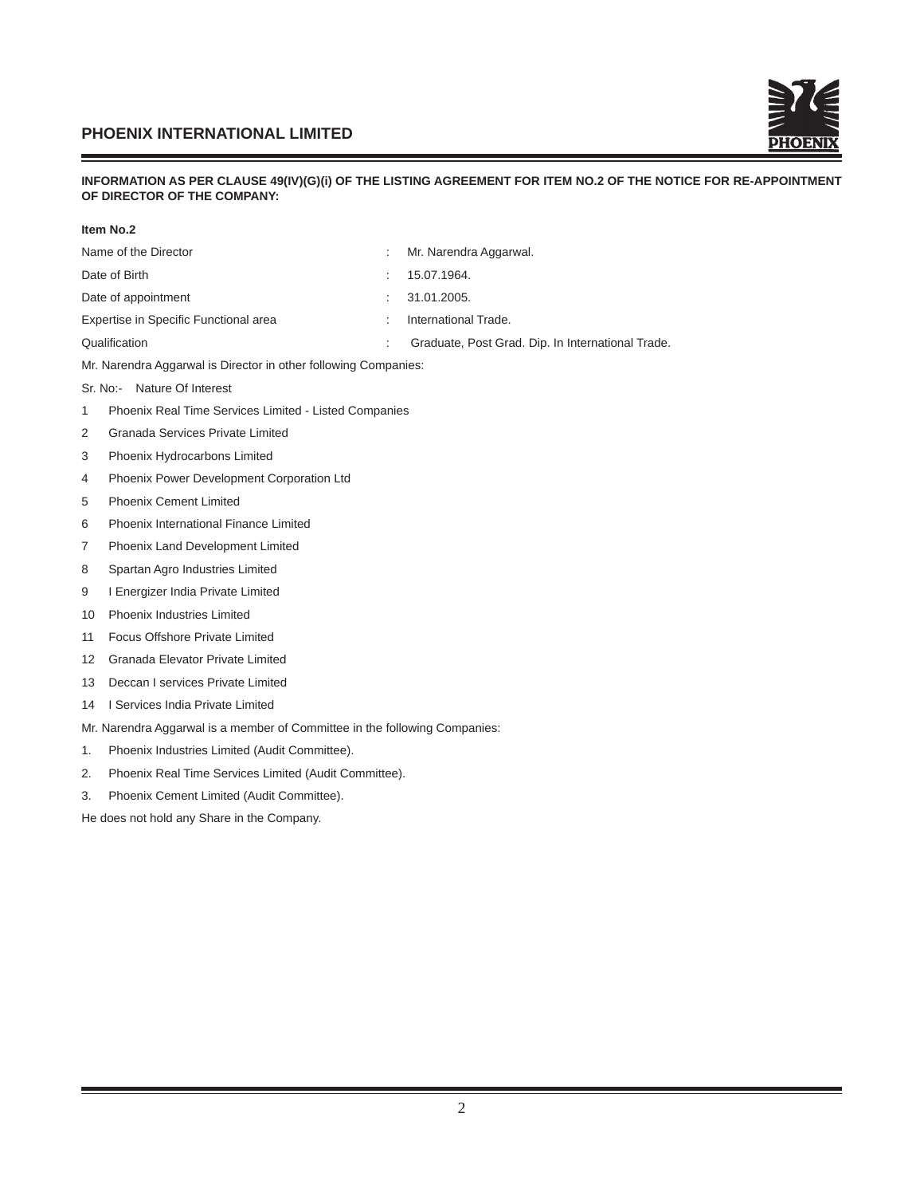**INFORMATION AS PER CLAUSE 49(IV)(G)(i) OF THE LISTING AGREEMENT FOR ITEM NO.2 OF THE NOTICE FOR RE-APPOINTMENT OF DIRECTOR OF THE COMPANY:**

**Item No.2**

| | | |
|---|---|---|
| Name of the Director | : | Mr. Narendra Aggarwal. |
| Date of Birth | : | 15.07.1964. |
| Date of appointment | : | 31.01.2005. |
| Expertise in Specific Functional area | : | International Trade. |
| Qualification | : | Graduate, Post Grad. Dip. In International Trade. |

Mr. Narendra Aggarwal is Director in other following Companies:

Sr. No:- Nature Of Interest

1 Phoenix Real Time Services Limited - Listed Companies

2 Granada Services Private Limited

3 Phoenix Hydrocarbons Limited

4 Phoenix Power Development Corporation Ltd

5 Phoenix Cement Limited

6 Phoenix International Finance Limited

7 Phoenix Land Development Limited

8 Spartan Agro Industries Limited

9 I Energizer India Private Limited

10 Phoenix Industries Limited

11 Focus Offshore Private Limited

12 Granada Elevator Private Limited

13 Deccan I services Private Limited

14 I Services India Private Limited

Mr. Narendra Aggarwal is a member of Committee in the following Companies:

1. Phoenix Industries Limited (Audit Committee).
2. Phoenix Real Time Services Limited (Audit Committee).
3. Phoenix Cement Limited (Audit Committee).

He does not hold any Share in the Company.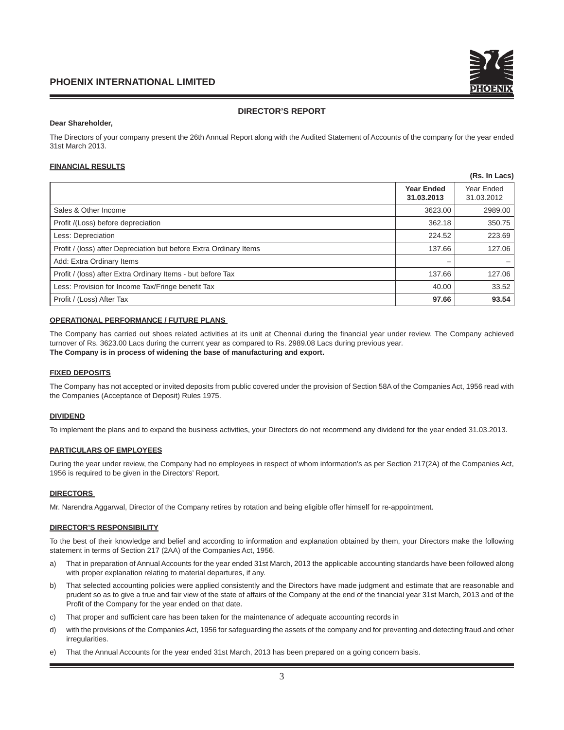## DIRECTOR'S REPORT

**Dear Shareholder,**

The Directors of your company present the 26th Annual Report along with the Audited Statement of Accounts of the company for the year ended 31st March 2013.

**FINANCIAL RESULTS**

**(Rs. In Lacs)**

| | **Year Ended 31.03.2013** | Year Ended 31.03.2012 |
|---|---|---|
| Sales & Other Income | 3623.00 | 2989.00 |
| Profit /(Loss) before depreciation | 362.18 | 350.75 |
| Less: Depreciation | 224.52 | 223.69 |
| Profit / (loss) after Depreciation but before Extra Ordinary Items | 137.66 | 127.06 |
| Add: Extra Ordinary Items | – | – |
| Profit / (loss) after Extra Ordinary Items - but before Tax | 137.66 | 127.06 |
| Less: Provision for Income Tax/Fringe benefit Tax | 40.00 | 33.52 |
| Profit / (Loss) After Tax | **97.66** | **93.54** |

**OPERATIONAL PERFORMANCE / FUTURE PLANS**

The Company has carried out shoes related activities at its unit at Chennai during the financial year under review. The Company achieved turnover of Rs. 3623.00 Lacs during the current year as compared to Rs. 2989.08 Lacs during previous year.
**The Company is in process of widening the base of manufacturing and export.**

**FIXED DEPOSITS**

The Company has not accepted or invited deposits from public covered under the provision of Section 58A of the Companies Act, 1956 read with the Companies (Acceptance of Deposit) Rules 1975.

**DIVIDEND**

To implement the plans and to expand the business activities, your Directors do not recommend any dividend for the year ended 31.03.2013.

**PARTICULARS OF EMPLOYEES**

During the year under review, the Company had no employees in respect of whom information's as per Section 217(2A) of the Companies Act, 1956 is required to be given in the Directors' Report.

**DIRECTORS**

Mr. Narendra Aggarwal, Director of the Company retires by rotation and being eligible offer himself for re-appointment.

**DIRECTOR'S RESPONSIBILITY**

To the best of their knowledge and belief and according to information and explanation obtained by them, your Directors make the following statement in terms of Section 217 (2AA) of the Companies Act, 1956.

a) That in preparation of Annual Accounts for the year ended 31st March, 2013 the applicable accounting standards have been followed along with proper explanation relating to material departures, if any.

b) That selected accounting policies were applied consistently and the Directors have made judgment and estimate that are reasonable and prudent so as to give a true and fair view of the state of affairs of the Company at the end of the financial year 31st March, 2013 and of the Profit of the Company for the year ended on that date.

c) That proper and sufficient care has been taken for the maintenance of adequate accounting records in

d) with the provisions of the Companies Act, 1956 for safeguarding the assets of the company and for preventing and detecting fraud and other irregularities.

e) That the Annual Accounts for the year ended 31st March, 2013 has been prepared on a going concern basis.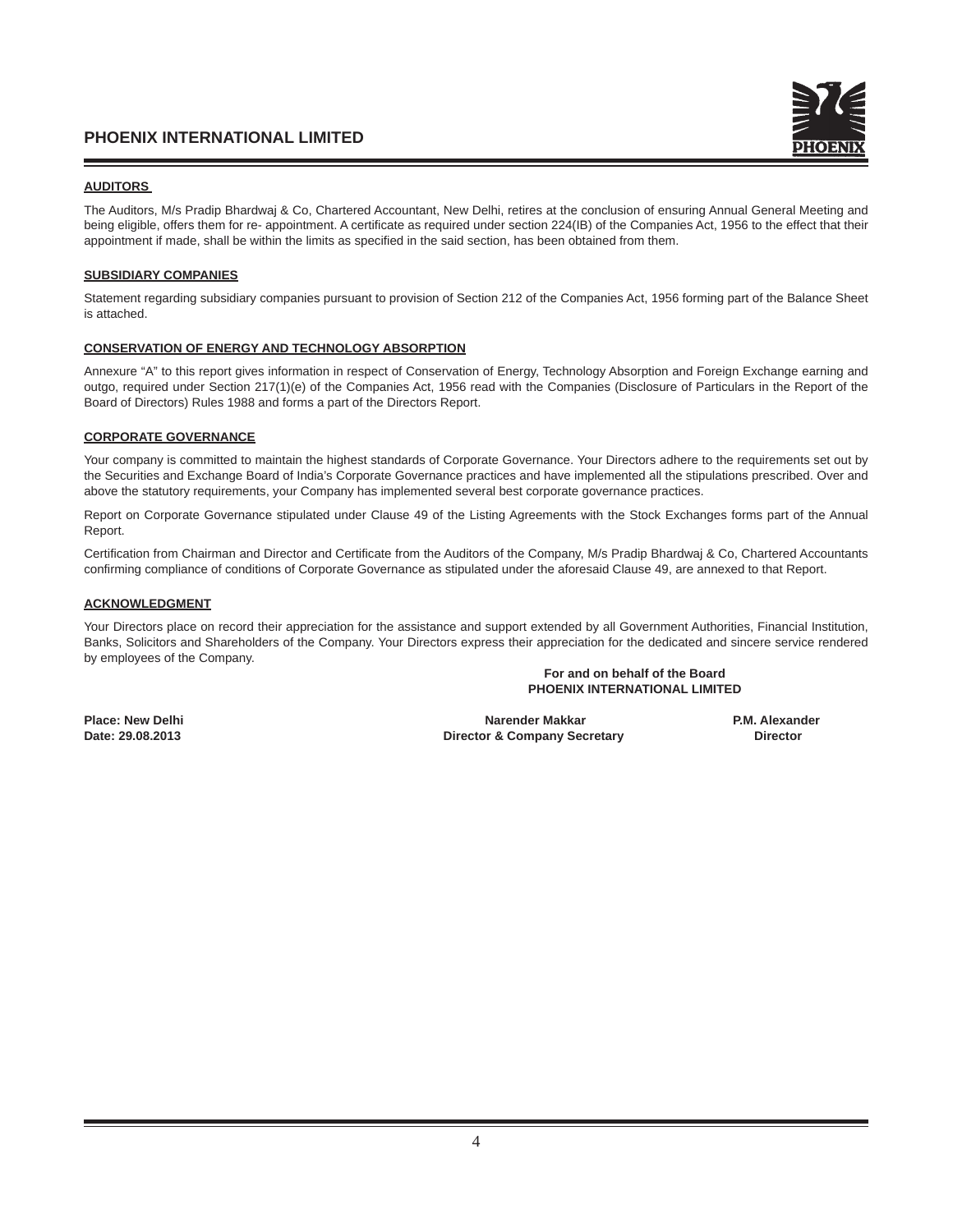## AUDITORS

The Auditors, M/s Pradip Bhardwaj & Co, Chartered Accountant, New Delhi, retires at the conclusion of ensuring Annual General Meeting and being eligible, offers them for re- appointment. A certificate as required under section 224(IB) of the Companies Act, 1956 to the effect that their appointment if made, shall be within the limits as specified in the said section, has been obtained from them.

## SUBSIDIARY COMPANIES

Statement regarding subsidiary companies pursuant to provision of Section 212 of the Companies Act, 1956 forming part of the Balance Sheet is attached.

## CONSERVATION OF ENERGY AND TECHNOLOGY ABSORPTION

Annexure "A" to this report gives information in respect of Conservation of Energy, Technology Absorption and Foreign Exchange earning and outgo, required under Section 217(1)(e) of the Companies Act, 1956 read with the Companies (Disclosure of Particulars in the Report of the Board of Directors) Rules 1988 and forms a part of the Directors Report.

## CORPORATE GOVERNANCE

Your company is committed to maintain the highest standards of Corporate Governance. Your Directors adhere to the requirements set out by the Securities and Exchange Board of India's Corporate Governance practices and have implemented all the stipulations prescribed. Over and above the statutory requirements, your Company has implemented several best corporate governance practices.

Report on Corporate Governance stipulated under Clause 49 of the Listing Agreements with the Stock Exchanges forms part of the Annual Report.

Certification from Chairman and Director and Certificate from the Auditors of the Company, M/s Pradip Bhardwaj & Co, Chartered Accountants confirming compliance of conditions of Corporate Governance as stipulated under the aforesaid Clause 49, are annexed to that Report.

## ACKNOWLEDGMENT

Your Directors place on record their appreciation for the assistance and support extended by all Government Authorities, Financial Institution, Banks, Solicitors and Shareholders of the Company. Your Directors express their appreciation for the dedicated and sincere service rendered by employees of the Company.

**For and on behalf of the Board**
**PHOENIX INTERNATIONAL LIMITED**

**Place: New Delhi**
**Date: 29.08.2013**

**Narender Makkar**
**Director & Company Secretary**

**P.M. Alexander**
**Director**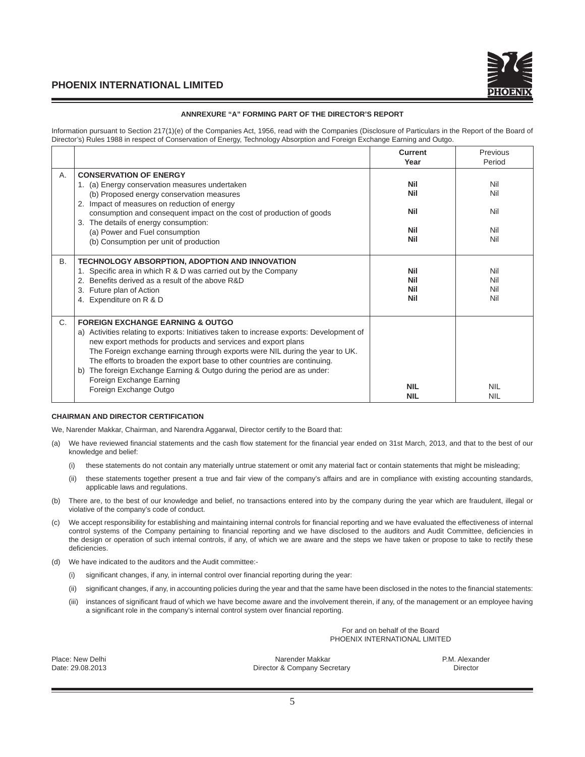## ANNREXURE "A" FORMING PART OF THE DIRECTOR'S REPORT

Information pursuant to Section 217(1)(e) of the Companies Act, 1956, read with the Companies (Disclosure of Particulars in the Report of the Board of Director's) Rules 1988 in respect of Conservation of Energy, Technology Absorption and Foreign Exchange Earning and Outgo.

| | | **Current Year** | Previous Period |
|---|---|---|---|
| A. | **CONSERVATION OF ENERGY** | | |
| | 1. (a) Energy conservation measures undertaken | **Nil** | Nil |
| | (b) Proposed energy conservation measures | **Nil** | Nil |
| | 2. Impact of measures on reduction of energy consumption and consequent impact on the cost of production of goods | **Nil** | Nil |
| | 3. The details of energy consumption: | | |
| | (a) Power and Fuel consumption | **Nil** | Nil |
| | (b) Consumption per unit of production | **Nil** | Nil |
| B. | **TECHNOLOGY ABSORPTION, ADOPTION AND INNOVATION** | | |
| | 1. Specific area in which R & D was carried out by the Company | **Nil** | Nil |
| | 2. Benefits derived as a result of the above R&D | **Nil** | Nil |
| | 3. Future plan of Action | **Nil** | Nil |
| | 4. Expenditure on R & D | **Nil** | Nil |
| C. | **FOREIGN EXCHANGE EARNING & OUTGO** | | |
| | a) Activities relating to exports: Initiatives taken to increase exports: Development of new export methods for products and services and export plans The Foreign exchange earning through exports were NIL during the year to UK. The efforts to broaden the export base to other countries are continuing. | | |
| | b) The foreign Exchange Earning & Outgo during the period are as under: | | |
| | Foreign Exchange Earning | **NIL** | NIL |
| | Foreign Exchange Outgo | **NIL** | NIL |

### CHAIRMAN AND DIRECTOR CERTIFICATION

We, Narender Makkar, Chairman, and Narendra Aggarwal, Director certify to the Board that:

(a) We have reviewed financial statements and the cash flow statement for the financial year ended on 31st March, 2013, and that to the best of our knowledge and belief:

(i) these statements do not contain any materially untrue statement or omit any material fact or contain statements that might be misleading;

(ii) these statements together present a true and fair view of the company's affairs and are in compliance with existing accounting standards, applicable laws and regulations.

(b) There are, to the best of our knowledge and belief, no transactions entered into by the company during the year which are fraudulent, illegal or violative of the company's code of conduct.

(c) We accept responsibility for establishing and maintaining internal controls for financial reporting and we have evaluated the effectiveness of internal control systems of the Company pertaining to financial reporting and we have disclosed to the auditors and Audit Committee, deficiencies in the design or operation of such internal controls, if any, of which we are aware and the steps we have taken or propose to take to rectify these deficiencies.

(d) We have indicated to the auditors and the Audit committee:-

(i) significant changes, if any, in internal control over financial reporting during the year:

(ii) significant changes, if any, in accounting policies during the year and that the same have been disclosed in the notes to the financial statements:

(iii) instances of significant fraud of which we have become aware and the involvement therein, if any, of the management or an employee having a significant role in the company's internal control system over financial reporting.

For and on behalf of the Board
PHOENIX INTERNATIONAL LIMITED

Place: New Delhi
Date: 29.08.2013

Narender Makkar
Director & Company Secretary

P.M. Alexander
Director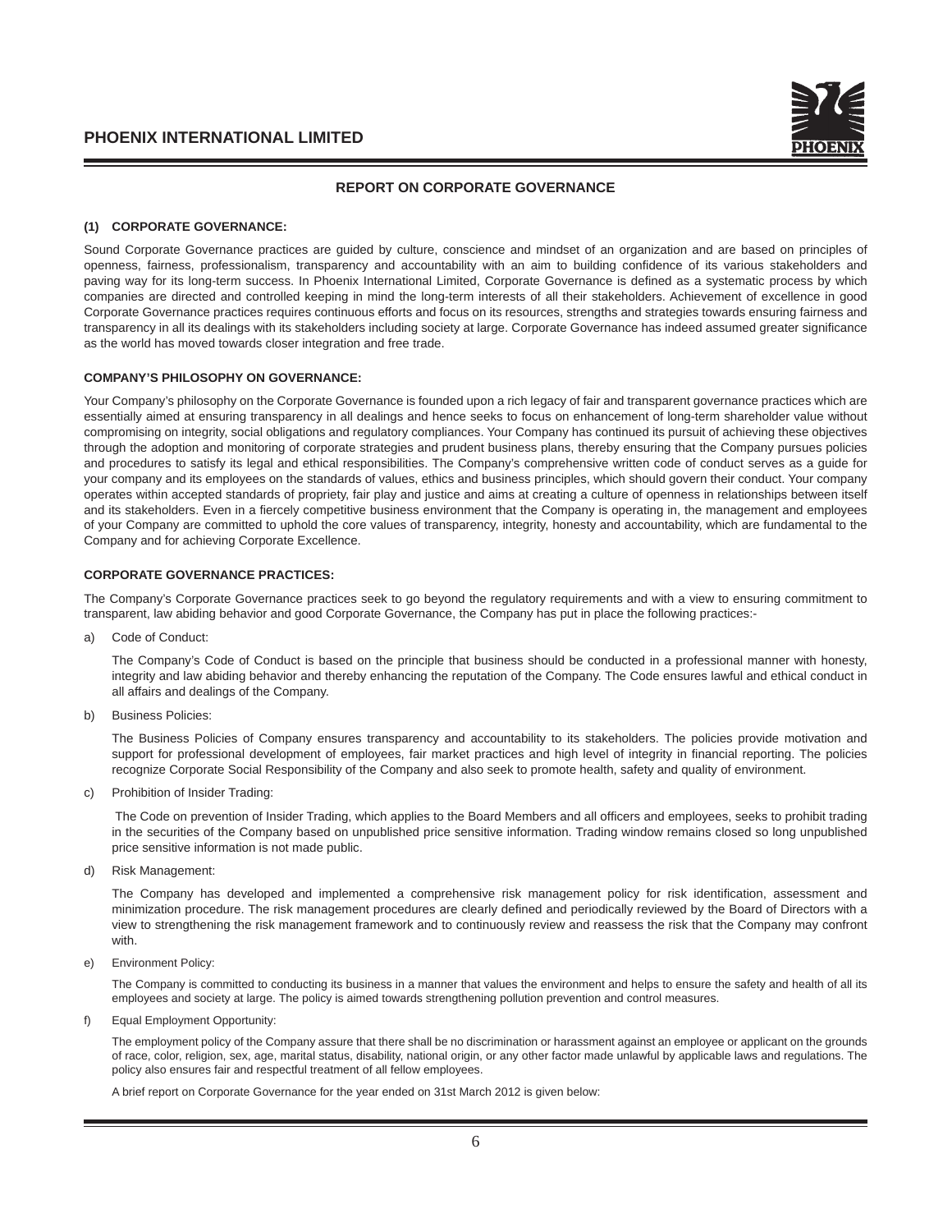## REPORT ON CORPORATE GOVERNANCE

### (1) CORPORATE GOVERNANCE:

Sound Corporate Governance practices are guided by culture, conscience and mindset of an organization and are based on principles of openness, fairness, professionalism, transparency and accountability with an aim to building confidence of its various stakeholders and paving way for its long-term success. In Phoenix International Limited, Corporate Governance is defined as a systematic process by which companies are directed and controlled keeping in mind the long-term interests of all their stakeholders. Achievement of excellence in good Corporate Governance practices requires continuous efforts and focus on its resources, strengths and strategies towards ensuring fairness and transparency in all its dealings with its stakeholders including society at large. Corporate Governance has indeed assumed greater significance as the world has moved towards closer integration and free trade.

### COMPANY'S PHILOSOPHY ON GOVERNANCE:

Your Company's philosophy on the Corporate Governance is founded upon a rich legacy of fair and transparent governance practices which are essentially aimed at ensuring transparency in all dealings and hence seeks to focus on enhancement of long-term shareholder value without compromising on integrity, social obligations and regulatory compliances. Your Company has continued its pursuit of achieving these objectives through the adoption and monitoring of corporate strategies and prudent business plans, thereby ensuring that the Company pursues policies and procedures to satisfy its legal and ethical responsibilities. The Company's comprehensive written code of conduct serves as a guide for your company and its employees on the standards of values, ethics and business principles, which should govern their conduct. Your company operates within accepted standards of propriety, fair play and justice and aims at creating a culture of openness in relationships between itself and its stakeholders. Even in a fiercely competitive business environment that the Company is operating in, the management and employees of your Company are committed to uphold the core values of transparency, integrity, honesty and accountability, which are fundamental to the Company and for achieving Corporate Excellence.

### CORPORATE GOVERNANCE PRACTICES:

The Company's Corporate Governance practices seek to go beyond the regulatory requirements and with a view to ensuring commitment to transparent, law abiding behavior and good Corporate Governance, the Company has put in place the following practices:-

a) Code of Conduct:

   The Company's Code of Conduct is based on the principle that business should be conducted in a professional manner with honesty, integrity and law abiding behavior and thereby enhancing the reputation of the Company. The Code ensures lawful and ethical conduct in all affairs and dealings of the Company.

b) Business Policies:

   The Business Policies of Company ensures transparency and accountability to its stakeholders. The policies provide motivation and support for professional development of employees, fair market practices and high level of integrity in financial reporting. The policies recognize Corporate Social Responsibility of the Company and also seek to promote health, safety and quality of environment.

c) Prohibition of Insider Trading:

   The Code on prevention of Insider Trading, which applies to the Board Members and all officers and employees, seeks to prohibit trading in the securities of the Company based on unpublished price sensitive information. Trading window remains closed so long unpublished price sensitive information is not made public.

d) Risk Management:

   The Company has developed and implemented a comprehensive risk management policy for risk identification, assessment and minimization procedure. The risk management procedures are clearly defined and periodically reviewed by the Board of Directors with a view to strengthening the risk management framework and to continuously review and reassess the risk that the Company may confront with.

e) Environment Policy:

   The Company is committed to conducting its business in a manner that values the environment and helps to ensure the safety and health of all its employees and society at large. The policy is aimed towards strengthening pollution prevention and control measures.

f) Equal Employment Opportunity:

   The employment policy of the Company assure that there shall be no discrimination or harassment against an employee or applicant on the grounds of race, color, religion, sex, age, marital status, disability, national origin, or any other factor made unlawful by applicable laws and regulations. The policy also ensures fair and respectful treatment of all fellow employees.

   A brief report on Corporate Governance for the year ended on 31st March 2012 is given below: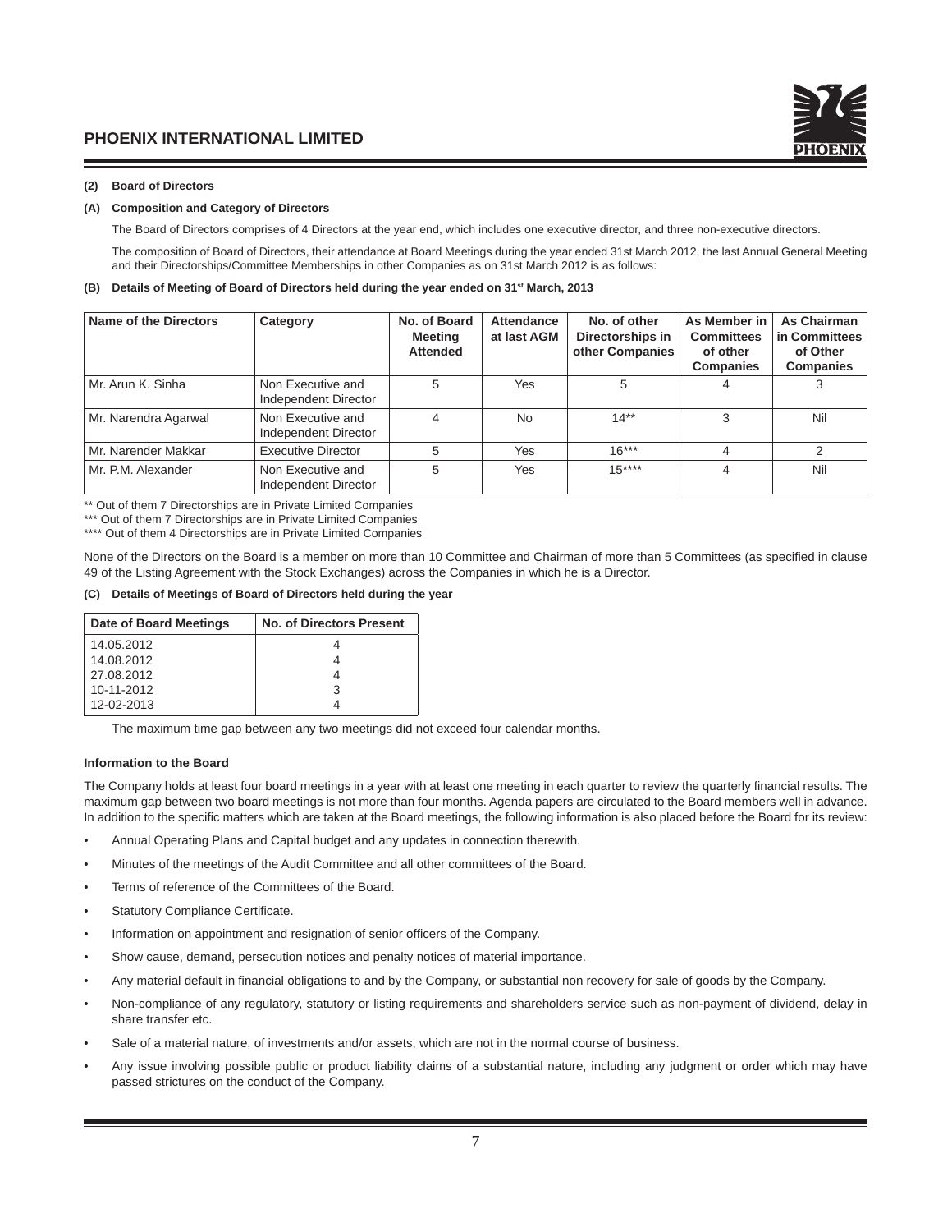**(2) Board of Directors**

**(A) Composition and Category of Directors**

The Board of Directors comprises of 4 Directors at the year end, which includes one executive director, and three non-executive directors.

The composition of Board of Directors, their attendance at Board Meetings during the year ended 31st March 2012, the last Annual General Meeting and their Directorships/Committee Memberships in other Companies as on 31st March 2012 is as follows:

**(B) Details of Meeting of Board of Directors held during the year ended on 31st March, 2013**

| Name of the Directors | Category | No. of Board Meeting Attended | Attendance at last AGM | No. of other Directorships in other Companies | As Member in Committees of other Companies | As Chairman in Committees of Other Companies |
|---|---|---|---|---|---|---|
| Mr. Arun K. Sinha | Non Executive and Independent Director | 5 | Yes | 5 | 4 | 3 |
| Mr. Narendra Agarwal | Non Executive and Independent Director | 4 | No | 14** | 3 | Nil |
| Mr. Narender Makkar | Executive Director | 5 | Yes | 16*** | 4 | 2 |
| Mr. P.M. Alexander | Non Executive and Independent Director | 5 | Yes | 15**** | 4 | Nil |

** Out of them 7 Directorships are in Private Limited Companies

*** Out of them 7 Directorships are in Private Limited Companies

**** Out of them 4 Directorships are in Private Limited Companies

None of the Directors on the Board is a member on more than 10 Committee and Chairman of more than 5 Committees (as specified in clause 49 of the Listing Agreement with the Stock Exchanges) across the Companies in which he is a Director.

**(C) Details of Meetings of Board of Directors held during the year**

| Date of Board Meetings | No. of Directors Present |
|---|---|
| 14.05.2012 | 4 |
| 14.08.2012 | 4 |
| 27.08.2012 | 4 |
| 10-11-2012 | 3 |
| 12-02-2013 | 4 |

The maximum time gap between any two meetings did not exceed four calendar months.

**Information to the Board**

The Company holds at least four board meetings in a year with at least one meeting in each quarter to review the quarterly financial results. The maximum gap between two board meetings is not more than four months. Agenda papers are circulated to the Board members well in advance. In addition to the specific matters which are taken at the Board meetings, the following information is also placed before the Board for its review:

- Annual Operating Plans and Capital budget and any updates in connection therewith.
- Minutes of the meetings of the Audit Committee and all other committees of the Board.
- Terms of reference of the Committees of the Board.
- Statutory Compliance Certificate.
- Information on appointment and resignation of senior officers of the Company.
- Show cause, demand, persecution notices and penalty notices of material importance.
- Any material default in financial obligations to and by the Company, or substantial non recovery for sale of goods by the Company.
- Non-compliance of any regulatory, statutory or listing requirements and shareholders service such as non-payment of dividend, delay in share transfer etc.
- Sale of a material nature, of investments and/or assets, which are not in the normal course of business.
- Any issue involving possible public or product liability claims of a substantial nature, including any judgment or order which may have passed strictures on the conduct of the Company.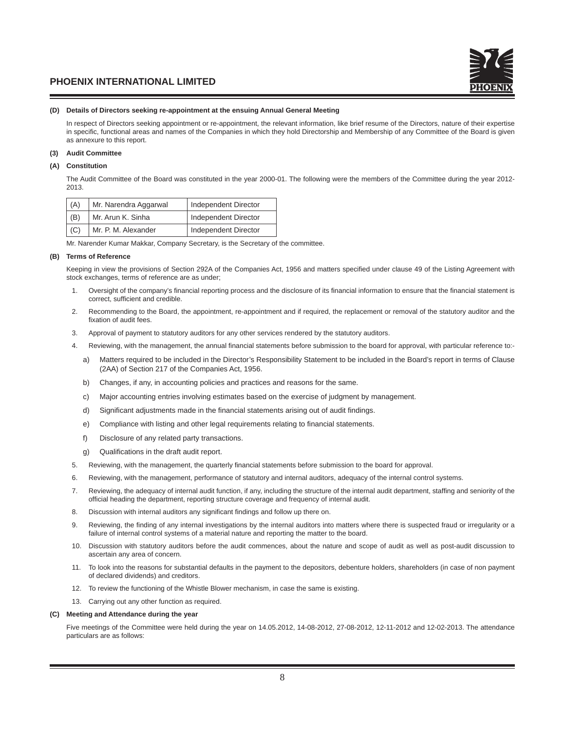#### (D) Details of Directors seeking re-appointment at the ensuing Annual General Meeting

In respect of Directors seeking appointment or re-appointment, the relevant information, like brief resume of the Directors, nature of their expertise in specific, functional areas and names of the Companies in which they hold Directorship and Membership of any Committee of the Board is given as annexure to this report.

#### (3) Audit Committee

#### (A) Constitution

The Audit Committee of the Board was constituted in the year 2000-01. The following were the members of the Committee during the year 2012-2013.

| (A) | Mr. Narendra Aggarwal | Independent Director |
|---|---|---|
| (B) | Mr. Arun K. Sinha | Independent Director |
| (C) | Mr. P. M. Alexander | Independent Director |

Mr. Narender Kumar Makkar, Company Secretary, is the Secretary of the committee.

#### (B) Terms of Reference

Keeping in view the provisions of Section 292A of the Companies Act, 1956 and matters specified under clause 49 of the Listing Agreement with stock exchanges, terms of reference are as under;

1. Oversight of the company's financial reporting process and the disclosure of its financial information to ensure that the financial statement is correct, sufficient and credible.
2. Recommending to the Board, the appointment, re-appointment and if required, the replacement or removal of the statutory auditor and the fixation of audit fees.
3. Approval of payment to statutory auditors for any other services rendered by the statutory auditors.
4. Reviewing, with the management, the annual financial statements before submission to the board for approval, with particular reference to:-
   a) Matters required to be included in the Director's Responsibility Statement to be included in the Board's report in terms of Clause (2AA) of Section 217 of the Companies Act, 1956.
   b) Changes, if any, in accounting policies and practices and reasons for the same.
   c) Major accounting entries involving estimates based on the exercise of judgment by management.
   d) Significant adjustments made in the financial statements arising out of audit findings.
   e) Compliance with listing and other legal requirements relating to financial statements.
   f) Disclosure of any related party transactions.
   g) Qualifications in the draft audit report.
5. Reviewing, with the management, the quarterly financial statements before submission to the board for approval.
6. Reviewing, with the management, performance of statutory and internal auditors, adequacy of the internal control systems.
7. Reviewing, the adequacy of internal audit function, if any, including the structure of the internal audit department, staffing and seniority of the official heading the department, reporting structure coverage and frequency of internal audit.
8. Discussion with internal auditors any significant findings and follow up there on.
9. Reviewing, the finding of any internal investigations by the internal auditors into matters where there is suspected fraud or irregularity or a failure of internal control systems of a material nature and reporting the matter to the board.
10. Discussion with statutory auditors before the audit commences, about the nature and scope of audit as well as post-audit discussion to ascertain any area of concern.
11. To look into the reasons for substantial defaults in the payment to the depositors, debenture holders, shareholders (in case of non payment of declared dividends) and creditors.
12. To review the functioning of the Whistle Blower mechanism, in case the same is existing.
13. Carrying out any other function as required.

#### (C) Meeting and Attendance during the year

Five meetings of the Committee were held during the year on 14.05.2012, 14-08-2012, 27-08-2012, 12-11-2012 and 12-02-2013. The attendance particulars are as follows: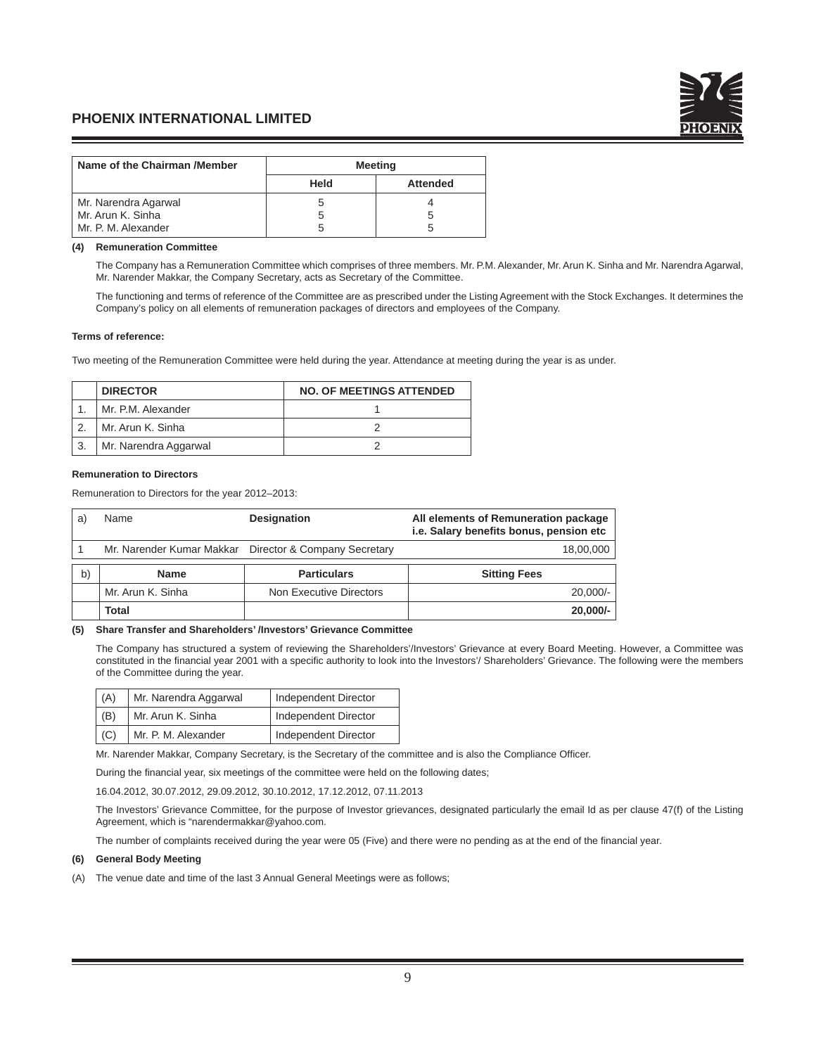| Name of the Chairman /Member | Meeting | |
|---|---|---|
| | Held | Attended |
| Mr. Narendra Agarwal | 5 | 4 |
| Mr. Arun K. Sinha | 5 | 5 |
| Mr. P. M. Alexander | 5 | 5 |

**(4) Remuneration Committee**

The Company has a Remuneration Committee which comprises of three members. Mr. P.M. Alexander, Mr. Arun K. Sinha and Mr. Narendra Agarwal, Mr. Narender Makkar, the Company Secretary, acts as Secretary of the Committee.

The functioning and terms of reference of the Committee are as prescribed under the Listing Agreement with the Stock Exchanges. It determines the Company's policy on all elements of remuneration packages of directors and employees of the Company.

**Terms of reference:**

Two meeting of the Remuneration Committee were held during the year. Attendance at meeting during the year is as under.

| | DIRECTOR | NO. OF MEETINGS ATTENDED |
|---|---|---|
| 1. | Mr. P.M. Alexander | 1 |
| 2. | Mr. Arun K. Sinha | 2 |
| 3. | Mr. Narendra Aggarwal | 2 |

**Remuneration to Directors**

Remuneration to Directors for the year 2012–2013:

| a) | Name | Designation | All elements of Remuneration package i.e. Salary benefits bonus, pension etc |
|---|---|---|---|
| 1 | Mr. Narender Kumar Makkar | Director & Company Secretary | 18,00,000 |

| b) | Name | Particulars | Sitting Fees |
|---|---|---|---|
| | Mr. Arun K. Sinha | Non Executive Directors | 20,000/- |
| | **Total** | | **20,000/-** |

**(5) Share Transfer and Shareholders' /Investors' Grievance Committee**

The Company has structured a system of reviewing the Shareholders'/Investors' Grievance at every Board Meeting. However, a Committee was constituted in the financial year 2001 with a specific authority to look into the Investors'/ Shareholders' Grievance. The following were the members of the Committee during the year.

| (A) | Mr. Narendra Aggarwal | Independent Director |
|---|---|---|
| (B) | Mr. Arun K. Sinha | Independent Director |
| (C) | Mr. P. M. Alexander | Independent Director |

Mr. Narender Makkar, Company Secretary, is the Secretary of the committee and is also the Compliance Officer.

During the financial year, six meetings of the committee were held on the following dates;

16.04.2012, 30.07.2012, 29.09.2012, 30.10.2012, 17.12.2012, 07.11.2013

The Investors' Grievance Committee, for the purpose of Investor grievances, designated particularly the email Id as per clause 47(f) of the Listing Agreement, which is "narendermakkar@yahoo.com.

The number of complaints received during the year were 05 (Five) and there were no pending as at the end of the financial year.

**(6) General Body Meeting**

(A) The venue date and time of the last 3 Annual General Meetings were as follows;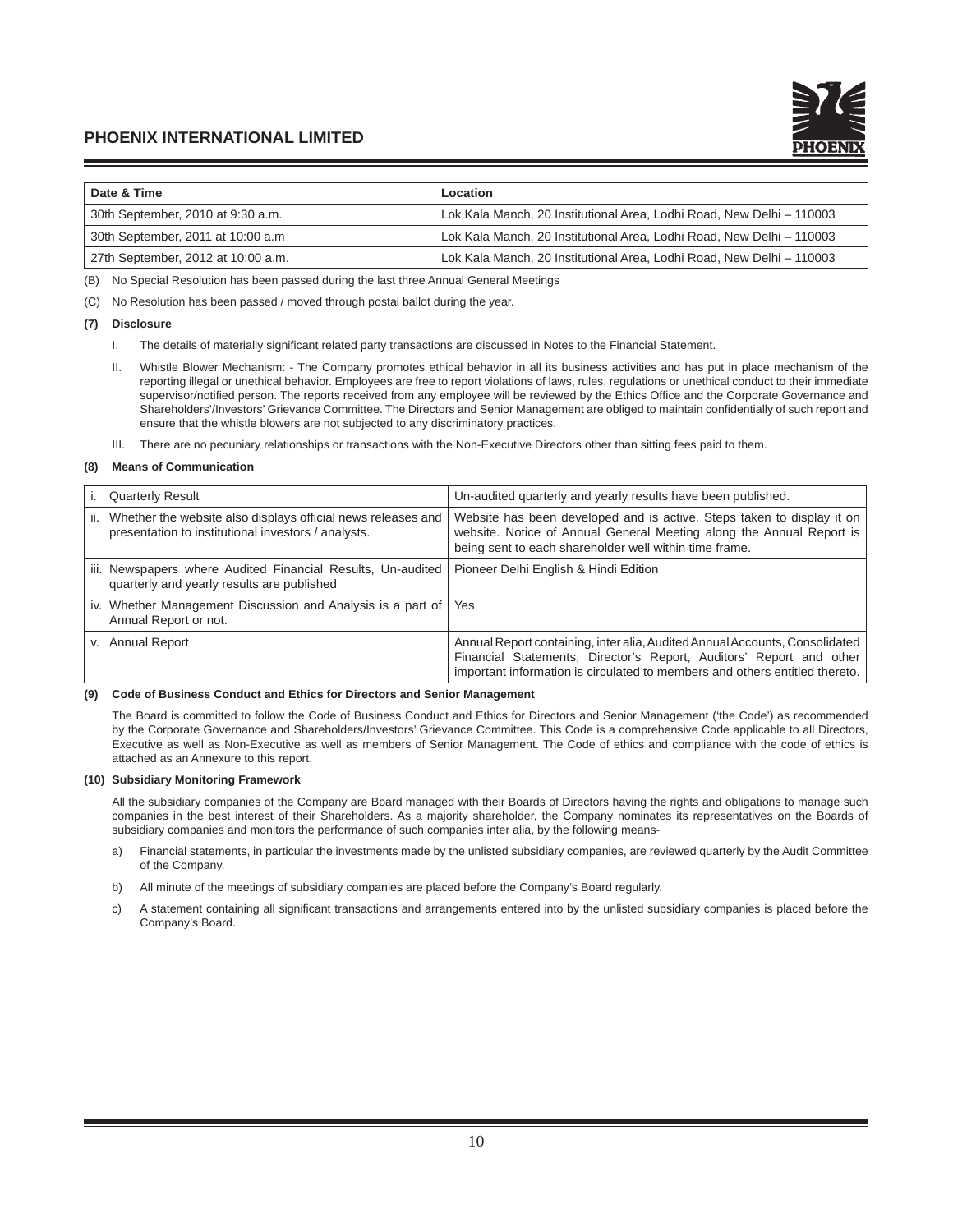| Date & Time | Location |
|---|---|
| 30th September, 2010 at 9:30 a.m. | Lok Kala Manch, 20 Institutional Area, Lodhi Road, New Delhi – 110003 |
| 30th September, 2011 at 10:00 a.m | Lok Kala Manch, 20 Institutional Area, Lodhi Road, New Delhi – 110003 |
| 27th September, 2012 at 10:00 a.m. | Lok Kala Manch, 20 Institutional Area, Lodhi Road, New Delhi – 110003 |

(B) No Special Resolution has been passed during the last three Annual General Meetings

(C) No Resolution has been passed / moved through postal ballot during the year.

**(7) Disclosure**

I. The details of materially significant related party transactions are discussed in Notes to the Financial Statement.

II. Whistle Blower Mechanism: - The Company promotes ethical behavior in all its business activities and has put in place mechanism of the reporting illegal or unethical behavior. Employees are free to report violations of laws, rules, regulations or unethical conduct to their immediate supervisor/notified person. The reports received from any employee will be reviewed by the Ethics Office and the Corporate Governance and Shareholders'/Investors' Grievance Committee. The Directors and Senior Management are obliged to maintain confidentially of such report and ensure that the whistle blowers are not subjected to any discriminatory practices.

III. There are no pecuniary relationships or transactions with the Non-Executive Directors other than sitting fees paid to them.

**(8) Means of Communication**

| | |
|---|---|
| i. Quarterly Result | Un-audited quarterly and yearly results have been published. |
| ii. Whether the website also displays official news releases and presentation to institutional investors / analysts. | Website has been developed and is active. Steps taken to display it on website. Notice of Annual General Meeting along the Annual Report is being sent to each shareholder well within time frame. |
| iii. Newspapers where Audited Financial Results, Un-audited quarterly and yearly results are published | Pioneer Delhi English & Hindi Edition |
| iv. Whether Management Discussion and Analysis is a part of Annual Report or not. | Yes |
| v. Annual Report | Annual Report containing, inter alia, Audited Annual Accounts, Consolidated Financial Statements, Director's Report, Auditors' Report and other important information is circulated to members and others entitled thereto. |

**(9) Code of Business Conduct and Ethics for Directors and Senior Management**

The Board is committed to follow the Code of Business Conduct and Ethics for Directors and Senior Management ('the Code') as recommended by the Corporate Governance and Shareholders/Investors' Grievance Committee. This Code is a comprehensive Code applicable to all Directors, Executive as well as Non-Executive as well as members of Senior Management. The Code of ethics and compliance with the code of ethics is attached as an Annexure to this report.

**(10) Subsidiary Monitoring Framework**

All the subsidiary companies of the Company are Board managed with their Boards of Directors having the rights and obligations to manage such companies in the best interest of their Shareholders. As a majority shareholder, the Company nominates its representatives on the Boards of subsidiary companies and monitors the performance of such companies inter alia, by the following means-

a) Financial statements, in particular the investments made by the unlisted subsidiary companies, are reviewed quarterly by the Audit Committee of the Company.

b) All minute of the meetings of subsidiary companies are placed before the Company's Board regularly.

c) A statement containing all significant transactions and arrangements entered into by the unlisted subsidiary companies is placed before the Company's Board.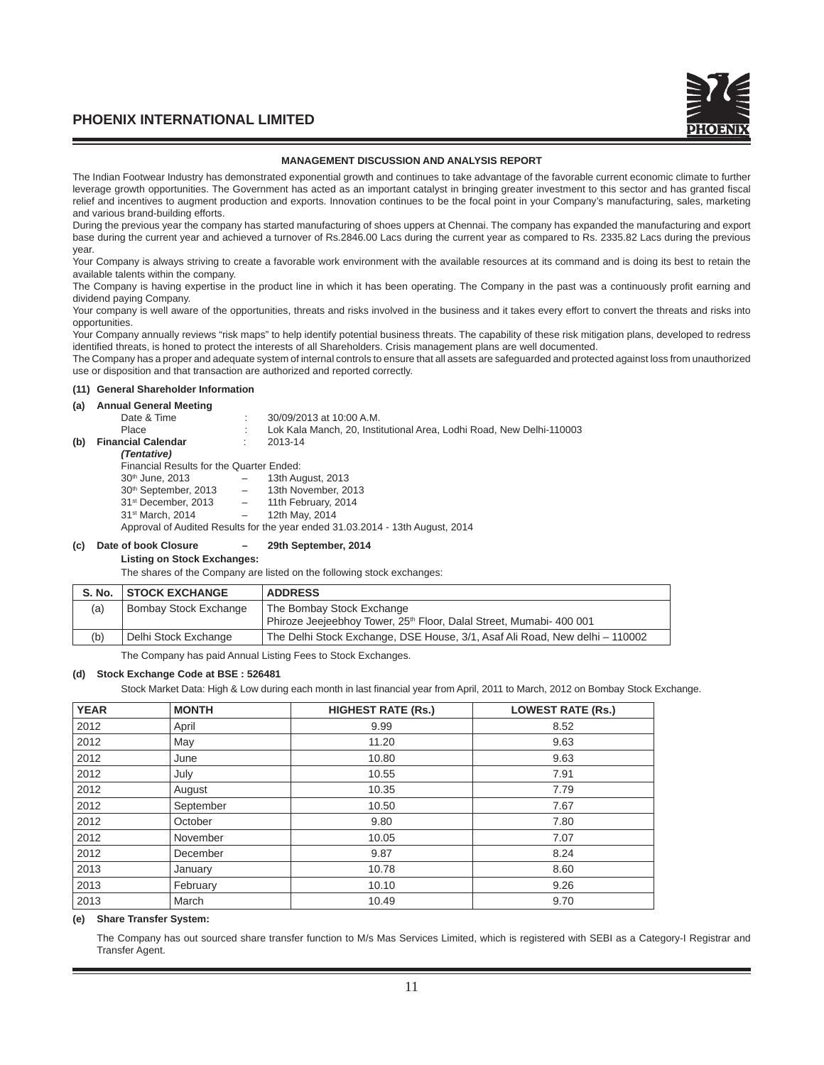## MANAGEMENT DISCUSSION AND ANALYSIS REPORT

The Indian Footwear Industry has demonstrated exponential growth and continues to take advantage of the favorable current economic climate to further leverage growth opportunities. The Government has acted as an important catalyst in bringing greater investment to this sector and has granted fiscal relief and incentives to augment production and exports. Innovation continues to be the focal point in your Company's manufacturing, sales, marketing and various brand-building efforts.

During the previous year the company has started manufacturing of shoes uppers at Chennai. The company has expanded the manufacturing and export base during the current year and achieved a turnover of Rs.2846.00 Lacs during the current year as compared to Rs. 2335.82 Lacs during the previous year.

Your Company is always striving to create a favorable work environment with the available resources at its command and is doing its best to retain the available talents within the company.

The Company is having expertise in the product line in which it has been operating. The Company in the past was a continuously profit earning and dividend paying Company.

Your company is well aware of the opportunities, threats and risks involved in the business and it takes every effort to convert the threats and risks into opportunities.

Your Company annually reviews "risk maps" to help identify potential business threats. The capability of these risk mitigation plans, developed to redress identified threats, is honed to protect the interests of all Shareholders. Crisis management plans are well documented.

The Company has a proper and adequate system of internal controls to ensure that all assets are safeguarded and protected against loss from unauthorized use or disposition and that transaction are authorized and reported correctly.

### (11) General Shareholder Information

**(a) Annual General Meeting**

Date & Time : 30/09/2013 at 10:00 A.M.

Place : Lok Kala Manch, 20, Institutional Area, Lodhi Road, New Delhi-110003

**(b) Financial Calendar** : 2013-14

***(Tentative)***

Financial Results for the Quarter Ended:

30th June, 2013 – 13th August, 2013

30th September, 2013 – 13th November, 2013

31st December, 2013 – 11th February, 2014

31st March, 2014 – 12th May, 2014

Approval of Audited Results for the year ended 31.03.2014 - 13th August, 2014

**(c) Date of book Closure – 29th September, 2014**

**Listing on Stock Exchanges:**

The shares of the Company are listed on the following stock exchanges:

| S. No. | STOCK EXCHANGE | ADDRESS |
|---|---|---|
| (a) | Bombay Stock Exchange | The Bombay Stock Exchange<br>Phiroze Jeejeebhoy Tower, 25th Floor, Dalal Street, Mumabi- 400 001 |
| (b) | Delhi Stock Exchange | The Delhi Stock Exchange, DSE House, 3/1, Asaf Ali Road, New delhi – 110002 |

The Company has paid Annual Listing Fees to Stock Exchanges.

**(d) Stock Exchange Code at BSE : 526481**

Stock Market Data: High & Low during each month in last financial year from April, 2011 to March, 2012 on Bombay Stock Exchange.

| YEAR | MONTH | HIGHEST RATE (Rs.) | LOWEST RATE (Rs.) |
|---|---|---|---|
| 2012 | April | 9.99 | 8.52 |
| 2012 | May | 11.20 | 9.63 |
| 2012 | June | 10.80 | 9.63 |
| 2012 | July | 10.55 | 7.91 |
| 2012 | August | 10.35 | 7.79 |
| 2012 | September | 10.50 | 7.67 |
| 2012 | October | 9.80 | 7.80 |
| 2012 | November | 10.05 | 7.07 |
| 2012 | December | 9.87 | 8.24 |
| 2013 | January | 10.78 | 8.60 |
| 2013 | February | 10.10 | 9.26 |
| 2013 | March | 10.49 | 9.70 |

**(e) Share Transfer System:**

The Company has out sourced share transfer function to M/s Mas Services Limited, which is registered with SEBI as a Category-I Registrar and Transfer Agent.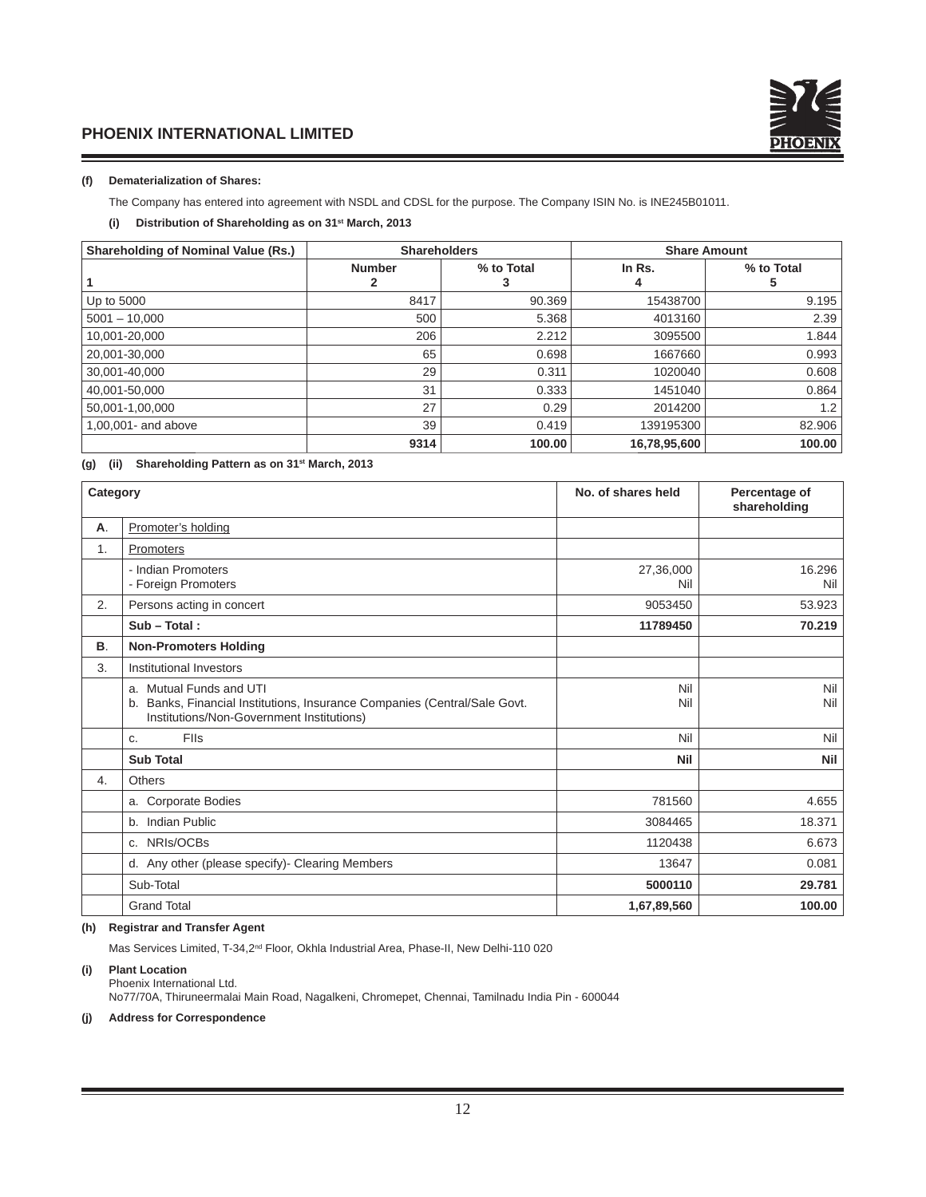**(f) Dematerialization of Shares:**

The Company has entered into agreement with NSDL and CDSL for the purpose. The Company ISIN No. is INE245B01011.

**(i) Distribution of Shareholding as on 31st March, 2013**

| Shareholding of Nominal Value (Rs.) | Shareholders | | Share Amount | |
|---|---|---|---|---|
| | Number | % to Total | In Rs. | % to Total |
| 1 | 2 | 3 | 4 | 5 |
| Up to 5000 | 8417 | 90.369 | 15438700 | 9.195 |
| 5001 – 10,000 | 500 | 5.368 | 4013160 | 2.39 |
| 10,001-20,000 | 206 | 2.212 | 3095500 | 1.844 |
| 20,001-30,000 | 65 | 0.698 | 1667660 | 0.993 |
| 30,001-40,000 | 29 | 0.311 | 1020040 | 0.608 |
| 40,001-50,000 | 31 | 0.333 | 1451040 | 0.864 |
| 50,001-1,00,000 | 27 | 0.29 | 2014200 | 1.2 |
| 1,00,001- and above | 39 | 0.419 | 139195300 | 82.906 |
| | **9314** | **100.00** | **16,78,95,600** | **100.00** |

**(g) (ii) Shareholding Pattern as on 31st March, 2013**

| Category | | No. of shares held | Percentage of shareholding |
|---|---|---|---|
| **A**. | Promoter's holding | | |
| 1. | Promoters | | |
| | - Indian Promoters<br>- Foreign Promoters | 27,36,000<br>Nil | 16.296<br>Nil |
| 2. | Persons acting in concert | 9053450 | 53.923 |
| | **Sub – Total :** | **11789450** | **70.219** |
| **B**. | **Non-Promoters Holding** | | |
| 3. | Institutional Investors | | |
| | a. Mutual Funds and UTI<br>b. Banks, Financial Institutions, Insurance Companies (Central/Sale Govt. Institutions/Non-Government Institutions) | Nil<br>Nil | Nil<br>Nil |
| | c. FIIs | Nil | Nil |
| | **Sub Total** | **Nil** | **Nil** |
| 4. | Others | | |
| | a. Corporate Bodies | 781560 | 4.655 |
| | b. Indian Public | 3084465 | 18.371 |
| | c. NRIs/OCBs | 1120438 | 6.673 |
| | d. Any other (please specify)- Clearing Members | 13647 | 0.081 |
| | Sub-Total | **5000110** | **29.781** |
| | Grand Total | **1,67,89,560** | **100.00** |

**(h) Registrar and Transfer Agent**

Mas Services Limited, T-34,2nd Floor, Okhla Industrial Area, Phase-II, New Delhi-110 020

**(i) Plant Location**

Phoenix International Ltd.
No77/70A, Thiruneermalai Main Road, Nagalkeni, Chromepet, Chennai, Tamilnadu India Pin - 600044

**(j) Address for Correspondence**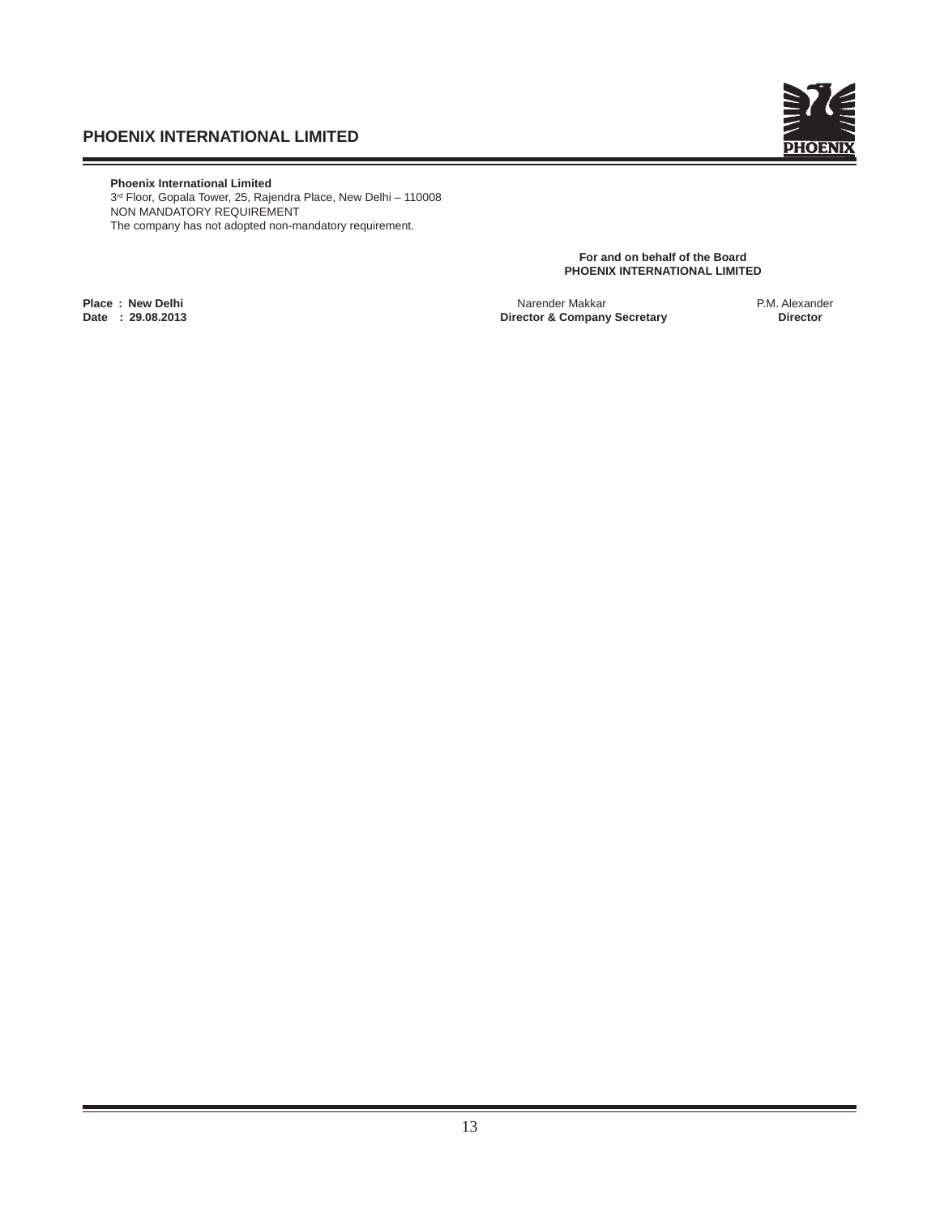**Phoenix International Limited**
3rd Floor, Gopala Tower, 25, Rajendra Place, New Delhi – 110008
NON MANDATORY REQUIREMENT
The company has not adopted non-mandatory requirement.

**For and on behalf of the Board**
**PHOENIX INTERNATIONAL LIMITED**

**Place : New Delhi**
**Date : 29.08.2013**

Narender Makkar
**Director & Company Secretary**

P.M. Alexander
**Director**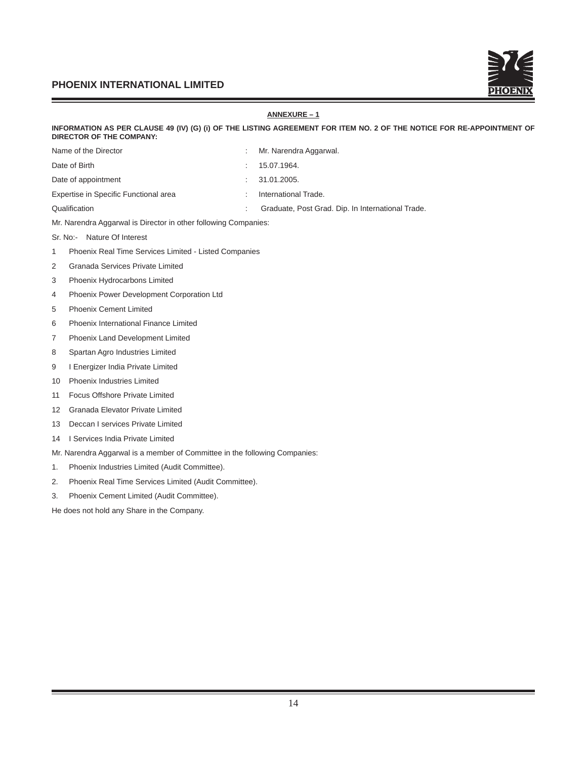## ANNEXURE – 1

**INFORMATION AS PER CLAUSE 49 (IV) (G) (i) OF THE LISTING AGREEMENT FOR ITEM NO. 2 OF THE NOTICE FOR RE-APPOINTMENT OF DIRECTOR OF THE COMPANY:**

| | | |
|---|---|---|
| Name of the Director | : | Mr. Narendra Aggarwal. |
| Date of Birth | : | 15.07.1964. |
| Date of appointment | : | 31.01.2005. |
| Expertise in Specific Functional area | : | International Trade. |
| Qualification | : | Graduate, Post Grad. Dip. In International Trade. |

Mr. Narendra Aggarwal is Director in other following Companies:

Sr. No:- Nature Of Interest

1 Phoenix Real Time Services Limited - Listed Companies

2 Granada Services Private Limited

3 Phoenix Hydrocarbons Limited

4 Phoenix Power Development Corporation Ltd

5 Phoenix Cement Limited

6 Phoenix International Finance Limited

7 Phoenix Land Development Limited

8 Spartan Agro Industries Limited

9 I Energizer India Private Limited

10 Phoenix Industries Limited

11 Focus Offshore Private Limited

12 Granada Elevator Private Limited

13 Deccan I services Private Limited

14 I Services India Private Limited

Mr. Narendra Aggarwal is a member of Committee in the following Companies:

1. Phoenix Industries Limited (Audit Committee).
2. Phoenix Real Time Services Limited (Audit Committee).
3. Phoenix Cement Limited (Audit Committee).

He does not hold any Share in the Company.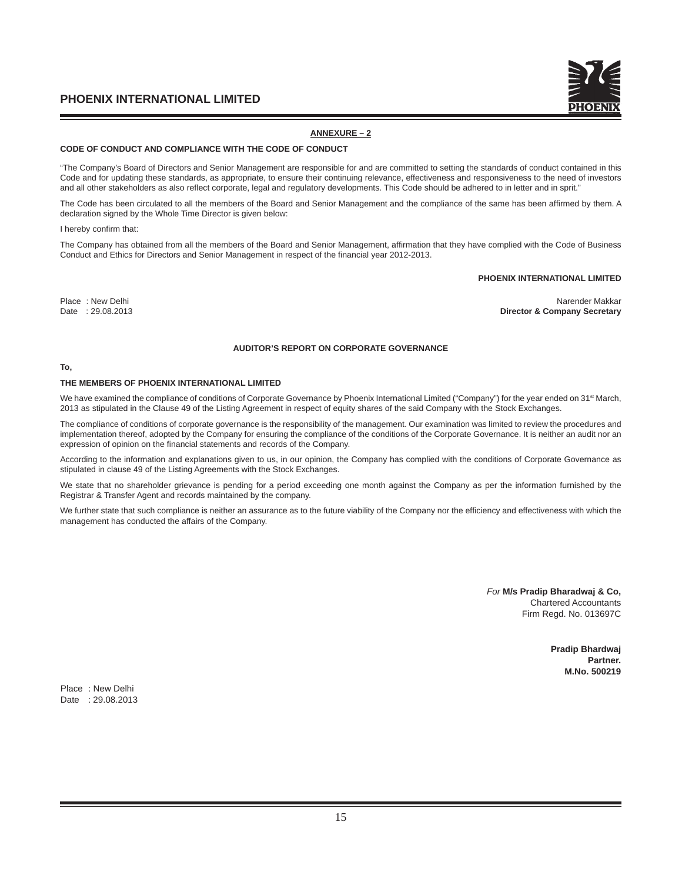## ANNEXURE – 2

### CODE OF CONDUCT AND COMPLIANCE WITH THE CODE OF CONDUCT

"The Company's Board of Directors and Senior Management are responsible for and are committed to setting the standards of conduct contained in this Code and for updating these standards, as appropriate, to ensure their continuing relevance, effectiveness and responsiveness to the need of investors and all other stakeholders as also reflect corporate, legal and regulatory developments. This Code should be adhered to in letter and in sprit."

The Code has been circulated to all the members of the Board and Senior Management and the compliance of the same has been affirmed by them. A declaration signed by the Whole Time Director is given below:

I hereby confirm that:

The Company has obtained from all the members of the Board and Senior Management, affirmation that they have complied with the Code of Business Conduct and Ethics for Directors and Senior Management in respect of the financial year 2012-2013.

**PHOENIX INTERNATIONAL LIMITED**

Place : New Delhi
Date : 29.08.2013

Narender Makkar
**Director & Company Secretary**

### AUDITOR'S REPORT ON CORPORATE GOVERNANCE

**To,**

**THE MEMBERS OF PHOENIX INTERNATIONAL LIMITED**

We have examined the compliance of conditions of Corporate Governance by Phoenix International Limited ("Company") for the year ended on 31st March, 2013 as stipulated in the Clause 49 of the Listing Agreement in respect of equity shares of the said Company with the Stock Exchanges.

The compliance of conditions of corporate governance is the responsibility of the management. Our examination was limited to review the procedures and implementation thereof, adopted by the Company for ensuring the compliance of the conditions of the Corporate Governance. It is neither an audit nor an expression of opinion on the financial statements and records of the Company.

According to the information and explanations given to us, in our opinion, the Company has complied with the conditions of Corporate Governance as stipulated in clause 49 of the Listing Agreements with the Stock Exchanges.

We state that no shareholder grievance is pending for a period exceeding one month against the Company as per the information furnished by the Registrar & Transfer Agent and records maintained by the company.

We further state that such compliance is neither an assurance as to the future viability of the Company nor the efficiency and effectiveness with which the management has conducted the affairs of the Company.

*For* **M/s Pradip Bharadwaj & Co,**
Chartered Accountants
Firm Regd. No. 013697C

**Pradip Bhardwaj**
**Partner.**
**M.No. 500219**

Place : New Delhi
Date : 29.08.2013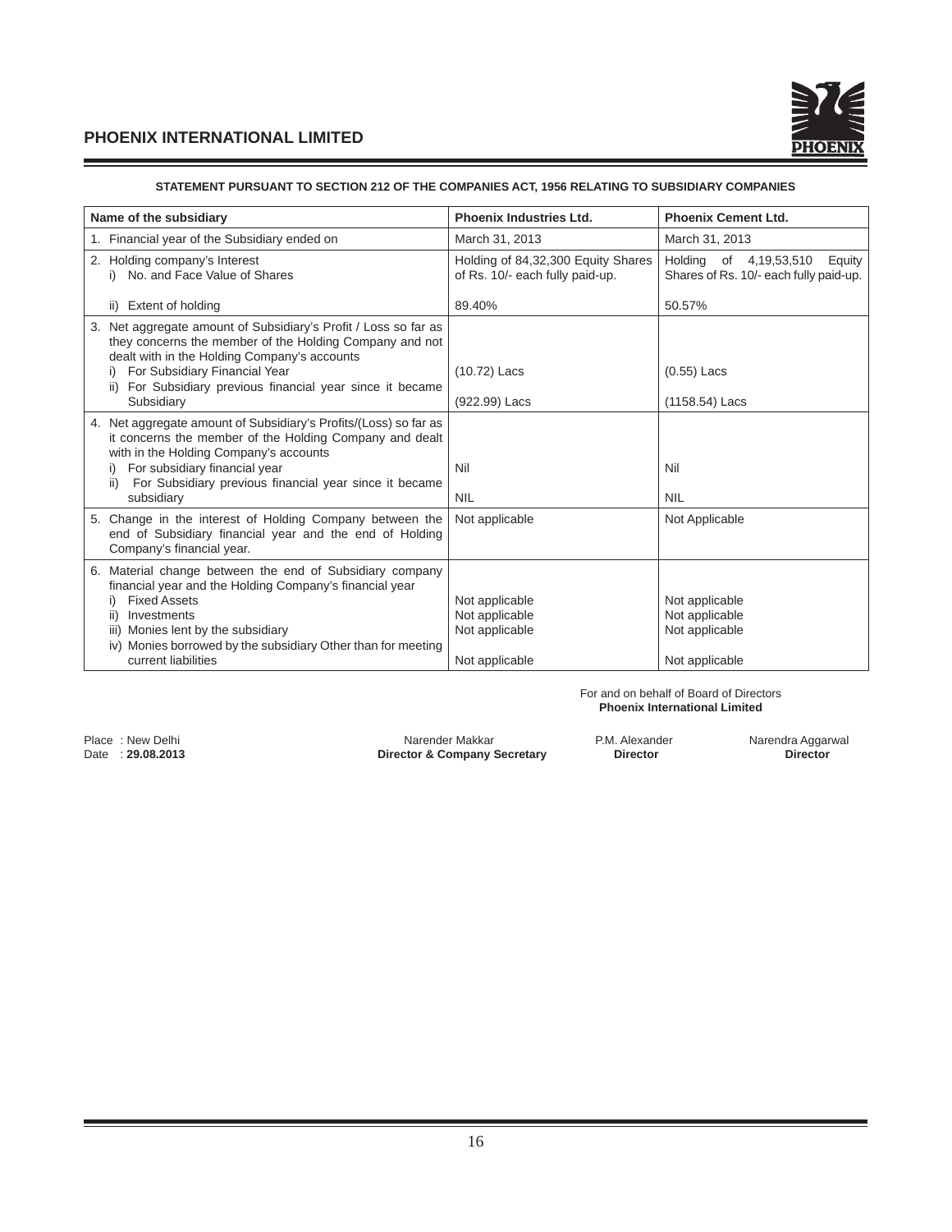## STATEMENT PURSUANT TO SECTION 212 OF THE COMPANIES ACT, 1956 RELATING TO SUBSIDIARY COMPANIES

| Name of the subsidiary | Phoenix Industries Ltd. | Phoenix Cement Ltd. |
|---|---|---|
| 1. Financial year of the Subsidiary ended on | March 31, 2013 | March 31, 2013 |
| 2. Holding company's Interest<br>i) No. and Face Value of Shares | Holding of 84,32,300 Equity Shares of Rs. 10/- each fully paid-up. | Holding of 4,19,53,510 Equity Shares of Rs. 10/- each fully paid-up. |
| ii) Extent of holding | 89.40% | 50.57% |
| 3. Net aggregate amount of Subsidiary's Profit / Loss so far as they concerns the member of the Holding Company and not dealt with in the Holding Company's accounts<br>i) For Subsidiary Financial Year | (10.72) Lacs | (0.55) Lacs |
| ii) For Subsidiary previous financial year since it became Subsidiary | (922.99) Lacs | (1158.54) Lacs |
| 4. Net aggregate amount of Subsidiary's Profits/(Loss) so far as it concerns the member of the Holding Company and dealt with in the Holding Company's accounts<br>i) For subsidiary financial year | Nil | Nil |
| ii) For Subsidiary previous financial year since it became subsidiary | NIL | NIL |
| 5. Change in the interest of Holding Company between the end of Subsidiary financial year and the end of Holding Company's financial year. | Not applicable | Not Applicable |
| 6. Material change between the end of Subsidiary company financial year and the Holding Company's financial year<br>i) Fixed Assets | Not applicable | Not applicable |
| ii) Investments | Not applicable | Not applicable |
| iii) Monies lent by the subsidiary | Not applicable | Not applicable |
| iv) Monies borrowed by the subsidiary Other than for meeting current liabilities | Not applicable | Not applicable |

For and on behalf of Board of Directors
**Phoenix International Limited**

Place : New Delhi
Date : **29.08.2013**

Narender Makkar
**Director & Company Secretary**

P.M. Alexander
**Director**

Narendra Aggarwal
**Director**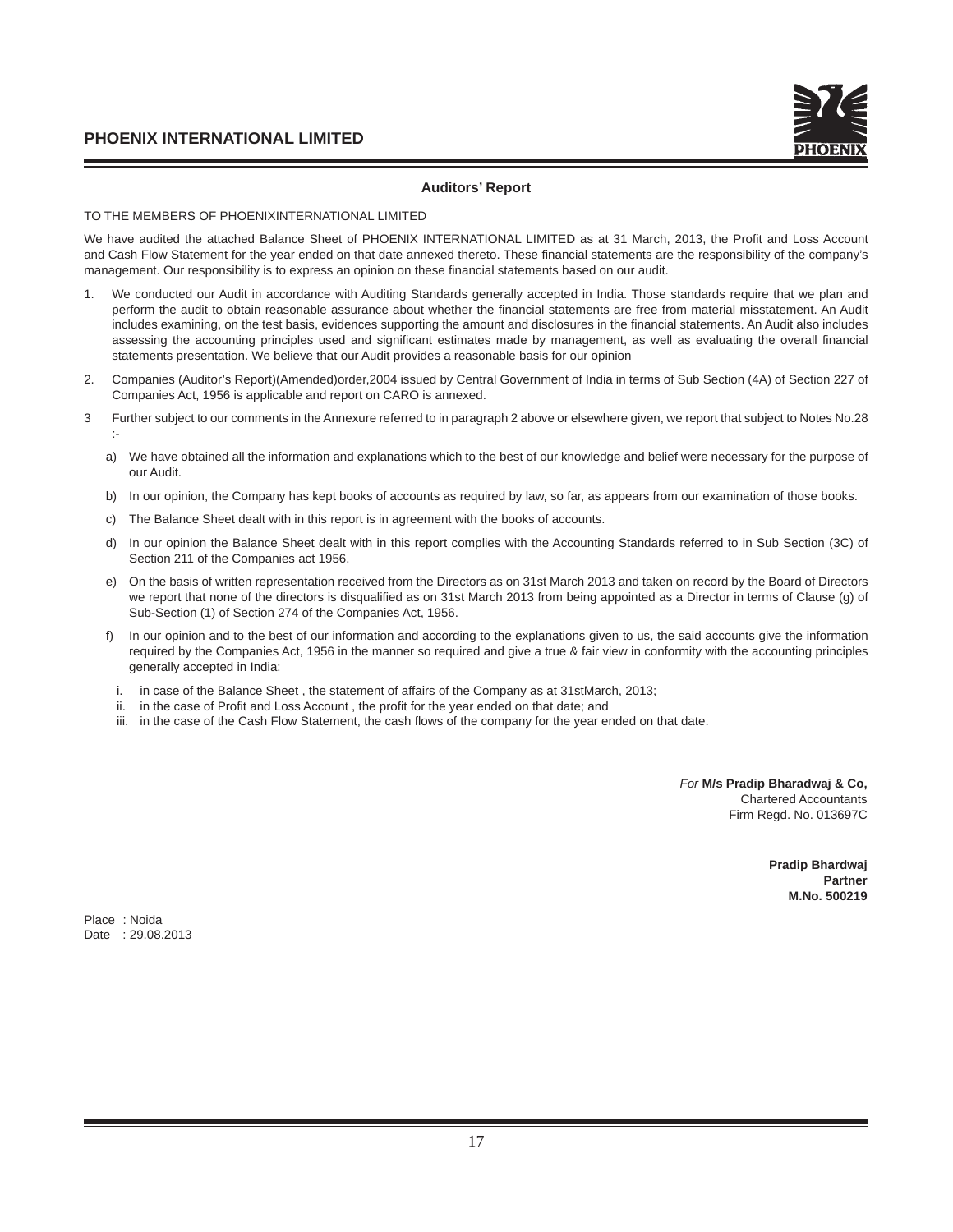## Auditors' Report

TO THE MEMBERS OF PHOENIXINTERNATIONAL LIMITED

We have audited the attached Balance Sheet of PHOENIX INTERNATIONAL LIMITED as at 31 March, 2013, the Profit and Loss Account and Cash Flow Statement for the year ended on that date annexed thereto. These financial statements are the responsibility of the company's management. Our responsibility is to express an opinion on these financial statements based on our audit.

1. We conducted our Audit in accordance with Auditing Standards generally accepted in India. Those standards require that we plan and perform the audit to obtain reasonable assurance about whether the financial statements are free from material misstatement. An Audit includes examining, on the test basis, evidences supporting the amount and disclosures in the financial statements. An Audit also includes assessing the accounting principles used and significant estimates made by management, as well as evaluating the overall financial statements presentation. We believe that our Audit provides a reasonable basis for our opinion

2. Companies (Auditor's Report)(Amended)order,2004 issued by Central Government of India in terms of Sub Section (4A) of Section 227 of Companies Act, 1956 is applicable and report on CARO is annexed.

3 Further subject to our comments in the Annexure referred to in paragraph 2 above or elsewhere given, we report that subject to Notes No.28 :-

   a) We have obtained all the information and explanations which to the best of our knowledge and belief were necessary for the purpose of our Audit.

   b) In our opinion, the Company has kept books of accounts as required by law, so far, as appears from our examination of those books.

   c) The Balance Sheet dealt with in this report is in agreement with the books of accounts.

   d) In our opinion the Balance Sheet dealt with in this report complies with the Accounting Standards referred to in Sub Section (3C) of Section 211 of the Companies act 1956.

   e) On the basis of written representation received from the Directors as on 31st March 2013 and taken on record by the Board of Directors we report that none of the directors is disqualified as on 31st March 2013 from being appointed as a Director in terms of Clause (g) of Sub-Section (1) of Section 274 of the Companies Act, 1956.

   f) In our opinion and to the best of our information and according to the explanations given to us, the said accounts give the information required by the Companies Act, 1956 in the manner so required and give a true & fair view in conformity with the accounting principles generally accepted in India:

      i. in case of the Balance Sheet , the statement of affairs of the Company as at 31stMarch, 2013;
      ii. in the case of Profit and Loss Account , the profit for the year ended on that date; and
      iii. in the case of the Cash Flow Statement, the cash flows of the company for the year ended on that date.

*For* **M/s Pradip Bharadwaj & Co,**
Chartered Accountants
Firm Regd. No. 013697C

**Pradip Bhardwaj**
**Partner**
**M.No. 500219**

Place : Noida
Date : 29.08.2013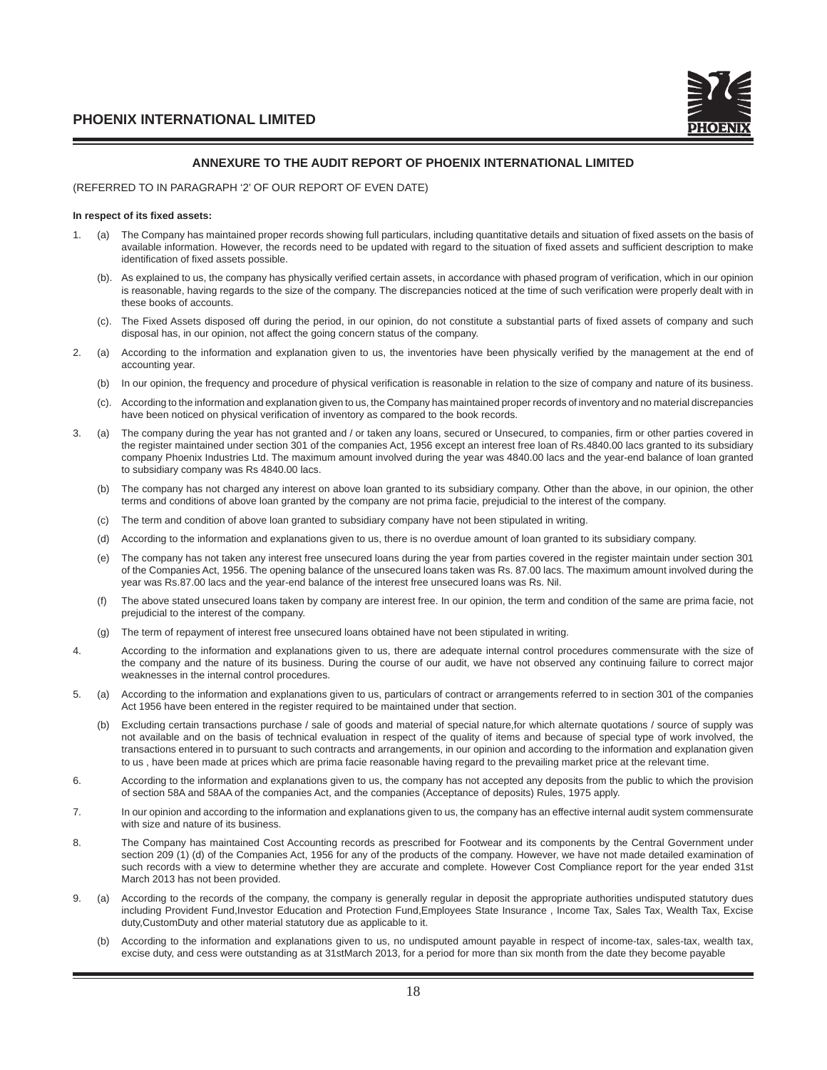## ANNEXURE TO THE AUDIT REPORT OF PHOENIX INTERNATIONAL LIMITED

(REFERRED TO IN PARAGRAPH '2' OF OUR REPORT OF EVEN DATE)

**In respect of its fixed assets:**

1. (a) The Company has maintained proper records showing full particulars, including quantitative details and situation of fixed assets on the basis of available information. However, the records need to be updated with regard to the situation of fixed assets and sufficient description to make identification of fixed assets possible.

   (b). As explained to us, the company has physically verified certain assets, in accordance with phased program of verification, which in our opinion is reasonable, having regards to the size of the company. The discrepancies noticed at the time of such verification were properly dealt with in these books of accounts.

   (c). The Fixed Assets disposed off during the period, in our opinion, do not constitute a substantial parts of fixed assets of company and such disposal has, in our opinion, not affect the going concern status of the company.

2. (a) According to the information and explanation given to us, the inventories have been physically verified by the management at the end of accounting year.

   (b) In our opinion, the frequency and procedure of physical verification is reasonable in relation to the size of company and nature of its business.

   (c). According to the information and explanation given to us, the Company has maintained proper records of inventory and no material discrepancies have been noticed on physical verification of inventory as compared to the book records.

3. (a) The company during the year has not granted and / or taken any loans, secured or Unsecured, to companies, firm or other parties covered in the register maintained under section 301 of the companies Act, 1956 except an interest free loan of Rs.4840.00 lacs granted to its subsidiary company Phoenix Industries Ltd. The maximum amount involved during the year was 4840.00 lacs and the year-end balance of loan granted to subsidiary company was Rs 4840.00 lacs.

   (b) The company has not charged any interest on above loan granted to its subsidiary company. Other than the above, in our opinion, the other terms and conditions of above loan granted by the company are not prima facie, prejudicial to the interest of the company.

   (c) The term and condition of above loan granted to subsidiary company have not been stipulated in writing.

   (d) According to the information and explanations given to us, there is no overdue amount of loan granted to its subsidiary company.

   (e) The company has not taken any interest free unsecured loans during the year from parties covered in the register maintain under section 301 of the Companies Act, 1956. The opening balance of the unsecured loans taken was Rs. 87.00 lacs. The maximum amount involved during the year was Rs.87.00 lacs and the year-end balance of the interest free unsecured loans was Rs. Nil.

   (f) The above stated unsecured loans taken by company are interest free. In our opinion, the term and condition of the same are prima facie, not prejudicial to the interest of the company.

   (g) The term of repayment of interest free unsecured loans obtained have not been stipulated in writing.

4. According to the information and explanations given to us, there are adequate internal control procedures commensurate with the size of the company and the nature of its business. During the course of our audit, we have not observed any continuing failure to correct major weaknesses in the internal control procedures.

5. (a) According to the information and explanations given to us, particulars of contract or arrangements referred to in section 301 of the companies Act 1956 have been entered in the register required to be maintained under that section.

   (b) Excluding certain transactions purchase / sale of goods and material of special nature,for which alternate quotations / source of supply was not available and on the basis of technical evaluation in respect of the quality of items and because of special type of work involved, the transactions entered in to pursuant to such contracts and arrangements, in our opinion and according to the information and explanation given to us , have been made at prices which are prima facie reasonable having regard to the prevailing market price at the relevant time.

6. According to the information and explanations given to us, the company has not accepted any deposits from the public to which the provision of section 58A and 58AA of the companies Act, and the companies (Acceptance of deposits) Rules, 1975 apply.

7. In our opinion and according to the information and explanations given to us, the company has an effective internal audit system commensurate with size and nature of its business.

8. The Company has maintained Cost Accounting records as prescribed for Footwear and its components by the Central Government under section 209 (1) (d) of the Companies Act, 1956 for any of the products of the company. However, we have not made detailed examination of such records with a view to determine whether they are accurate and complete. However Cost Compliance report for the year ended 31st March 2013 has not been provided.

9. (a) According to the records of the company, the company is generally regular in deposit the appropriate authorities undisputed statutory dues including Provident Fund,Investor Education and Protection Fund,Employees State Insurance , Income Tax, Sales Tax, Wealth Tax, Excise duty,CustomDuty and other material statutory due as applicable to it.

   (b) According to the information and explanations given to us, no undisputed amount payable in respect of income-tax, sales-tax, wealth tax, excise duty, and cess were outstanding as at 31stMarch 2013, for a period for more than six month from the date they become payable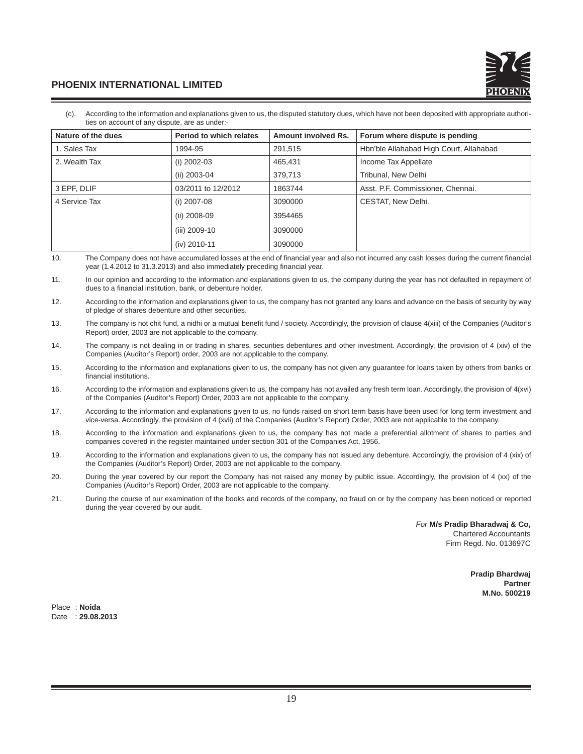(c). According to the information and explanations given to us, the disputed statutory dues, which have not been deposited with appropriate authorities on account of any dispute, are as under:-

| Nature of the dues | Period to which relates | Amount involved Rs. | Forum where dispute is pending |
|---|---|---|---|
| 1. Sales Tax | 1994-95 | 291,515 | Hbn'ble Allahabad High Court, Allahabad |
| 2. Wealth Tax | (i) 2002-03 | 465,431 | Income Tax Appellate |
| | (ii) 2003-04 | 379,713 | Tribunal, New Delhi |
| 3 EPF, DLIF | 03/2011 to 12/2012 | 1863744 | Asst. P.F. Commissioner, Chennai. |
| 4 Service Tax | (i) 2007-08 | 3090000 | CESTAT, New Delhi. |
| | (ii) 2008-09 | 3954465 | |
| | (iii) 2009-10 | 3090000 | |
| | (iv) 2010-11 | 3090000 | |

10. The Company does not have accumulated losses at the end of financial year and also not incurred any cash losses during the current financial year (1.4.2012 to 31.3.2013) and also immediately preceding financial year.

11. In our opinion and according to the information and explanations given to us, the company during the year has not defaulted in repayment of dues to a financial institution, bank, or debenture holder.

12. According to the information and explanations given to us, the company has not granted any loans and advance on the basis of security by way of pledge of shares debenture and other securities.

13. The company is not chit fund, a nidhi or a mutual benefit fund / society. Accordingly, the provision of clause 4(xiii) of the Companies (Auditor's Report) order, 2003 are not applicable to the company.

14. The company is not dealing in or trading in shares, securities debentures and other investment. Accordingly, the provision of 4 (xiv) of the Companies (Auditor's Report) order, 2003 are not applicable to the company.

15. According to the information and explanations given to us, the company has not given any guarantee for loans taken by others from banks or financial institutions.

16. According to the information and explanations given to us, the company has not availed any fresh term loan. Accordingly, the provision of 4(xvi) of the Companies (Auditor's Report) Order, 2003 are not applicable to the company.

17. According to the information and explanations given to us, no funds raised on short term basis have been used for long term investment and vice-versa. Accordingly, the provision of 4 (xvii) of the Companies (Auditor's Report) Order, 2003 are not applicable to the company.

18. According to the information and explanations given to us, the company has not made a preferential allotment of shares to parties and companies covered in the register maintained under section 301 of the Companies Act, 1956.

19. According to the information and explanations given to us, the company has not issued any debenture. Accordingly, the provision of 4 (xix) of the Companies (Auditor's Report) Order, 2003 are not applicable to the company.

20. During the year covered by our report the Company has not raised any money by public issue. Accordingly, the provision of 4 (xx) of the Companies (Auditor's Report) Order, 2003 are not applicable to the company.

21. During the course of our examination of the books and records of the company, no fraud on or by the company has been noticed or reported during the year covered by our audit.

*For* **M/s Pradip Bharadwaj & Co,**
Chartered Accountants
Firm Regd. No. 013697C

**Pradip Bhardwaj**
**Partner**
**M.No. 500219**

Place : **Noida**
Date : **29.08.2013**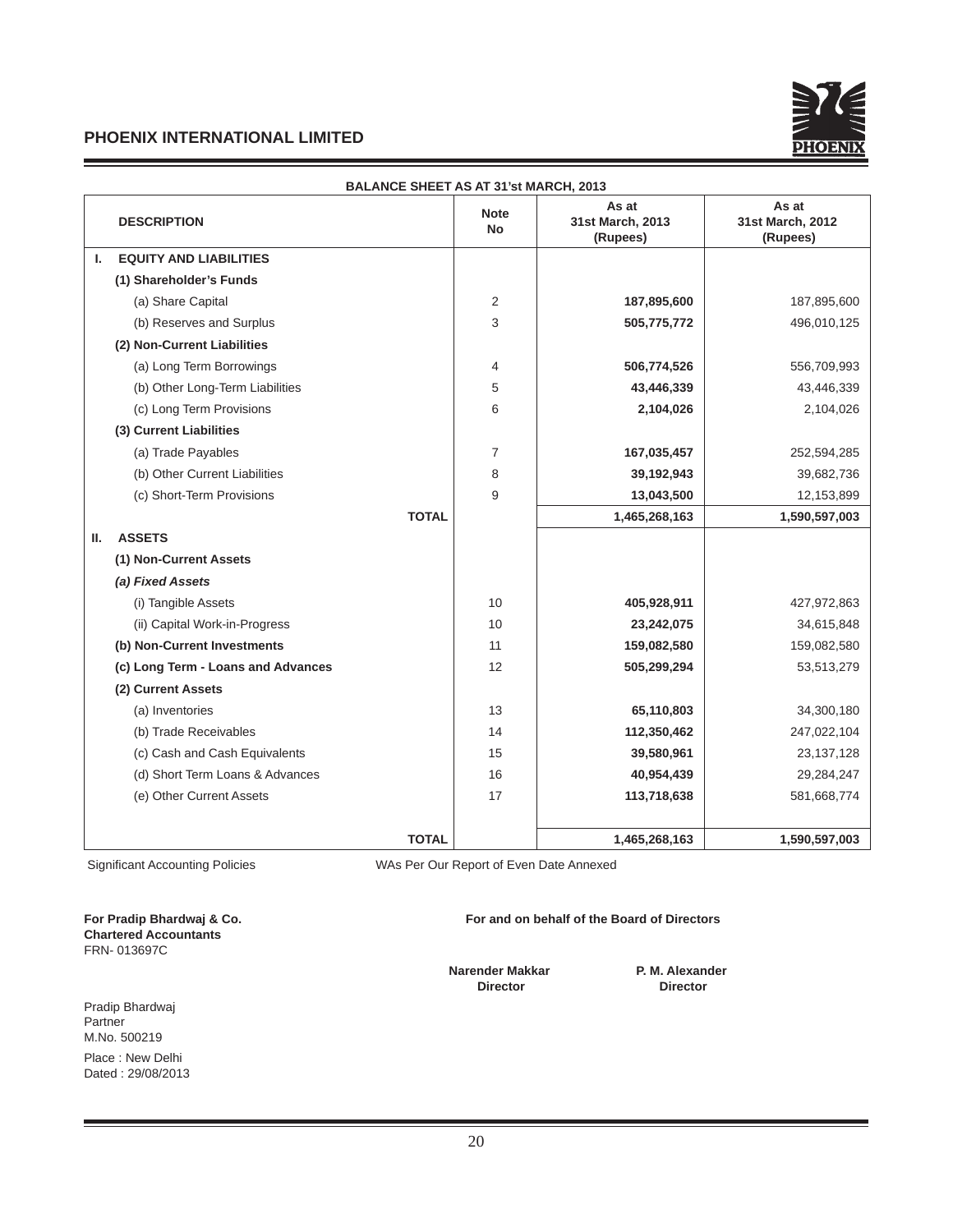# PHOENIX INTERNATIONAL LIMITED

## BALANCE SHEET AS AT 31'st MARCH, 2013

| DESCRIPTION | Note No | As at 31st March, 2013 (Rupees) | As at 31st March, 2012 (Rupees) |
|---|---|---|---|
| **I. EQUITY AND LIABILITIES** | | | |
| **(1) Shareholder's Funds** | | | |
| (a) Share Capital | 2 | **187,895,600** | 187,895,600 |
| (b) Reserves and Surplus | 3 | **505,775,772** | 496,010,125 |
| **(2) Non-Current Liabilities** | | | |
| (a) Long Term Borrowings | 4 | **506,774,526** | 556,709,993 |
| (b) Other Long-Term Liabilities | 5 | **43,446,339** | 43,446,339 |
| (c) Long Term Provisions | 6 | **2,104,026** | 2,104,026 |
| **(3) Current Liabilities** | | | |
| (a) Trade Payables | 7 | **167,035,457** | 252,594,285 |
| (b) Other Current Liabilities | 8 | **39,192,943** | 39,682,736 |
| (c) Short-Term Provisions | 9 | **13,043,500** | 12,153,899 |
| **TOTAL** | | **1,465,268,163** | **1,590,597,003** |
| **II. ASSETS** | | | |
| **(1) Non-Current Assets** | | | |
| ***(a) Fixed Assets*** | | | |
| (i) Tangible Assets | 10 | **405,928,911** | 427,972,863 |
| (ii) Capital Work-in-Progress | 10 | **23,242,075** | 34,615,848 |
| **(b) Non-Current Investments** | 11 | **159,082,580** | 159,082,580 |
| **(c) Long Term - Loans and Advances** | 12 | **505,299,294** | 53,513,279 |
| **(2) Current Assets** | | | |
| (a) Inventories | 13 | **65,110,803** | 34,300,180 |
| (b) Trade Receivables | 14 | **112,350,462** | 247,022,104 |
| (c) Cash and Cash Equivalents | 15 | **39,580,961** | 23,137,128 |
| (d) Short Term Loans & Advances | 16 | **40,954,439** | 29,284,247 |
| (e) Other Current Assets | 17 | **113,718,638** | 581,668,774 |
| **TOTAL** | | **1,465,268,163** | **1,590,597,003** |

Significant Accounting Policies

WAs Per Our Report of Even Date Annexed

**For Pradip Bhardwaj & Co.**
**Chartered Accountants**
FRN- 013697C

**For and on behalf of the Board of Directors**

**Narender Makkar**
**Director**

**P. M. Alexander**
**Director**

Pradip Bhardwaj
Partner
M.No. 500219

Place : New Delhi
Dated : 29/08/2013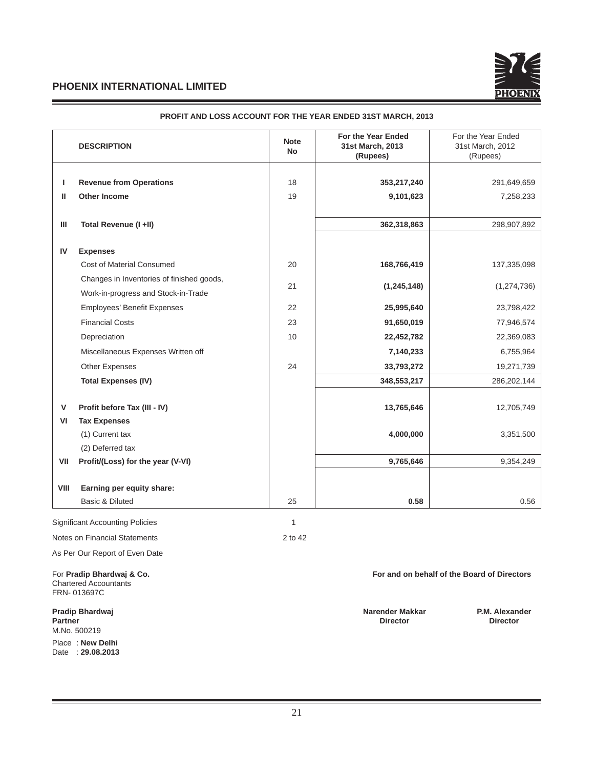## PHOENIX INTERNATIONAL LIMITED

### PROFIT AND LOSS ACCOUNT FOR THE YEAR ENDED 31ST MARCH, 2013

| | DESCRIPTION | Note No | For the Year Ended 31st March, 2013 (Rupees) | For the Year Ended 31st March, 2012 (Rupees) |
|---|---|---|---|---|
| I | **Revenue from Operations** | 18 | **353,217,240** | 291,649,659 |
| II | **Other Income** | 19 | **9,101,623** | 7,258,233 |
| III | **Total Revenue (I +II)** | | **362,318,863** | 298,907,892 |
| IV | **Expenses** | | | |
| | Cost of Material Consumed | 20 | **168,766,419** | 137,335,098 |
| | Changes in Inventories of finished goods, Work-in-progress and Stock-in-Trade | 21 | **(1,245,148)** | (1,274,736) |
| | Employees' Benefit Expenses | 22 | **25,995,640** | 23,798,422 |
| | Financial Costs | 23 | **91,650,019** | 77,946,574 |
| | Depreciation | 10 | **22,452,782** | 22,369,083 |
| | Miscellaneous Expenses Written off | | **7,140,233** | 6,755,964 |
| | Other Expenses | 24 | **33,793,272** | 19,271,739 |
| | **Total Expenses (IV)** | | **348,553,217** | 286,202,144 |
| V | **Profit before Tax (III - IV)** | | **13,765,646** | 12,705,749 |
| VI | **Tax Expenses** | | | |
| | (1) Current tax | | **4,000,000** | 3,351,500 |
| | (2) Deferred tax | | | |
| VII | **Profit/(Loss) for the year (V-VI)** | | **9,765,646** | 9,354,249 |
| VIII | **Earning per equity share:** | | | |
| | Basic & Diluted | 25 | **0.58** | 0.56 |

Significant Accounting Policies 1

Notes on Financial Statements 2 to 42

As Per Our Report of Even Date

For **Pradip Bhardwaj & Co.**
Chartered Accountants
FRN- 013697C

**For and on behalf of the Board of Directors**

**Pradip Bhardwaj**
**Partner**
M.No. 500219

**Narender Makkar**
**Director**

**P.M. Alexander**
**Director**

Place : **New Delhi**
Date : **29.08.2013**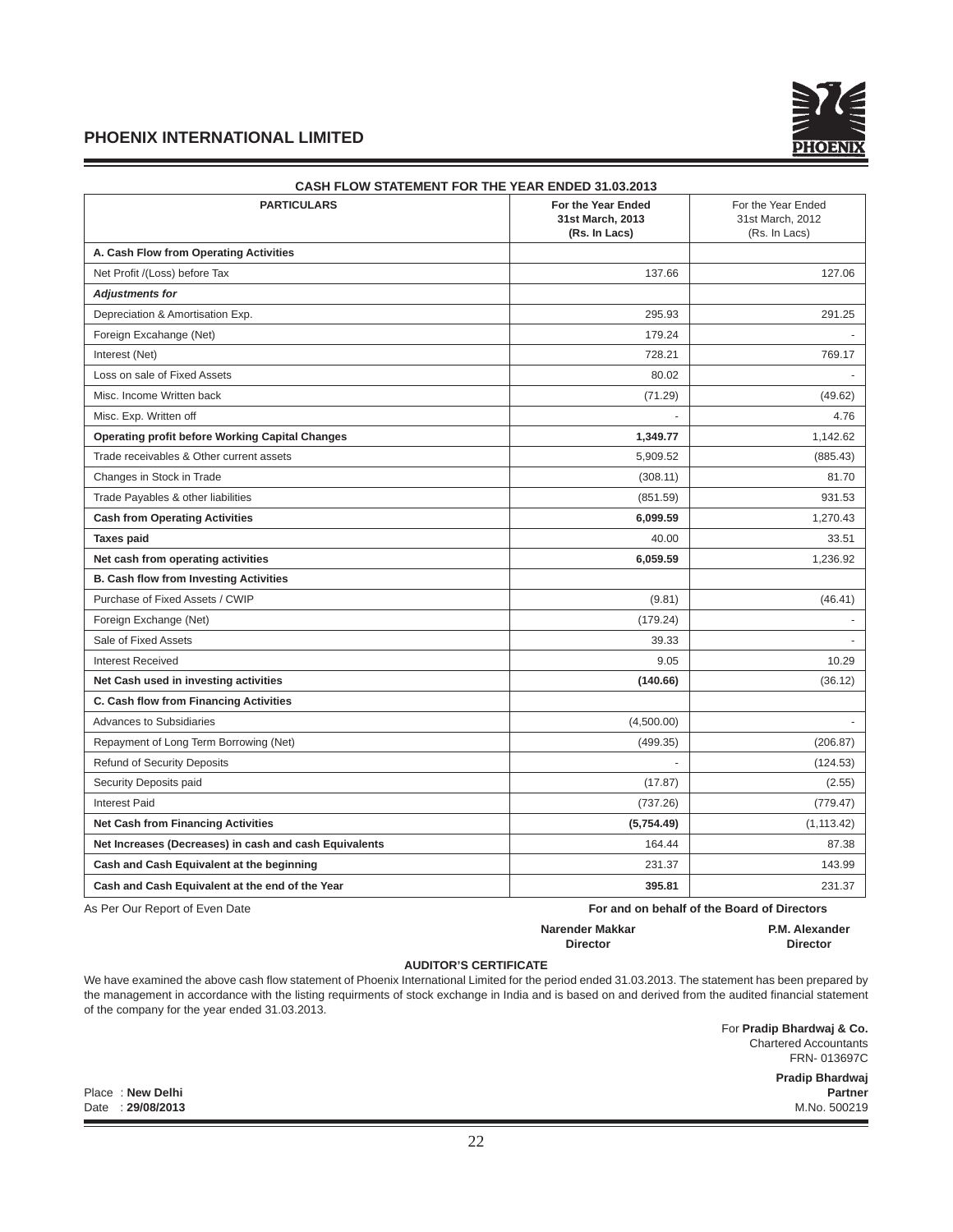# PHOENIX INTERNATIONAL LIMITED

## CASH FLOW STATEMENT FOR THE YEAR ENDED 31.03.2013

| PARTICULARS | For the Year Ended 31st March, 2013 (Rs. In Lacs) | For the Year Ended 31st March, 2012 (Rs. In Lacs) |
|---|---|---|
| **A. Cash Flow from Operating Activities** | | |
| Net Profit /(Loss) before Tax | 137.66 | 127.06 |
| ***Adjustments for*** | | |
| Depreciation & Amortisation Exp. | 295.93 | 291.25 |
| Foreign Excahange (Net) | 179.24 | - |
| Interest (Net) | 728.21 | 769.17 |
| Loss on sale of Fixed Assets | 80.02 | - |
| Misc. Income Written back | (71.29) | (49.62) |
| Misc. Exp. Written off | - | 4.76 |
| **Operating profit before Working Capital Changes** | **1,349.77** | 1,142.62 |
| Trade receivables & Other current assets | 5,909.52 | (885.43) |
| Changes in Stock in Trade | (308.11) | 81.70 |
| Trade Payables & other liabilities | (851.59) | 931.53 |
| **Cash from Operating Activities** | **6,099.59** | 1,270.43 |
| **Taxes paid** | 40.00 | 33.51 |
| **Net cash from operating activities** | **6,059.59** | 1,236.92 |
| **B. Cash flow from Investing Activities** | | |
| Purchase of Fixed Assets / CWIP | (9.81) | (46.41) |
| Foreign Exchange (Net) | (179.24) | - |
| Sale of Fixed Assets | 39.33 | - |
| Interest Received | 9.05 | 10.29 |
| **Net Cash used in investing activities** | **(140.66)** | (36.12) |
| **C. Cash flow from Financing Activities** | | |
| Advances to Subsidiaries | (4,500.00) | - |
| Repayment of Long Term Borrowing (Net) | (499.35) | (206.87) |
| Refund of Security Deposits | - | (124.53) |
| Security Deposits paid | (17.87) | (2.55) |
| Interest Paid | (737.26) | (779.47) |
| **Net Cash from Financing Activities** | **(5,754.49)** | (1,113.42) |
| **Net Increases (Decreases) in cash and cash Equivalents** | 164.44 | 87.38 |
| **Cash and Cash Equivalent at the beginning** | 231.37 | 143.99 |
| **Cash and Cash Equivalent at the end of the Year** | **395.81** | 231.37 |

As Per Our Report of Even Date

**For and on behalf of the Board of Directors**

**Narender Makkar**
**Director**

**P.M. Alexander**
**Director**

### AUDITOR'S CERTIFICATE

We have examined the above cash flow statement of Phoenix International Limited for the period ended 31.03.2013. The statement has been prepared by the management in accordance with the listing requirments of stock exchange in India and is based on and derived from the audited financial statement of the company for the year ended 31.03.2013.

For **Pradip Bhardwaj & Co.**
Chartered Accountants
FRN- 013697C

**Pradip Bhardwaj**
**Partner**
M.No. 500219

Place : **New Delhi**
Date : **29/08/2013**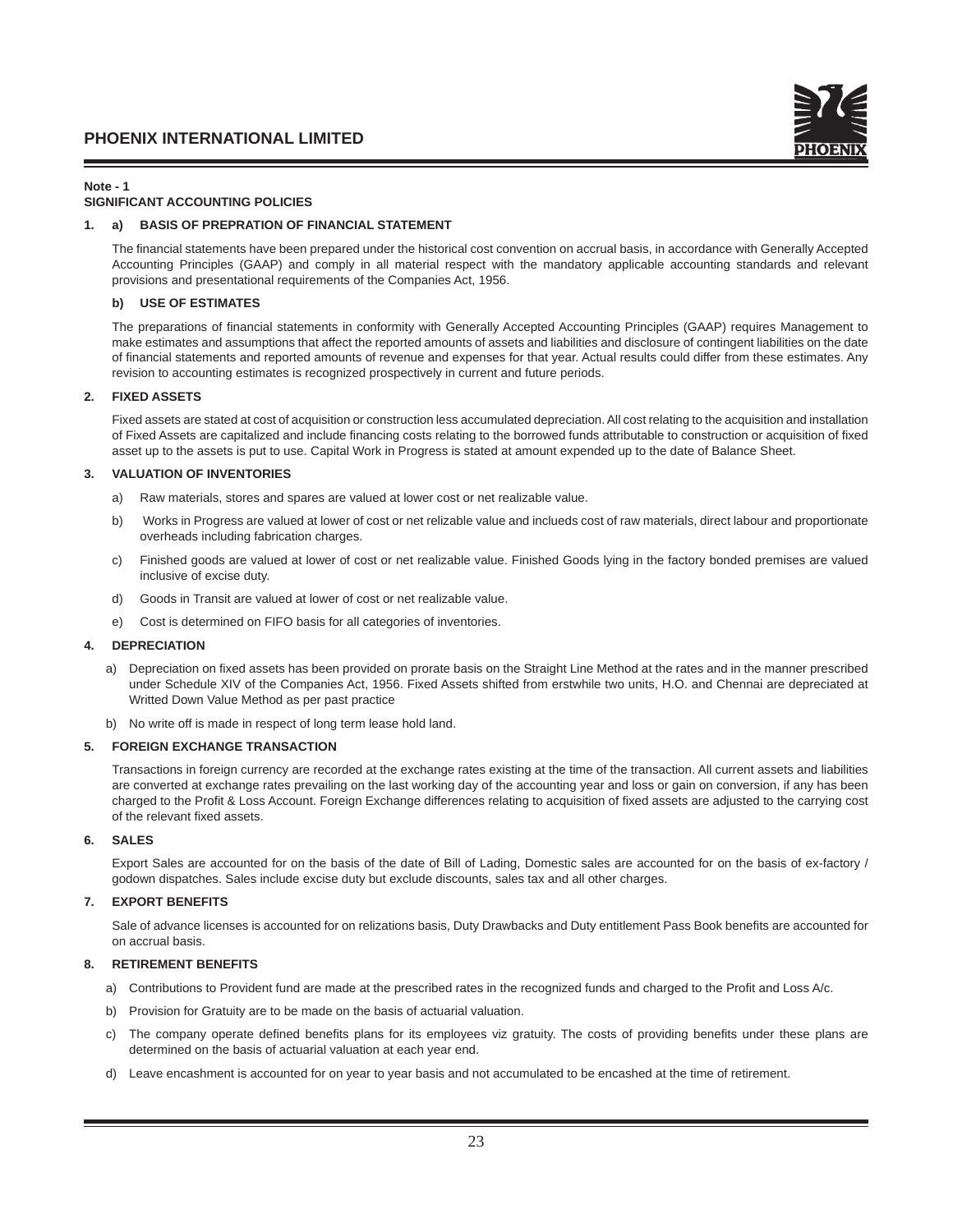**Note - 1**

**SIGNIFICANT ACCOUNTING POLICIES**

**1. a) BASIS OF PREPRATION OF FINANCIAL STATEMENT**

The financial statements have been prepared under the historical cost convention on accrual basis, in accordance with Generally Accepted Accounting Principles (GAAP) and comply in all material respect with the mandatory applicable accounting standards and relevant provisions and presentational requirements of the Companies Act, 1956.

**b) USE OF ESTIMATES**

The preparations of financial statements in conformity with Generally Accepted Accounting Principles (GAAP) requires Management to make estimates and assumptions that affect the reported amounts of assets and liabilities and disclosure of contingent liabilities on the date of financial statements and reported amounts of revenue and expenses for that year. Actual results could differ from these estimates. Any revision to accounting estimates is recognized prospectively in current and future periods.

**2. FIXED ASSETS**

Fixed assets are stated at cost of acquisition or construction less accumulated depreciation. All cost relating to the acquisition and installation of Fixed Assets are capitalized and include financing costs relating to the borrowed funds attributable to construction or acquisition of fixed asset up to the assets is put to use. Capital Work in Progress is stated at amount expended up to the date of Balance Sheet.

**3. VALUATION OF INVENTORIES**

a) Raw materials, stores and spares are valued at lower cost or net realizable value.

b) Works in Progress are valued at lower of cost or net relizable value and inclueds cost of raw materials, direct labour and proportionate overheads including fabrication charges.

c) Finished goods are valued at lower of cost or net realizable value. Finished Goods lying in the factory bonded premises are valued inclusive of excise duty.

d) Goods in Transit are valued at lower of cost or net realizable value.

e) Cost is determined on FIFO basis for all categories of inventories.

**4. DEPRECIATION**

a) Depreciation on fixed assets has been provided on prorate basis on the Straight Line Method at the rates and in the manner prescribed under Schedule XIV of the Companies Act, 1956. Fixed Assets shifted from erstwhile two units, H.O. and Chennai are depreciated at Writted Down Value Method as per past practice

b) No write off is made in respect of long term lease hold land.

**5. FOREIGN EXCHANGE TRANSACTION**

Transactions in foreign currency are recorded at the exchange rates existing at the time of the transaction. All current assets and liabilities are converted at exchange rates prevailing on the last working day of the accounting year and loss or gain on conversion, if any has been charged to the Profit & Loss Account. Foreign Exchange differences relating to acquisition of fixed assets are adjusted to the carrying cost of the relevant fixed assets.

**6. SALES**

Export Sales are accounted for on the basis of the date of Bill of Lading, Domestic sales are accounted for on the basis of ex-factory / godown dispatches. Sales include excise duty but exclude discounts, sales tax and all other charges.

**7. EXPORT BENEFITS**

Sale of advance licenses is accounted for on relizations basis, Duty Drawbacks and Duty entitlement Pass Book benefits are accounted for on accrual basis.

**8. RETIREMENT BENEFITS**

a) Contributions to Provident fund are made at the prescribed rates in the recognized funds and charged to the Profit and Loss A/c.

b) Provision for Gratuity are to be made on the basis of actuarial valuation.

c) The company operate defined benefits plans for its employees viz gratuity. The costs of providing benefits under these plans are determined on the basis of actuarial valuation at each year end.

d) Leave encashment is accounted for on year to year basis and not accumulated to be encashed at the time of retirement.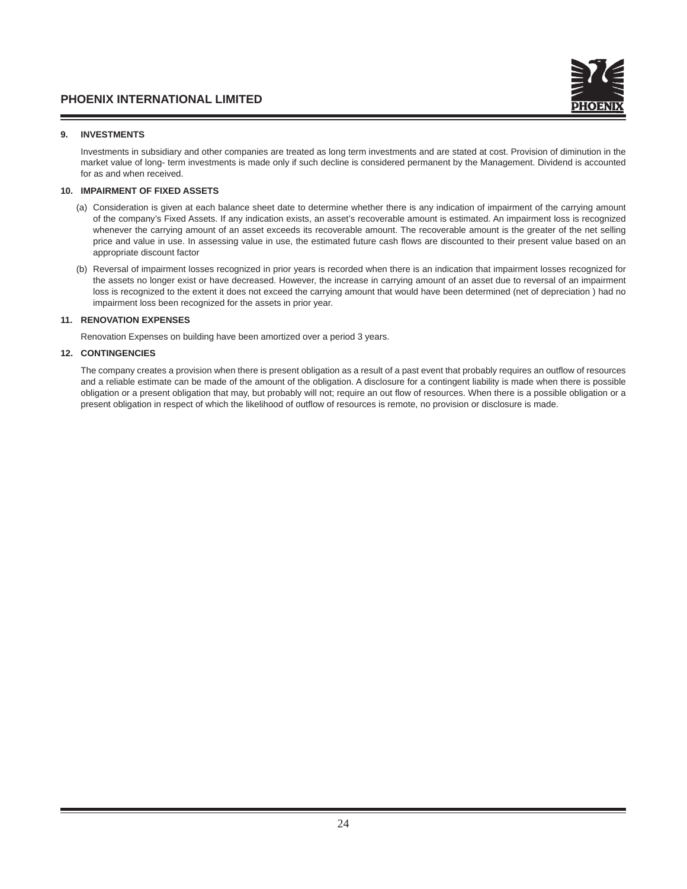### 9. INVESTMENTS

Investments in subsidiary and other companies are treated as long term investments and are stated at cost. Provision of diminution in the market value of long- term investments is made only if such decline is considered permanent by the Management. Dividend is accounted for as and when received.

### 10. IMPAIRMENT OF FIXED ASSETS

(a) Consideration is given at each balance sheet date to determine whether there is any indication of impairment of the carrying amount of the company's Fixed Assets. If any indication exists, an asset's recoverable amount is estimated. An impairment loss is recognized whenever the carrying amount of an asset exceeds its recoverable amount. The recoverable amount is the greater of the net selling price and value in use. In assessing value in use, the estimated future cash flows are discounted to their present value based on an appropriate discount factor

(b) Reversal of impairment losses recognized in prior years is recorded when there is an indication that impairment losses recognized for the assets no longer exist or have decreased. However, the increase in carrying amount of an asset due to reversal of an impairment loss is recognized to the extent it does not exceed the carrying amount that would have been determined (net of depreciation ) had no impairment loss been recognized for the assets in prior year.

### 11. RENOVATION EXPENSES

Renovation Expenses on building have been amortized over a period 3 years.

### 12. CONTINGENCIES

The company creates a provision when there is present obligation as a result of a past event that probably requires an outflow of resources and a reliable estimate can be made of the amount of the obligation. A disclosure for a contingent liability is made when there is possible obligation or a present obligation that may, but probably will not; require an out flow of resources. When there is a possible obligation or a present obligation in respect of which the likelihood of outflow of resources is remote, no provision or disclosure is made.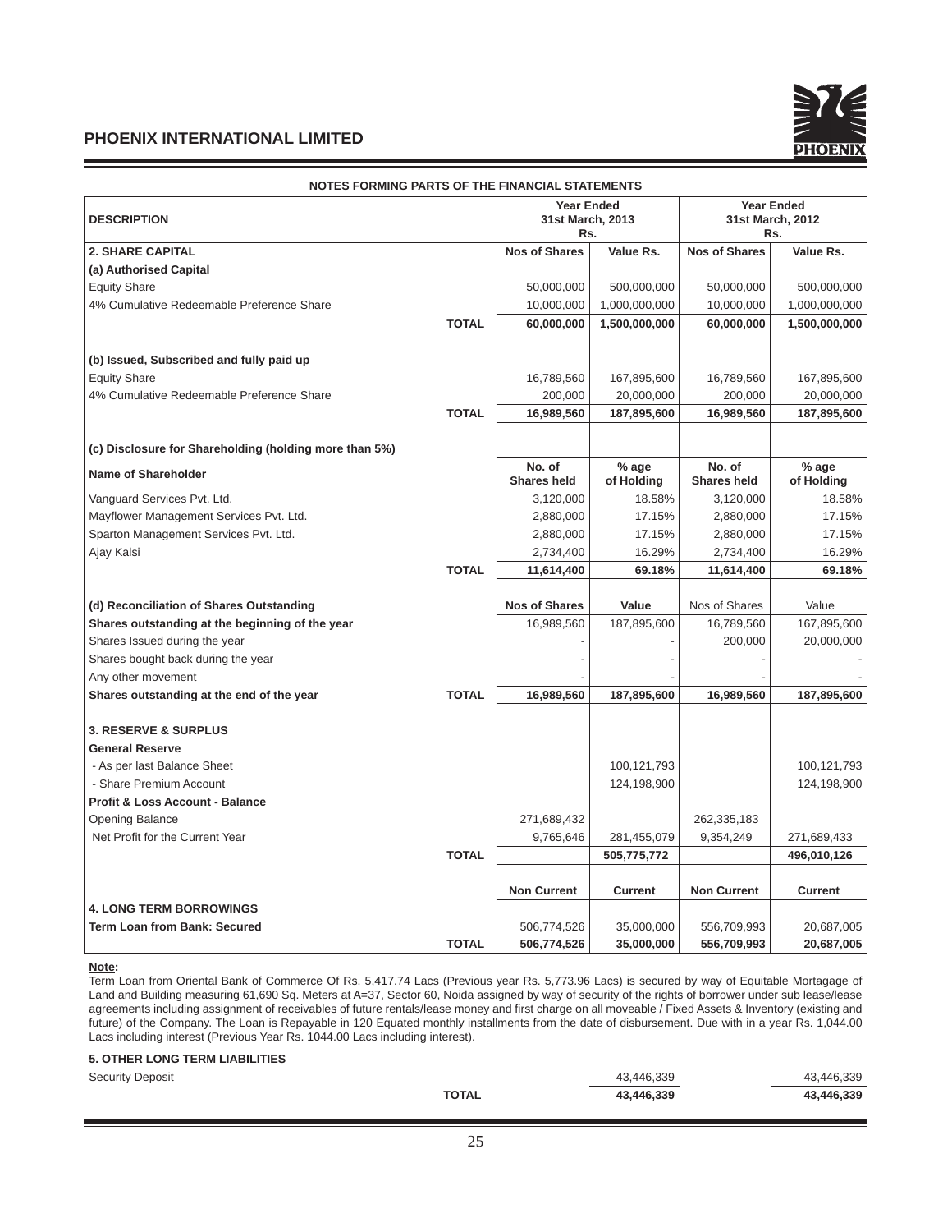## NOTES FORMING PARTS OF THE FINANCIAL STATEMENTS

| DESCRIPTION | | Year Ended 31st March, 2013 Rs. | | Year Ended 31st March, 2012 Rs. | |
|---|---|---|---|---|---|
| **2. SHARE CAPITAL** | | **Nos of Shares** | **Value Rs.** | **Nos of Shares** | **Value Rs.** |
| **(a) Authorised Capital** | | | | | |
| Equity Share | | 50,000,000 | 500,000,000 | 50,000,000 | 500,000,000 |
| 4% Cumulative Redeemable Preference Share | | 10,000,000 | 1,000,000,000 | 10,000,000 | 1,000,000,000 |
| | **TOTAL** | **60,000,000** | **1,500,000,000** | **60,000,000** | **1,500,000,000** |
| **(b) Issued, Subscribed and fully paid up** | | | | | |
| Equity Share | | 16,789,560 | 167,895,600 | 16,789,560 | 167,895,600 |
| 4% Cumulative Redeemable Preference Share | | 200,000 | 20,000,000 | 200,000 | 20,000,000 |
| | **TOTAL** | **16,989,560** | **187,895,600** | **16,989,560** | **187,895,600** |
| **(c) Disclosure for Shareholding (holding more than 5%)** | | | | | |
| **Name of Shareholder** | | **No. of Shares held** | **% age of Holding** | **No. of Shares held** | **% age of Holding** |
| Vanguard Services Pvt. Ltd. | | 3,120,000 | 18.58% | 3,120,000 | 18.58% |
| Mayflower Management Services Pvt. Ltd. | | 2,880,000 | 17.15% | 2,880,000 | 17.15% |
| Sparton Management Services Pvt. Ltd. | | 2,880,000 | 17.15% | 2,880,000 | 17.15% |
| Ajay Kalsi | | 2,734,400 | 16.29% | 2,734,400 | 16.29% |
| | **TOTAL** | **11,614,400** | **69.18%** | **11,614,400** | **69.18%** |
| **(d) Reconciliation of Shares Outstanding** | | **Nos of Shares** | **Value** | Nos of Shares | Value |
| **Shares outstanding at the beginning of the year** | | 16,989,560 | 187,895,600 | 16,789,560 | 167,895,600 |
| Shares Issued during the year | | - | - | 200,000 | 20,000,000 |
| Shares bought back during the year | | - | - | - | - |
| Any other movement | | - | - | - | - |
| **Shares outstanding at the end of the year** | **TOTAL** | **16,989,560** | **187,895,600** | **16,989,560** | **187,895,600** |
| **3. RESERVE & SURPLUS** | | | | | |
| **General Reserve** | | | | | |
| - As per last Balance Sheet | | | 100,121,793 | | 100,121,793 |
| - Share Premium Account | | | 124,198,900 | | 124,198,900 |
| **Profit & Loss Account - Balance** | | | | | |
| Opening Balance | | 271,689,432 | | 262,335,183 | |
| Net Profit for the Current Year | | 9,765,646 | 281,455,079 | 9,354,249 | 271,689,433 |
| | **TOTAL** | | **505,775,772** | | **496,010,126** |
| | | **Non Current** | **Current** | **Non Current** | **Current** |
| **4. LONG TERM BORROWINGS** | | | | | |
| **Term Loan from Bank: Secured** | | 506,774,526 | 35,000,000 | 556,709,993 | 20,687,005 |
| | **TOTAL** | **506,774,526** | **35,000,000** | **556,709,993** | **20,687,005** |

**Note:**

Term Loan from Oriental Bank of Commerce Of Rs. 5,417.74 Lacs (Previous year Rs. 5,773.96 Lacs) is secured by way of Equitable Mortagage of Land and Building measuring 61,690 Sq. Meters at A=37, Sector 60, Noida assigned by way of security of the rights of borrower under sub lease/lease agreements including assignment of receivables of future rentals/lease money and first charge on all moveable / Fixed Assets & Inventory (existing and future) of the Company. The Loan is Repayable in 120 Equated monthly installments from the date of disbursement. Due with in a year Rs. 1,044.00 Lacs including interest (Previous Year Rs. 1044.00 Lacs including interest).

**5. OTHER LONG TERM LIABILITIES**

| | | 2013 | 2012 |
|---|---|---|---|
| Security Deposit | | 43,446,339 | 43,446,339 |
| | **TOTAL** | **43,446,339** | **43,446,339** |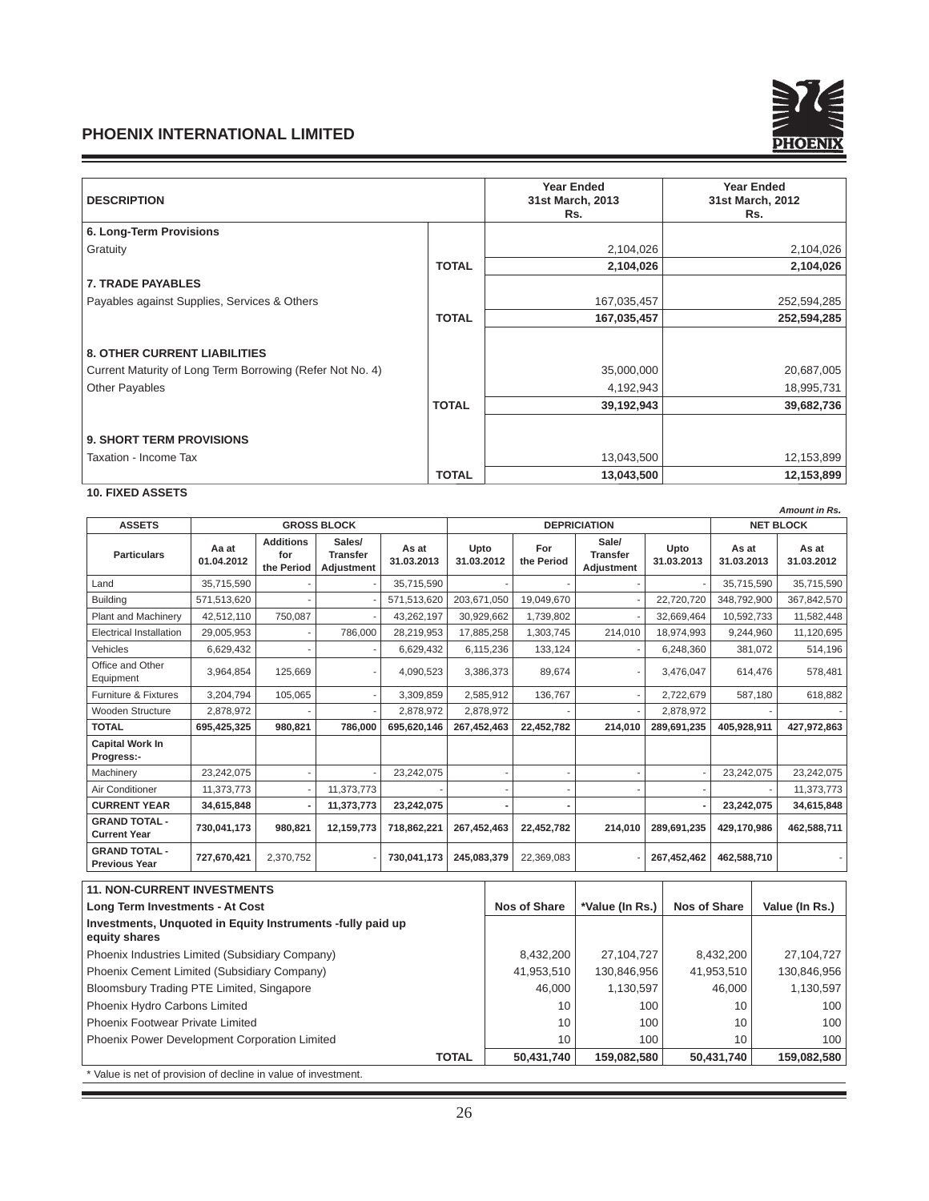| DESCRIPTION | | Year Ended 31st March, 2013 Rs. | Year Ended 31st March, 2012 Rs. |
|---|---|---|---|
| **6. Long-Term Provisions** | | | |
| Gratuity | | 2,104,026 | 2,104,026 |
| | **TOTAL** | **2,104,026** | **2,104,026** |
| **7. TRADE PAYABLES** | | | |
| Payables against Supplies, Services & Others | | 167,035,457 | 252,594,285 |
| | **TOTAL** | **167,035,457** | **252,594,285** |
| **8. OTHER CURRENT LIABILITIES** | | | |
| Current Maturity of Long Term Borrowing (Refer Not No. 4) | | 35,000,000 | 20,687,005 |
| Other Payables | | 4,192,943 | 18,995,731 |
| | **TOTAL** | **39,192,943** | **39,682,736** |
| **9. SHORT TERM PROVISIONS** | | | |
| Taxation - Income Tax | | 13,043,500 | 12,153,899 |
| | **TOTAL** | **13,043,500** | **12,153,899** |

**10. FIXED ASSETS**

*Amount in Rs.*

| ASSETS | GROSS BLOCK | | | | DEPRICIATION | | | | NET BLOCK | |
|---|---|---|---|---|---|---|---|---|---|---|
| **Particulars** | **Aa at 01.04.2012** | **Additions for the Period** | **Sales/ Transfer Adjustment** | **As at 31.03.2013** | **Upto 31.03.2012** | **For the Period** | **Sale/ Transfer Adjustment** | **Upto 31.03.2013** | **As at 31.03.2013** | **As at 31.03.2012** |
| Land | 35,715,590 | - | - | 35,715,590 | - | - | - | - | 35,715,590 | 35,715,590 |
| Building | 571,513,620 | - | - | 571,513,620 | 203,671,050 | 19,049,670 | - | 22,720,720 | 348,792,900 | 367,842,570 |
| Plant and Machinery | 42,512,110 | 750,087 | - | 43,262,197 | 30,929,662 | 1,739,802 | - | 32,669,464 | 10,592,733 | 11,582,448 |
| Electrical Installation | 29,005,953 | - | 786,000 | 28,219,953 | 17,885,258 | 1,303,745 | 214,010 | 18,974,993 | 9,244,960 | 11,120,695 |
| Vehicles | 6,629,432 | - | - | 6,629,432 | 6,115,236 | 133,124 | - | 6,248,360 | 381,072 | 514,196 |
| Office and Other Equipment | 3,964,854 | 125,669 | - | 4,090,523 | 3,386,373 | 89,674 | - | 3,476,047 | 614,476 | 578,481 |
| Furniture & Fixtures | 3,204,794 | 105,065 | - | 3,309,859 | 2,585,912 | 136,767 | - | 2,722,679 | 587,180 | 618,882 |
| Wooden Structure | 2,878,972 | - | - | 2,878,972 | 2,878,972 | - | - | 2,878,972 | - | - |
| **TOTAL** | **695,425,325** | **980,821** | **786,000** | **695,620,146** | **267,452,463** | **22,452,782** | **214,010** | **289,691,235** | **405,928,911** | **427,972,863** |
| **Capital Work In Progress:-** | | | | | | | | | | |
| Machinery | 23,242,075 | - | - | 23,242,075 | - | - | - | - | 23,242,075 | 23,242,075 |
| Air Conditioner | 11,373,773 | - | 11,373,773 | - | - | - | - | - | - | 11,373,773 |
| **CURRENT YEAR** | **34,615,848** | **-** | **11,373,773** | **23,242,075** | **-** | **-** | | **-** | **23,242,075** | **34,615,848** |
| **GRAND TOTAL - Current Year** | **730,041,173** | **980,821** | **12,159,773** | **718,862,221** | **267,452,463** | **22,452,782** | **214,010** | **289,691,235** | **429,170,986** | **462,588,711** |
| **GRAND TOTAL - Previous Year** | **727,670,421** | 2,370,752 | - | **730,041,173** | **245,083,379** | 22,369,083 | - | **267,452,462** | **462,588,710** | - |

| **11. NON-CURRENT INVESTMENTS** | | | | | |
|---|---|---|---|---|---|
| **Long Term Investments - At Cost** | | **Nos of Share** | **\*Value (In Rs.)** | **Nos of Share** | **Value (In Rs.)** |
| **Investments, Unquoted in Equity Instruments -fully paid up equity shares** | | | | | |
| Phoenix Industries Limited (Subsidiary Company) | | 8,432,200 | 27,104,727 | 8,432,200 | 27,104,727 |
| Phoenix Cement Limited (Subsidiary Company) | | 41,953,510 | 130,846,956 | 41,953,510 | 130,846,956 |
| Bloomsbury Trading PTE Limited, Singapore | | 46,000 | 1,130,597 | 46,000 | 1,130,597 |
| Phoenix Hydro Carbons Limited | | 10 | 100 | 10 | 100 |
| Phoenix Footwear Private Limited | | 10 | 100 | 10 | 100 |
| Phoenix Power Development Corporation Limited | | 10 | 100 | 10 | 100 |
| | **TOTAL** | **50,431,740** | **159,082,580** | **50,431,740** | **159,082,580** |

\* Value is net of provision of decline in value of investment.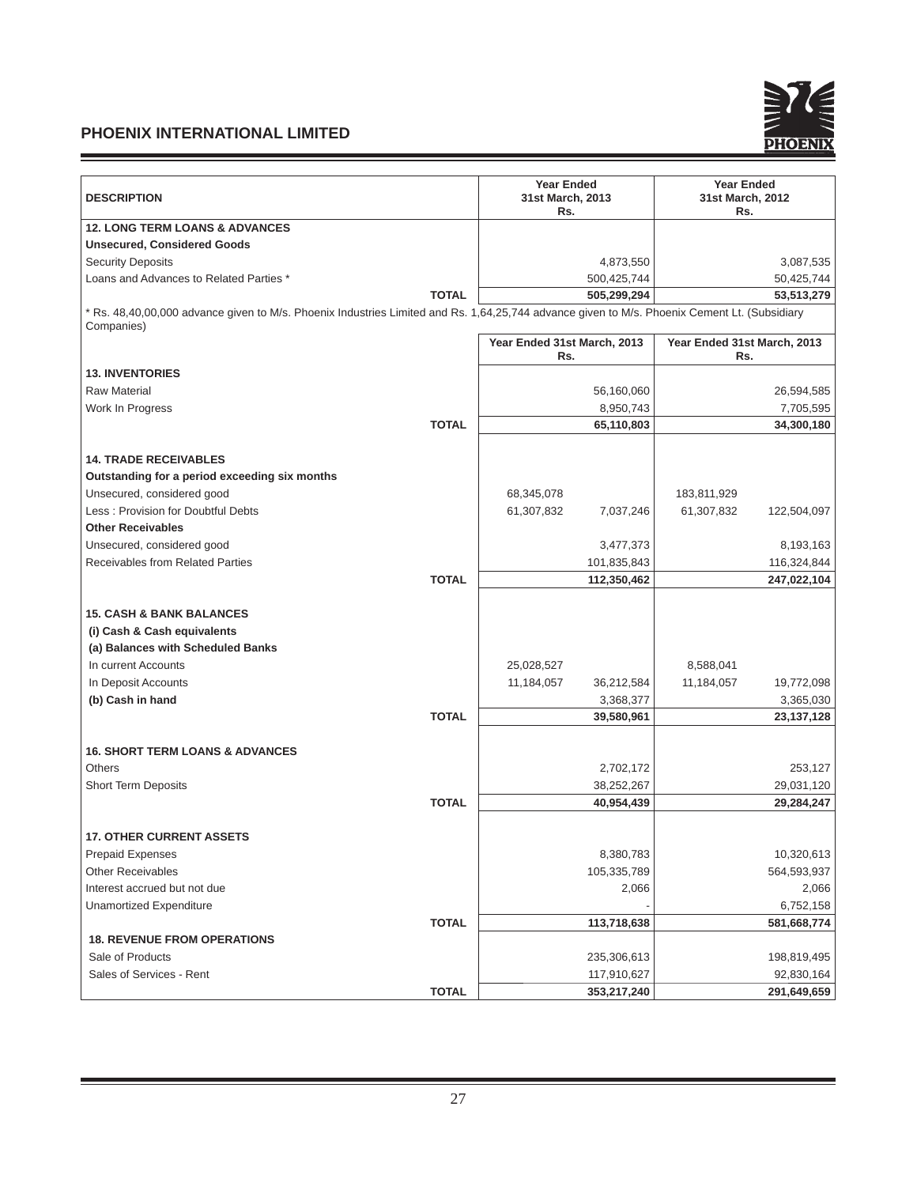| DESCRIPTION | Year Ended 31st March, 2013 Rs. | | Year Ended 31st March, 2012 Rs. | |
|---|---|---|---|---|
| **12. LONG TERM LOANS & ADVANCES** | | | | |
| **Unsecured, Considered Goods** | | | | |
| Security Deposits | | 4,873,550 | | 3,087,535 |
| Loans and Advances to Related Parties * | | 500,425,744 | | 50,425,744 |
| **TOTAL** | | **505,299,294** | | **53,513,279** |

* Rs. 48,40,00,000 advance given to M/s. Phoenix Industries Limited and Rs. 1,64,25,744 advance given to M/s. Phoenix Cement Lt. (Subsidiary Companies)

| | Year Ended 31st March, 2013 Rs. | | Year Ended 31st March, 2013 Rs. | |
|---|---|---|---|---|
| **13. INVENTORIES** | | | | |
| Raw Material | | 56,160,060 | | 26,594,585 |
| Work In Progress | | 8,950,743 | | 7,705,595 |
| **TOTAL** | | **65,110,803** | | **34,300,180** |
| | | | | |
| **14. TRADE RECEIVABLES** | | | | |
| **Outstanding for a period exceeding six months** | | | | |
| Unsecured, considered good | 68,345,078 | | 183,811,929 | |
| Less : Provision for Doubtful Debts | 61,307,832 | 7,037,246 | 61,307,832 | 122,504,097 |
| **Other Receivables** | | | | |
| Unsecured, considered good | | 3,477,373 | | 8,193,163 |
| Receivables from Related Parties | | 101,835,843 | | 116,324,844 |
| **TOTAL** | | **112,350,462** | | **247,022,104** |
| | | | | |
| **15. CASH & BANK BALANCES** | | | | |
| **(i) Cash & Cash equivalents** | | | | |
| **(a) Balances with Scheduled Banks** | | | | |
| In current Accounts | 25,028,527 | | 8,588,041 | |
| In Deposit Accounts | 11,184,057 | 36,212,584 | 11,184,057 | 19,772,098 |
| **(b) Cash in hand** | | 3,368,377 | | 3,365,030 |
| **TOTAL** | | **39,580,961** | | **23,137,128** |
| | | | | |
| **16. SHORT TERM LOANS & ADVANCES** | | | | |
| Others | | 2,702,172 | | 253,127 |
| Short Term Deposits | | 38,252,267 | | 29,031,120 |
| **TOTAL** | | **40,954,439** | | **29,284,247** |
| | | | | |
| **17. OTHER CURRENT ASSETS** | | | | |
| Prepaid Expenses | | 8,380,783 | | 10,320,613 |
| Other Receivables | | 105,335,789 | | 564,593,937 |
| Interest accrued but not due | | 2,066 | | 2,066 |
| Unamortized Expenditure | | - | | 6,752,158 |
| **TOTAL** | | **113,718,638** | | **581,668,774** |
| **18. REVENUE FROM OPERATIONS** | | | | |
| Sale of Products | | 235,306,613 | | 198,819,495 |
| Sales of Services - Rent | | 117,910,627 | | 92,830,164 |
| **TOTAL** | | **353,217,240** | | **291,649,659** |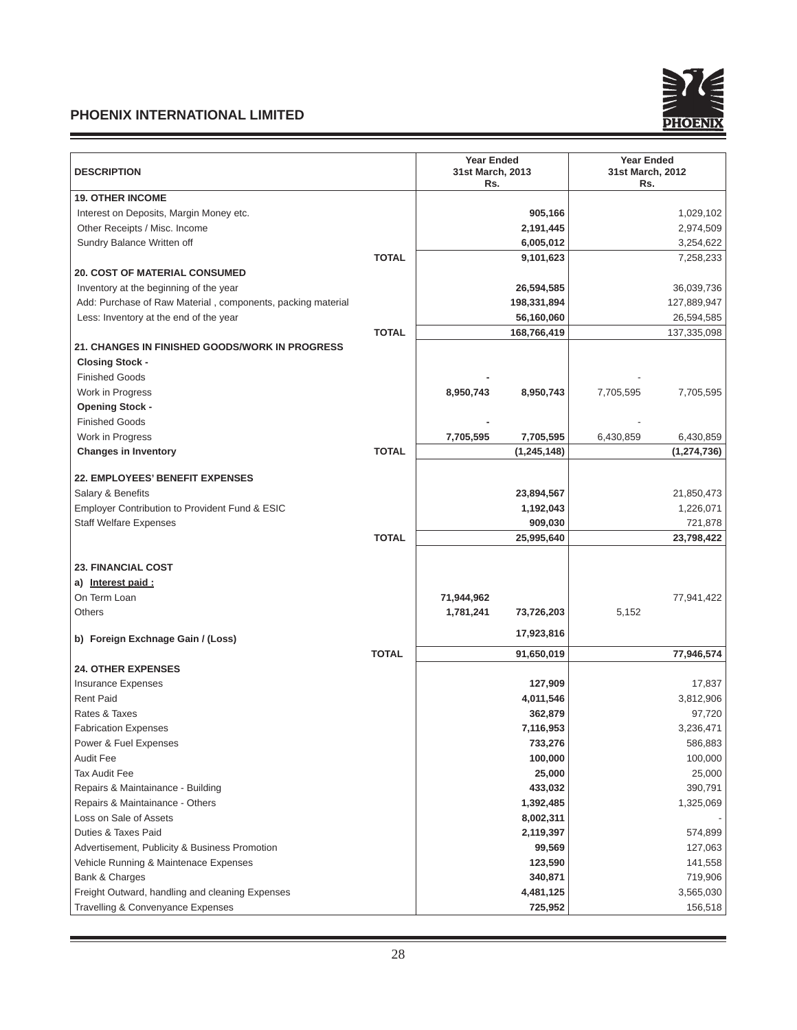| DESCRIPTION | | Year Ended 31st March, 2013 Rs. | | Year Ended 31st March, 2012 Rs. | |
|---|---|---|---|---|---|
| **19. OTHER INCOME** | | | | | |
| Interest on Deposits, Margin Money etc. | | | **905,166** | | 1,029,102 |
| Other Receipts / Misc. Income | | | **2,191,445** | | 2,974,509 |
| Sundry Balance Written off | | | **6,005,012** | | 3,254,622 |
| | **TOTAL** | | **9,101,623** | | 7,258,233 |
| **20. COST OF MATERIAL CONSUMED** | | | | | |
| Inventory at the beginning of the year | | | **26,594,585** | | 36,039,736 |
| Add: Purchase of Raw Material , components, packing material | | | **198,331,894** | | 127,889,947 |
| Less: Inventory at the end of the year | | | **56,160,060** | | 26,594,585 |
| | **TOTAL** | | **168,766,419** | | 137,335,098 |
| **21. CHANGES IN FINISHED GOODS/WORK IN PROGRESS** | | | | | |
| **Closing Stock -** | | | | | |
| Finished Goods | | **-** | | - | |
| Work in Progress | | **8,950,743** | **8,950,743** | 7,705,595 | 7,705,595 |
| **Opening Stock -** | | | | | |
| Finished Goods | | **-** | | - | |
| Work in Progress | | **7,705,595** | **7,705,595** | 6,430,859 | 6,430,859 |
| **Changes in Inventory** | **TOTAL** | | **(1,245,148)** | | **(1,274,736)** |
| **22. EMPLOYEES' BENEFIT EXPENSES** | | | | | |
| Salary & Benefits | | | **23,894,567** | | 21,850,473 |
| Employer Contribution to Provident Fund & ESIC | | | **1,192,043** | | 1,226,071 |
| Staff Welfare Expenses | | | **909,030** | | 721,878 |
| | **TOTAL** | | **25,995,640** | | **23,798,422** |
| **23. FINANCIAL COST** | | | | | |
| **a) Interest paid :** | | | | | |
| On Term Loan | | **71,944,962** | | | 77,941,422 |
| Others | | **1,781,241** | **73,726,203** | 5,152 | |
| **b) Foreign Exchnage Gain / (Loss)** | | | **17,923,816** | | |
| | **TOTAL** | | **91,650,019** | | **77,946,574** |
| **24. OTHER EXPENSES** | | | | | |
| Insurance Expenses | | | **127,909** | | 17,837 |
| Rent Paid | | | **4,011,546** | | 3,812,906 |
| Rates & Taxes | | | **362,879** | | 97,720 |
| Fabrication Expenses | | | **7,116,953** | | 3,236,471 |
| Power & Fuel Expenses | | | **733,276** | | 586,883 |
| Audit Fee | | | **100,000** | | 100,000 |
| Tax Audit Fee | | | **25,000** | | 25,000 |
| Repairs & Maintainance - Building | | | **433,032** | | 390,791 |
| Repairs & Maintainance - Others | | | **1,392,485** | | 1,325,069 |
| Loss on Sale of Assets | | | **8,002,311** | | - |
| Duties & Taxes Paid | | | **2,119,397** | | 574,899 |
| Advertisement, Publicity & Business Promotion | | | **99,569** | | 127,063 |
| Vehicle Running & Maintenace Expenses | | | **123,590** | | 141,558 |
| Bank & Charges | | | **340,871** | | 719,906 |
| Freight Outward, handling and cleaning Expenses | | | **4,481,125** | | 3,565,030 |
| Travelling & Convenyance Expenses | | | **725,952** | | 156,518 |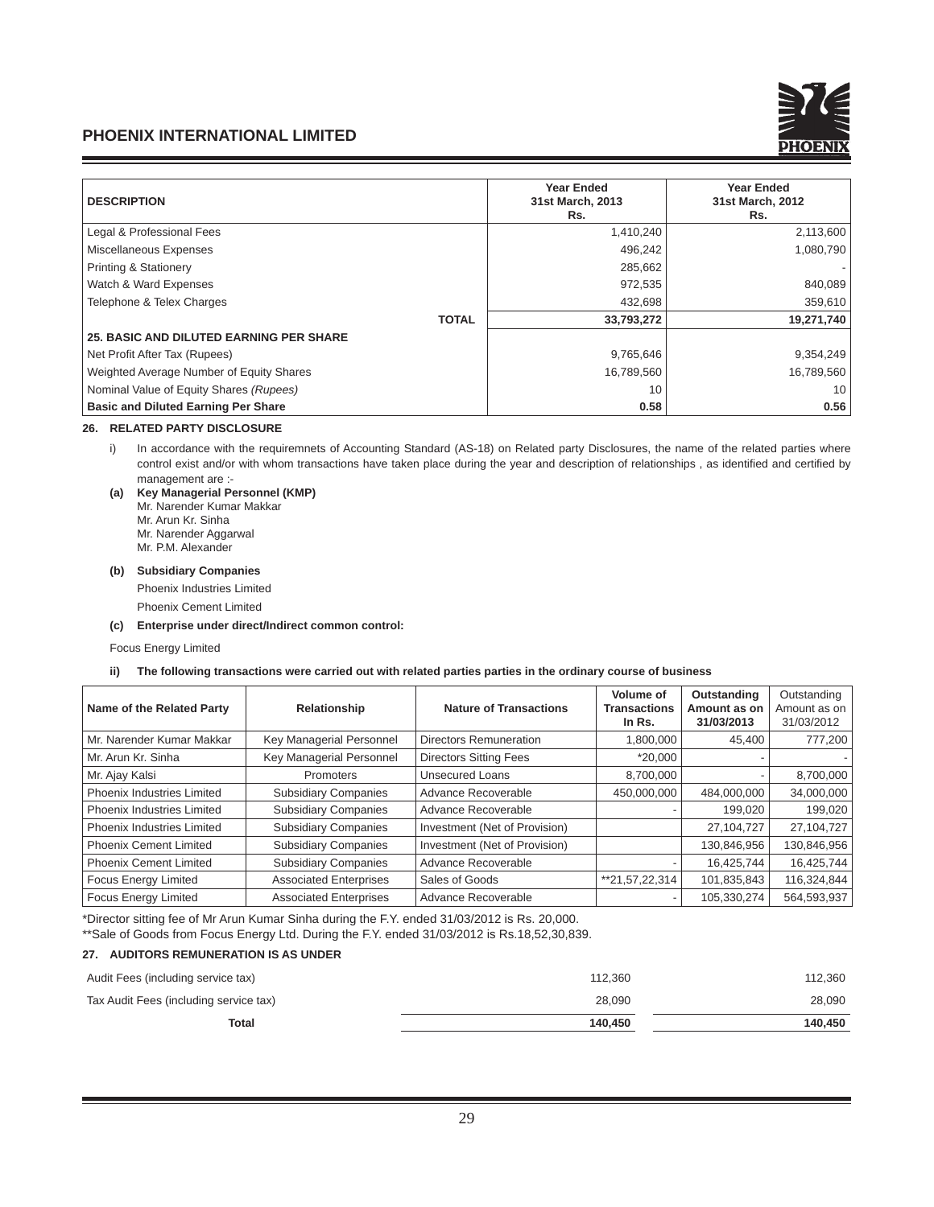| DESCRIPTION | Year Ended 31st March, 2013 Rs. | Year Ended 31st March, 2012 Rs. |
|---|---|---|
| Legal & Professional Fees | 1,410,240 | 2,113,600 |
| Miscellaneous Expenses | 496,242 | 1,080,790 |
| Printing & Stationery | 285,662 | - |
| Watch & Ward Expenses | 972,535 | 840,089 |
| Telephone & Telex Charges | 432,698 | 359,610 |
| **TOTAL** | **33,793,272** | **19,271,740** |
| **25. BASIC AND DILUTED EARNING PER SHARE** | | |
| Net Profit After Tax (Rupees) | 9,765,646 | 9,354,249 |
| Weighted Average Number of Equity Shares | 16,789,560 | 16,789,560 |
| Nominal Value of Equity Shares *(Rupees)* | 10 | 10 |
| **Basic and Diluted Earning Per Share** | **0.58** | **0.56** |

**26. RELATED PARTY DISCLOSURE**

i) In accordance with the requiremnets of Accounting Standard (AS-18) on Related party Disclosures, the name of the related parties where control exist and/or with whom transactions have taken place during the year and description of relationships , as identified and certified by management are :-

**(a) Key Managerial Personnel (KMP)**
Mr. Narender Kumar Makkar
Mr. Arun Kr. Sinha
Mr. Narender Aggarwal
Mr. P.M. Alexander

**(b) Subsidiary Companies**
Phoenix Industries Limited
Phoenix Cement Limited

**(c) Enterprise under direct/Indirect common control:**

Focus Energy Limited

**ii) The following transactions were carried out with related parties parties in the ordinary course of business**

| Name of the Related Party | Relationship | Nature of Transactions | Volume of Transactions In Rs. | Outstanding Amount as on 31/03/2013 | Outstanding Amount as on 31/03/2012 |
|---|---|---|---|---|---|
| Mr. Narender Kumar Makkar | Key Managerial Personnel | Directors Remuneration | 1,800,000 | 45,400 | 777,200 |
| Mr. Arun Kr. Sinha | Key Managerial Personnel | Directors Sitting Fees | *20,000 | - | - |
| Mr. Ajay Kalsi | Promoters | Unsecured Loans | 8,700,000 | - | 8,700,000 |
| Phoenix Industries Limited | Subsidiary Companies | Advance Recoverable | 450,000,000 | 484,000,000 | 34,000,000 |
| Phoenix Industries Limited | Subsidiary Companies | Advance Recoverable | - | 199,020 | 199,020 |
| Phoenix Industries Limited | Subsidiary Companies | Investment (Net of Provision) | | 27,104,727 | 27,104,727 |
| Phoenix Cement Limited | Subsidiary Companies | Investment (Net of Provision) | | 130,846,956 | 130,846,956 |
| Phoenix Cement Limited | Subsidiary Companies | Advance Recoverable | - | 16,425,744 | 16,425,744 |
| Focus Energy Limited | Associated Enterprises | Sales of Goods | **21,57,22,314 | 101,835,843 | 116,324,844 |
| Focus Energy Limited | Associated Enterprises | Advance Recoverable | - | 105,330,274 | 564,593,937 |

*Director sitting fee of Mr Arun Kumar Sinha during the F.Y. ended 31/03/2012 is Rs. 20,000.
**Sale of Goods from Focus Energy Ltd. During the F.Y. ended 31/03/2012 is Rs.18,52,30,839.

**27. AUDITORS REMUNERATION IS AS UNDER**

| | | |
|---|---|---|
| Audit Fees (including service tax) | 112,360 | 112,360 |
| Tax Audit Fees (including service tax) | 28,090 | 28,090 |
| **Total** | **140,450** | **140,450** |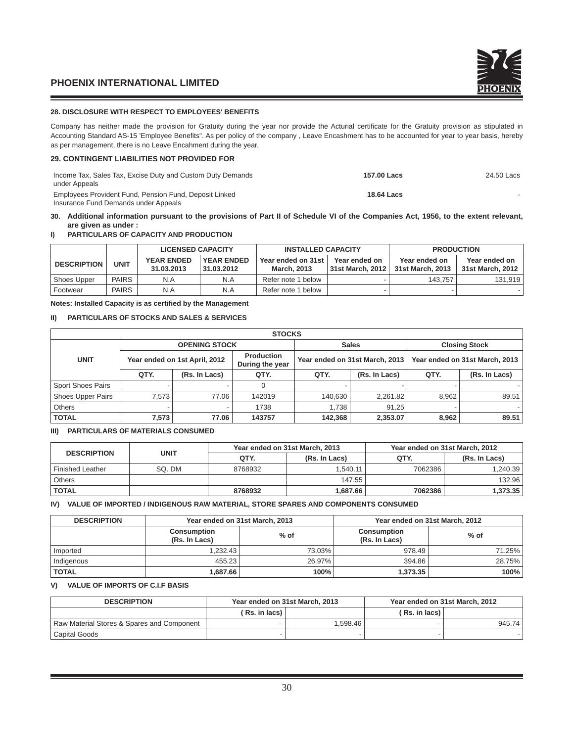## 28. DISCLOSURE WITH RESPECT TO EMPLOYEES' BENEFITS

Company has neither made the provision for Gratuity during the year nor provide the Acturial certificate for the Gratuity provision as stipulated in Accounting Standard AS-15 'Employee Benefits". As per policy of the company , Leave Encashment has to be accounted for year to year basis, hereby as per management, there is no Leave Encahment during the year.

## 29. CONTINGENT LIABILITIES NOT PROVIDED FOR

| | | |
|---|---|---|
| Income Tax, Sales Tax, Excise Duty and Custom Duty Demands under Appeals | **157.00 Lacs** | 24.50 Lacs |
| Employees Provident Fund, Pension Fund, Deposit Linked Insurance Fund Demands under Appeals | **18.64 Lacs** | - |

## 30. Additional information pursuant to the provisions of Part II of Schedule VI of the Companies Act, 1956, to the extent relevant, are given as under :

### I) PARTICULARS OF CAPACITY AND PRODUCTION

| | | LICENSED CAPACITY | | INSTALLED CAPACITY | | PRODUCTION | |
|---|---|---|---|---|---|---|---|
| DESCRIPTION | UNIT | YEAR ENDED 31.03.2013 | YEAR ENDED 31.03.2012 | Year ended on 31st March, 2013 | Year ended on 31st March, 2012 | Year ended on 31st March, 2013 | Year ended on 31st March, 2012 |
| Shoes Upper | PAIRS | N.A | N.A | Refer note 1 below | - | 143,757 | 131,919 |
| Footwear | PAIRS | N.A | N.A | Refer note 1 below | - | - | - |

**Notes: Installed Capacity is as certified by the Management**

### II) PARTICULARS OF STOCKS AND SALES & SERVICES

| STOCKS | | | | | | | |
|---|---|---|---|---|---|---|---|
| UNIT | OPENING STOCK | | | Sales | | Closing Stock | |
| | Year ended on 1st April, 2012 | | Production During the year | Year ended on 31st March, 2013 | | Year ended on 31st March, 2013 | |
| | QTY. | (Rs. In Lacs) | QTY. | QTY. | (Rs. In Lacs) | QTY. | (Rs. In Lacs) |
| Sport Shoes Pairs | - | - | 0 | - | - | - | - |
| Shoes Upper Pairs | 7,573 | 77.06 | 142019 | 140,630 | 2,261.82 | 8,962 | 89.51 |
| Others | - | - | 1738 | 1,738 | 91.25 | - | - |
| **TOTAL** | **7,573** | **77.06** | **143757** | **142,368** | **2,353.07** | **8,962** | **89.51** |

### III) PARTICULARS OF MATERIALS CONSUMED

| DESCRIPTION | UNIT | Year ended on 31st March, 2013 | | Year ended on 31st March, 2012 | |
|---|---|---|---|---|---|
| | | QTY. | (Rs. In Lacs) | QTY. | (Rs. In Lacs) |
| Finished Leather | SQ. DM | 8768932 | 1,540.11 | 7062386 | 1,240.39 |
| Others | | | 147.55 | | 132.96 |
| **TOTAL** | | **8768932** | **1,687.66** | **7062386** | **1,373.35** |

### IV) VALUE OF IMPORTED / INDIGENOUS RAW MATERIAL, STORE SPARES AND COMPONENTS CONSUMED

| DESCRIPTION | Year ended on 31st March, 2013 | | Year ended on 31st March, 2012 | |
|---|---|---|---|---|
| | Consumption (Rs. In Lacs) | % of | Consumption (Rs. In Lacs) | % of |
| Imported | 1,232.43 | 73.03% | 978.49 | 71.25% |
| Indigenous | 455.23 | 26.97% | 394.86 | 28.75% |
| **TOTAL** | **1,687.66** | **100%** | **1,373.35** | **100%** |

### V) VALUE OF IMPORTS OF C.I.F BASIS

| DESCRIPTION | Year ended on 31st March, 2013 | | Year ended on 31st March, 2012 | |
|---|---|---|---|---|
| | ( Rs. in lacs) | | ( Rs. in lacs) | |
| Raw Material Stores & Spares and Component | – | 1,598.46 | – | 945.74 |
| Capital Goods | - | - | - | - |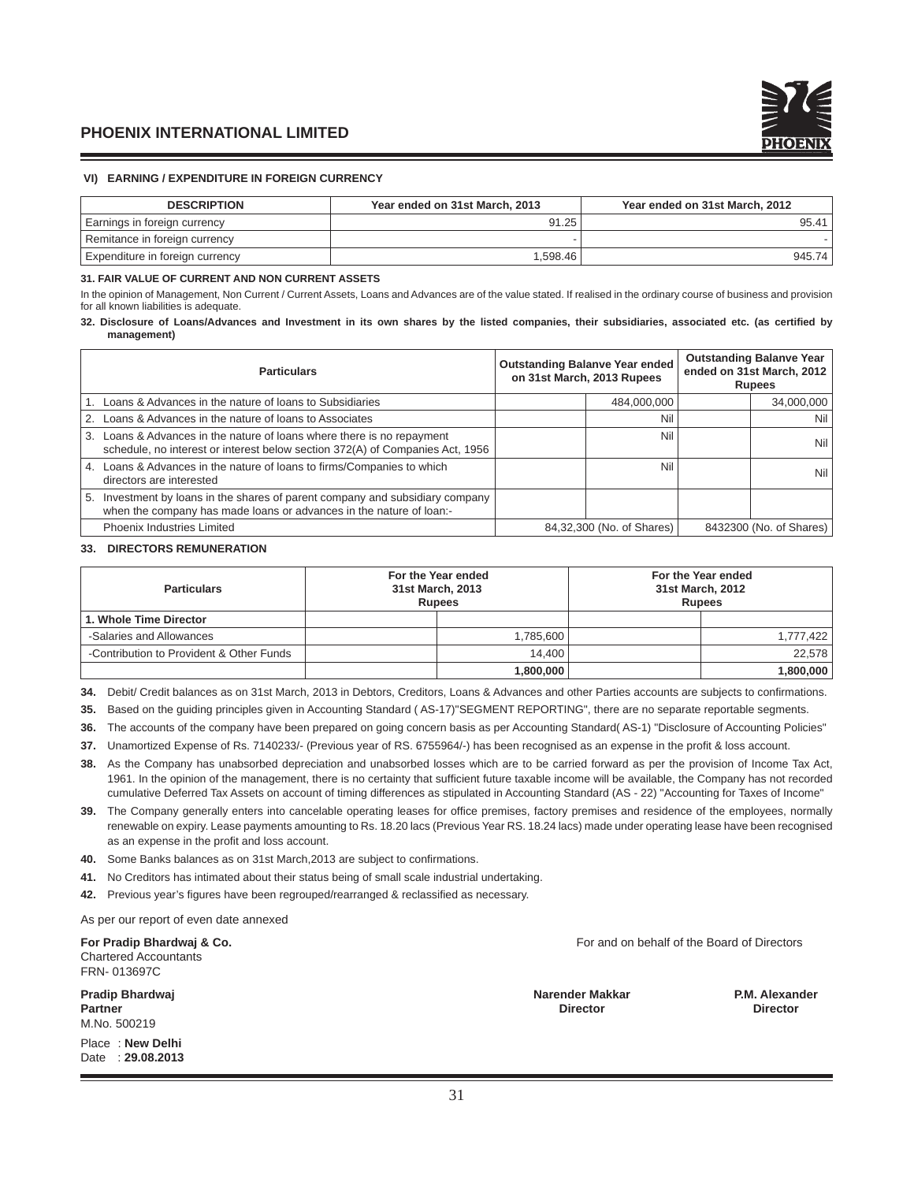### VI) EARNING / EXPENDITURE IN FOREIGN CURRENCY

| DESCRIPTION | Year ended on 31st March, 2013 | Year ended on 31st March, 2012 |
|---|---|---|
| Earnings in foreign currency | 91.25 | 95.41 |
| Remitance in foreign currency | - | - |
| Expenditure in foreign currency | 1,598.46 | 945.74 |

**31. FAIR VALUE OF CURRENT AND NON CURRENT ASSETS**

In the opinion of Management, Non Current / Current Assets, Loans and Advances are of the value stated. If realised in the ordinary course of business and provision for all known liabilities is adequate.

**32. Disclosure of Loans/Advances and Investment in its own shares by the listed companies, their subsidiaries, associated etc. (as certified by management)**

| Particulars | Outstanding Balanve Year ended on 31st March, 2013 Rupees | | Outstanding Balanve Year ended on 31st March, 2012 Rupees | |
|---|---|---|---|---|
| 1. Loans & Advances in the nature of loans to Subsidiaries | | 484,000,000 | | 34,000,000 |
| 2. Loans & Advances in the nature of loans to Associates | | Nil | | Nil |
| 3. Loans & Advances in the nature of loans where there is no repayment schedule, no interest or interest below section 372(A) of Companies Act, 1956 | | Nil | | Nil |
| 4. Loans & Advances in the nature of loans to firms/Companies to which directors are interested | | Nil | | Nil |
| 5. Investment by loans in the shares of parent company and subsidiary company when the company has made loans or advances in the nature of loan:- | | | | |
| Phoenix Industries Limited | 84,32,300 (No. of Shares) | | 8432300 (No. of Shares) | |

**33. DIRECTORS REMUNERATION**

| Particulars | For the Year ended 31st March, 2013 Rupees | | For the Year ended 31st March, 2012 Rupees | |
|---|---|---|---|---|
| **1. Whole Time Director** | | | | |
| -Salaries and Allowances | | 1,785,600 | | 1,777,422 |
| -Contribution to Provident & Other Funds | | 14,400 | | 22,578 |
| | | **1,800,000** | | **1,800,000** |

**34.** Debit/ Credit balances as on 31st March, 2013 in Debtors, Creditors, Loans & Advances and other Parties accounts are subjects to confirmations.

**35.** Based on the guiding principles given in Accounting Standard ( AS-17)"SEGMENT REPORTING", there are no separate reportable segments.

**36.** The accounts of the company have been prepared on going concern basis as per Accounting Standard( AS-1) "Disclosure of Accounting Policies"

**37.** Unamortized Expense of Rs. 7140233/- (Previous year of RS. 6755964/-) has been recognised as an expense in the profit & loss account.

**38.** As the Company has unabsorbed depreciation and unabsorbed losses which are to be carried forward as per the provision of Income Tax Act, 1961. In the opinion of the management, there is no certainty that sufficient future taxable income will be available, the Company has not recorded cumulative Deferred Tax Assets on account of timing differences as stipulated in Accounting Standard (AS - 22) "Accounting for Taxes of Income"

**39.** The Company generally enters into cancelable operating leases for office premises, factory premises and residence of the employees, normally renewable on expiry. Lease payments amounting to Rs. 18.20 lacs (Previous Year RS. 18.24 lacs) made under operating lease have been recognised as an expense in the profit and loss account.

**40.** Some Banks balances as on 31st March,2013 are subject to confirmations.

**41.** No Creditors has intimated about their status being of small scale industrial undertaking.

**42.** Previous year's figures have been regrouped/rearranged & reclassified as necessary.

As per our report of even date annexed

**For Pradip Bhardwaj & Co.**
Chartered Accountants
FRN- 013697C

For and on behalf of the Board of Directors

**Pradip Bhardwaj**
**Partner**
M.No. 500219

**Narender Makkar**
**Director**

**P.M. Alexander**
**Director**

Place : **New Delhi**
Date : **29.08.2013**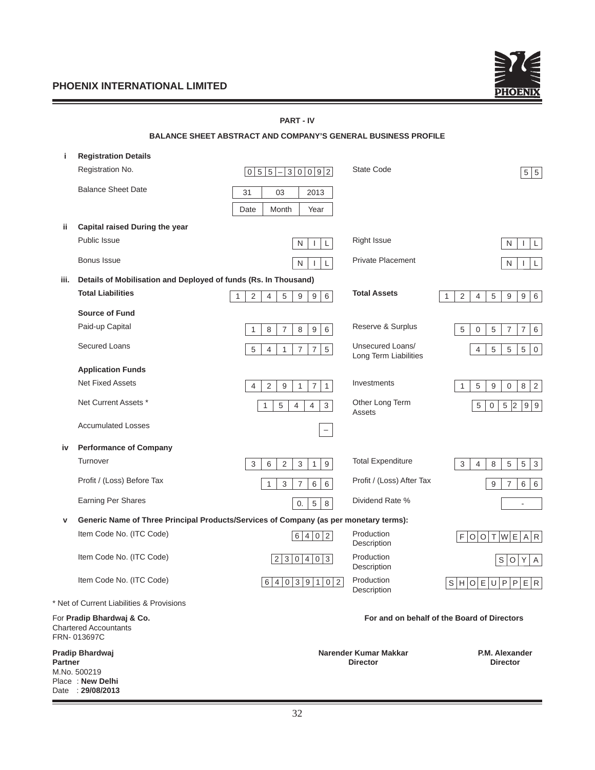## PART - IV

### BALANCE SHEET ABSTRACT AND COMPANY'S GENERAL BUSINESS PROFILE

**i Registration Details**

| | | | |
|---|---|---|---|
| Registration No. | 055–30092 | State Code | 55 |
| Balance Sheet Date | 31 / 03 / 2013 (Date / Month / Year) | | |

**ii Capital raised During the year**

| | | | |
|---|---|---|---|
| Public Issue | NIL | Right Issue | NIL |
| Bonus Issue | NIL | Private Placement | NIL |

**iii. Details of Mobilisation and Deployed of funds (Rs. In Thousand)**

| | | | |
|---|---|---|---|
| **Total Liabilities** | 1245996 | **Total Assets** | 1245996 |
| **Source of Fund** | | | |
| Paid-up Capital | 187896 | Reserve & Surplus | 505776 |
| Secured Loans | 541775 | Unsecured Loans/ Long Term Liabilities | 45550 |
| **Application Funds** | | | |
| Net Fixed Assets | 429171 | Investments | 159082 |
| Net Current Assets * | 15443 | Other Long Term Assets | 505299 |
| Accumulated Losses | – | | |

**iv Performance of Company**

| | | | |
|---|---|---|---|
| Turnover | 362319 | Total Expenditure | 348553 |
| Profit / (Loss) Before Tax | 13766 | Profit / (Loss) After Tax | 9766 |
| Earning Per Shares | 0.58 | Dividend Rate % | - |

**v Generic Name of Three Principal Products/Services of Company (as per monetary terms):**

| | | | |
|---|---|---|---|
| Item Code No. (ITC Code) | 6402 | Production Description | FOOTWEAR |
| Item Code No. (ITC Code) | 230403 | Production Description | SOYA |
| Item Code No. (ITC Code) | 64039102 | Production Description | SHOEUPPER |

* Net of Current Liabilities & Provisions

For **Pradip Bhardwaj & Co.**
Chartered Accountants
FRN- 013697C

**For and on behalf of the Board of Directors**

**Pradip Bhardwaj**
**Partner**
M.No. 500219
Place : **New Delhi**
Date : **29/08/2013**

**Narender Kumar Makkar**
**Director**

**P.M. Alexander**
**Director**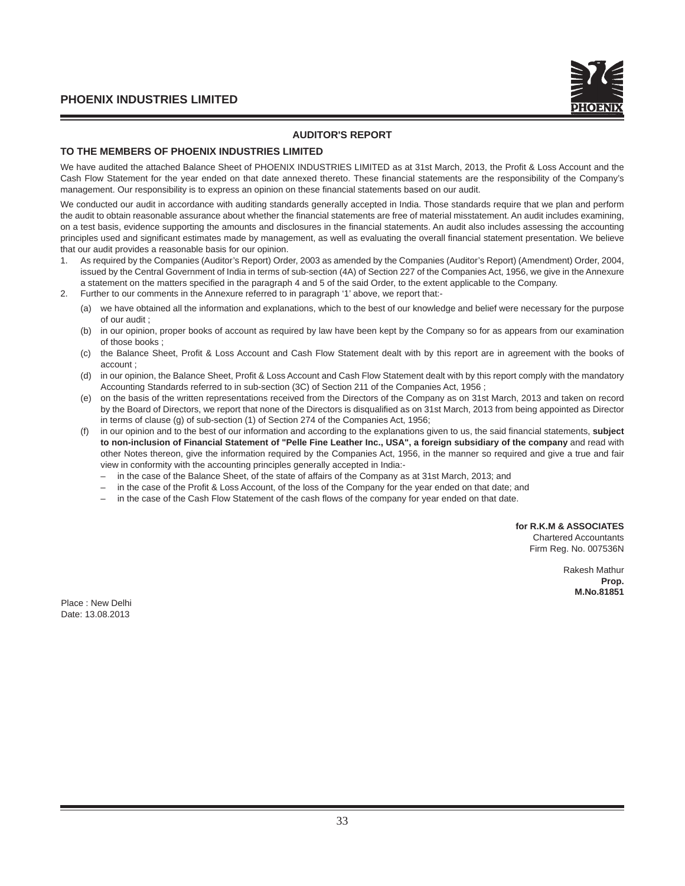## AUDITOR'S REPORT

### TO THE MEMBERS OF PHOENIX INDUSTRIES LIMITED

We have audited the attached Balance Sheet of PHOENIX INDUSTRIES LIMITED as at 31st March, 2013, the Profit & Loss Account and the Cash Flow Statement for the year ended on that date annexed thereto. These financial statements are the responsibility of the Company's management. Our responsibility is to express an opinion on these financial statements based on our audit.

We conducted our audit in accordance with auditing standards generally accepted in India. Those standards require that we plan and perform the audit to obtain reasonable assurance about whether the financial statements are free of material misstatement. An audit includes examining, on a test basis, evidence supporting the amounts and disclosures in the financial statements. An audit also includes assessing the accounting principles used and significant estimates made by management, as well as evaluating the overall financial statement presentation. We believe that our audit provides a reasonable basis for our opinion.

1. As required by the Companies (Auditor's Report) Order, 2003 as amended by the Companies (Auditor's Report) (Amendment) Order, 2004, issued by the Central Government of India in terms of sub-section (4A) of Section 227 of the Companies Act, 1956, we give in the Annexure a statement on the matters specified in the paragraph 4 and 5 of the said Order, to the extent applicable to the Company.
2. Further to our comments in the Annexure referred to in paragraph '1' above, we report that:-
   - (a) we have obtained all the information and explanations, which to the best of our knowledge and belief were necessary for the purpose of our audit ;
   - (b) in our opinion, proper books of account as required by law have been kept by the Company so for as appears from our examination of those books ;
   - (c) the Balance Sheet, Profit & Loss Account and Cash Flow Statement dealt with by this report are in agreement with the books of account ;
   - (d) in our opinion, the Balance Sheet, Profit & Loss Account and Cash Flow Statement dealt with by this report comply with the mandatory Accounting Standards referred to in sub-section (3C) of Section 211 of the Companies Act, 1956 ;
   - (e) on the basis of the written representations received from the Directors of the Company as on 31st March, 2013 and taken on record by the Board of Directors, we report that none of the Directors is disqualified as on 31st March, 2013 from being appointed as Director in terms of clause (g) of sub-section (1) of Section 274 of the Companies Act, 1956;
   - (f) in our opinion and to the best of our information and according to the explanations given to us, the said financial statements, **subject to non-inclusion of Financial Statement of "Pelle Fine Leather Inc., USA", a foreign subsidiary of the company** and read with other Notes thereon, give the information required by the Companies Act, 1956, in the manner so required and give a true and fair view in conformity with the accounting principles generally accepted in India:-
     - in the case of the Balance Sheet, of the state of affairs of the Company as at 31st March, 2013; and
     - in the case of the Profit & Loss Account, of the loss of the Company for the year ended on that date; and
     - in the case of the Cash Flow Statement of the cash flows of the company for year ended on that date.

**for R.K.M & ASSOCIATES**
Chartered Accountants
Firm Reg. No. 007536N

Rakesh Mathur
**Prop.**
**M.No.81851**

Place : New Delhi
Date: 13.08.2013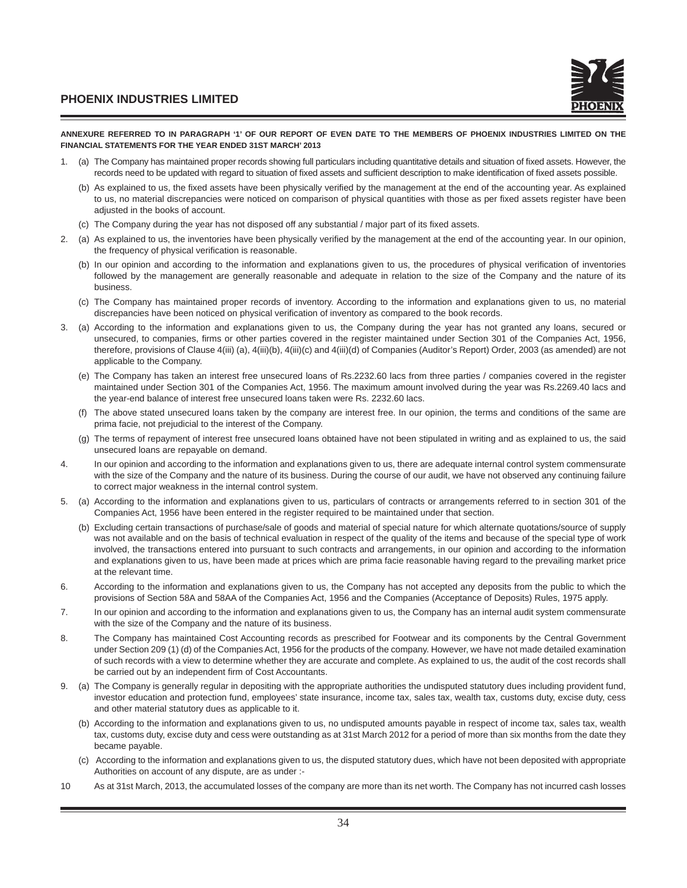**ANNEXURE REFERRED TO IN PARAGRAPH '1' OF OUR REPORT OF EVEN DATE TO THE MEMBERS OF PHOENIX INDUSTRIES LIMITED ON THE FINANCIAL STATEMENTS FOR THE YEAR ENDED 31ST MARCH' 2013**

1. (a) The Company has maintained proper records showing full particulars including quantitative details and situation of fixed assets. However, the records need to be updated with regard to situation of fixed assets and sufficient description to make identification of fixed assets possible.

   (b) As explained to us, the fixed assets have been physically verified by the management at the end of the accounting year. As explained to us, no material discrepancies were noticed on comparison of physical quantities with those as per fixed assets register have been adjusted in the books of account.

   (c) The Company during the year has not disposed off any substantial / major part of its fixed assets.

2. (a) As explained to us, the inventories have been physically verified by the management at the end of the accounting year. In our opinion, the frequency of physical verification is reasonable.

   (b) In our opinion and according to the information and explanations given to us, the procedures of physical verification of inventories followed by the management are generally reasonable and adequate in relation to the size of the Company and the nature of its business.

   (c) The Company has maintained proper records of inventory. According to the information and explanations given to us, no material discrepancies have been noticed on physical verification of inventory as compared to the book records.

3. (a) According to the information and explanations given to us, the Company during the year has not granted any loans, secured or unsecured, to companies, firms or other parties covered in the register maintained under Section 301 of the Companies Act, 1956, therefore, provisions of Clause 4(iii) (a), 4(iii)(b), 4(iii)(c) and 4(iii)(d) of Companies (Auditor's Report) Order, 2003 (as amended) are not applicable to the Company.

   (e) The Company has taken an interest free unsecured loans of Rs.2232.60 lacs from three parties / companies covered in the register maintained under Section 301 of the Companies Act, 1956. The maximum amount involved during the year was Rs.2269.40 lacs and the year-end balance of interest free unsecured loans taken were Rs. 2232.60 lacs.

   (f) The above stated unsecured loans taken by the company are interest free. In our opinion, the terms and conditions of the same are prima facie, not prejudicial to the interest of the Company.

   (g) The terms of repayment of interest free unsecured loans obtained have not been stipulated in writing and as explained to us, the said unsecured loans are repayable on demand.

4. In our opinion and according to the information and explanations given to us, there are adequate internal control system commensurate with the size of the Company and the nature of its business. During the course of our audit, we have not observed any continuing failure to correct major weakness in the internal control system.

5. (a) According to the information and explanations given to us, particulars of contracts or arrangements referred to in section 301 of the Companies Act, 1956 have been entered in the register required to be maintained under that section.

   (b) Excluding certain transactions of purchase/sale of goods and material of special nature for which alternate quotations/source of supply was not available and on the basis of technical evaluation in respect of the quality of the items and because of the special type of work involved, the transactions entered into pursuant to such contracts and arrangements, in our opinion and according to the information and explanations given to us, have been made at prices which are prima facie reasonable having regard to the prevailing market price at the relevant time.

6. According to the information and explanations given to us, the Company has not accepted any deposits from the public to which the provisions of Section 58A and 58AA of the Companies Act, 1956 and the Companies (Acceptance of Deposits) Rules, 1975 apply.

7. In our opinion and according to the information and explanations given to us, the Company has an internal audit system commensurate with the size of the Company and the nature of its business.

8. The Company has maintained Cost Accounting records as prescribed for Footwear and its components by the Central Government under Section 209 (1) (d) of the Companies Act, 1956 for the products of the company. However, we have not made detailed examination of such records with a view to determine whether they are accurate and complete. As explained to us, the audit of the cost records shall be carried out by an independent firm of Cost Accountants.

9. (a) The Company is generally regular in depositing with the appropriate authorities the undisputed statutory dues including provident fund, investor education and protection fund, employees' state insurance, income tax, sales tax, wealth tax, customs duty, excise duty, cess and other material statutory dues as applicable to it.

   (b) According to the information and explanations given to us, no undisputed amounts payable in respect of income tax, sales tax, wealth tax, customs duty, excise duty and cess were outstanding as at 31st March 2012 for a period of more than six months from the date they became payable.

   (c) According to the information and explanations given to us, the disputed statutory dues, which have not been deposited with appropriate Authorities on account of any dispute, are as under :-

10 As at 31st March, 2013, the accumulated losses of the company are more than its net worth. The Company has not incurred cash losses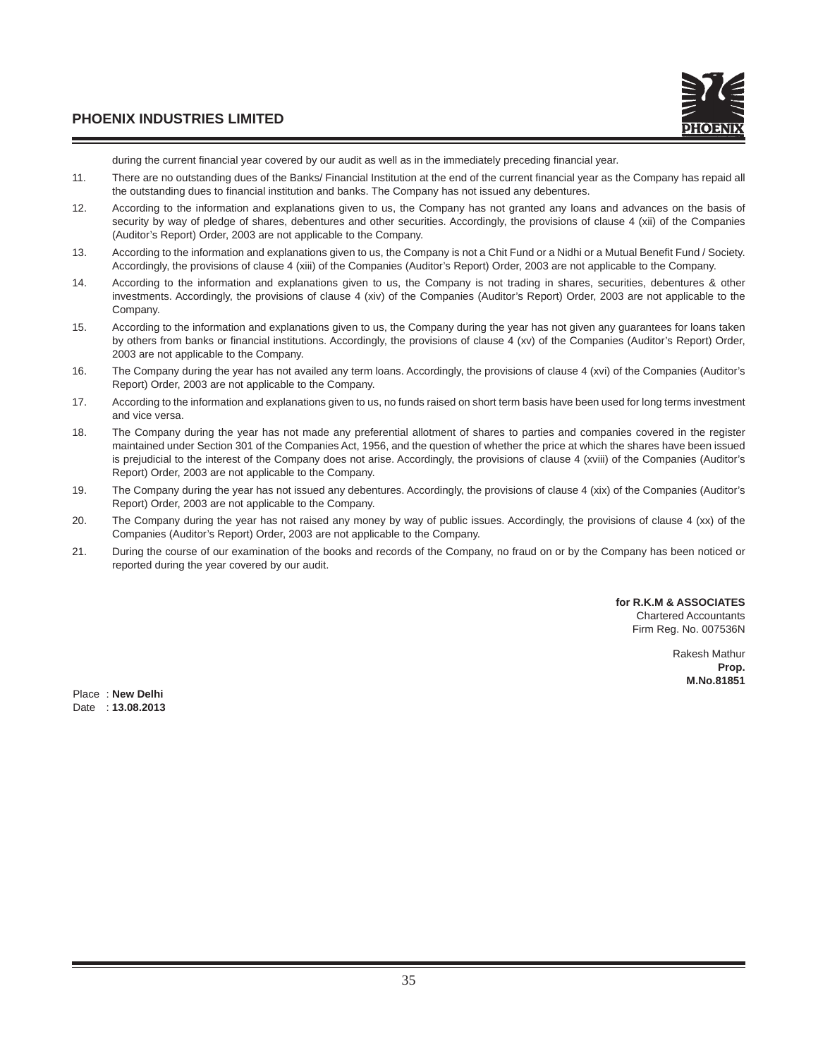during the current financial year covered by our audit as well as in the immediately preceding financial year.

11. There are no outstanding dues of the Banks/ Financial Institution at the end of the current financial year as the Company has repaid all the outstanding dues to financial institution and banks. The Company has not issued any debentures.

12. According to the information and explanations given to us, the Company has not granted any loans and advances on the basis of security by way of pledge of shares, debentures and other securities. Accordingly, the provisions of clause 4 (xii) of the Companies (Auditor's Report) Order, 2003 are not applicable to the Company.

13. According to the information and explanations given to us, the Company is not a Chit Fund or a Nidhi or a Mutual Benefit Fund / Society. Accordingly, the provisions of clause 4 (xiii) of the Companies (Auditor's Report) Order, 2003 are not applicable to the Company.

14. According to the information and explanations given to us, the Company is not trading in shares, securities, debentures & other investments. Accordingly, the provisions of clause 4 (xiv) of the Companies (Auditor's Report) Order, 2003 are not applicable to the Company.

15. According to the information and explanations given to us, the Company during the year has not given any guarantees for loans taken by others from banks or financial institutions. Accordingly, the provisions of clause 4 (xv) of the Companies (Auditor's Report) Order, 2003 are not applicable to the Company.

16. The Company during the year has not availed any term loans. Accordingly, the provisions of clause 4 (xvi) of the Companies (Auditor's Report) Order, 2003 are not applicable to the Company.

17. According to the information and explanations given to us, no funds raised on short term basis have been used for long terms investment and vice versa.

18. The Company during the year has not made any preferential allotment of shares to parties and companies covered in the register maintained under Section 301 of the Companies Act, 1956, and the question of whether the price at which the shares have been issued is prejudicial to the interest of the Company does not arise. Accordingly, the provisions of clause 4 (xviii) of the Companies (Auditor's Report) Order, 2003 are not applicable to the Company.

19. The Company during the year has not issued any debentures. Accordingly, the provisions of clause 4 (xix) of the Companies (Auditor's Report) Order, 2003 are not applicable to the Company.

20. The Company during the year has not raised any money by way of public issues. Accordingly, the provisions of clause 4 (xx) of the Companies (Auditor's Report) Order, 2003 are not applicable to the Company.

21. During the course of our examination of the books and records of the Company, no fraud on or by the Company has been noticed or reported during the year covered by our audit.

**for R.K.M & ASSOCIATES**
Chartered Accountants
Firm Reg. No. 007536N

Rakesh Mathur
**Prop.**
**M.No.81851**

Place : **New Delhi**
Date : **13.08.2013**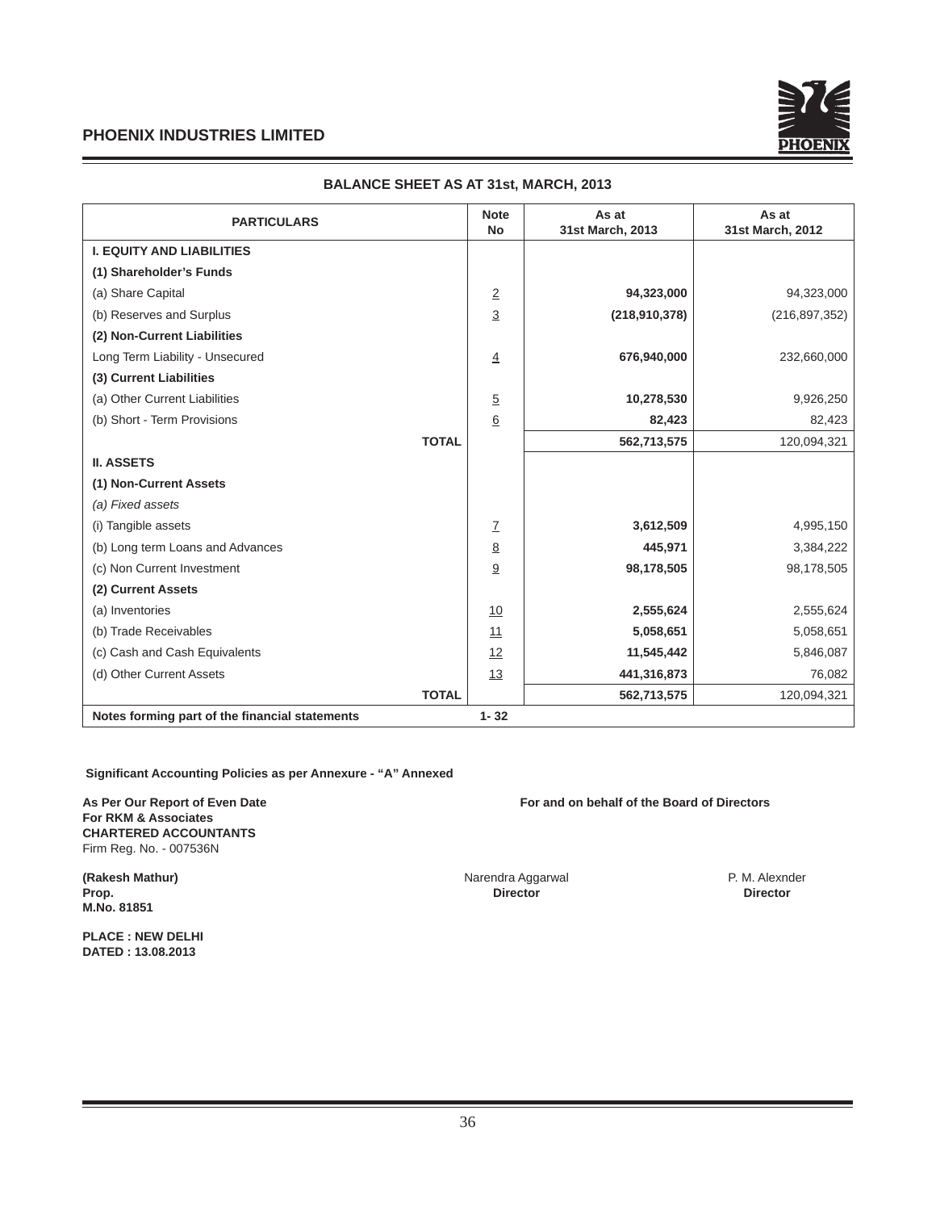## PHOENIX INDUSTRIES LIMITED

### BALANCE SHEET AS AT 31st, MARCH, 2013

| PARTICULARS | Note No | As at 31st March, 2013 | As at 31st March, 2012 |
|---|---|---|---|
| **I. EQUITY AND LIABILITIES** | | | |
| **(1) Shareholder's Funds** | | | |
| (a) Share Capital | 2 | **94,323,000** | 94,323,000 |
| (b) Reserves and Surplus | 3 | **(218,910,378)** | (216,897,352) |
| **(2) Non-Current Liabilities** | | | |
| Long Term Liability - Unsecured | 4 | **676,940,000** | 232,660,000 |
| **(3) Current Liabilities** | | | |
| (a) Other Current Liabilities | 5 | **10,278,530** | 9,926,250 |
| (b) Short - Term Provisions | 6 | **82,423** | 82,423 |
| **TOTAL** | | **562,713,575** | 120,094,321 |
| **II. ASSETS** | | | |
| **(1) Non-Current Assets** | | | |
| *(a) Fixed assets* | | | |
| (i) Tangible assets | 7 | **3,612,509** | 4,995,150 |
| (b) Long term Loans and Advances | 8 | **445,971** | 3,384,222 |
| (c) Non Current Investment | 9 | **98,178,505** | 98,178,505 |
| **(2) Current Assets** | | | |
| (a) Inventories | 10 | **2,555,624** | 2,555,624 |
| (b) Trade Receivables | 11 | **5,058,651** | 5,058,651 |
| (c) Cash and Cash Equivalents | 12 | **11,545,442** | 5,846,087 |
| (d) Other Current Assets | 13 | **441,316,873** | 76,082 |
| **TOTAL** | | **562,713,575** | 120,094,321 |
| **Notes forming part of the financial statements** | **1- 32** | | |

**Significant Accounting Policies as per Annexure - "A" Annexed**

**As Per Our Report of Even Date**
**For RKM & Associates**
**CHARTERED ACCOUNTANTS**
Firm Reg. No. - 007536N

**For and on behalf of the Board of Directors**

**(Rakesh Mathur)**
**Prop.**
**M.No. 81851**

Narendra Aggarwal
**Director**

P. M. Alexnder
**Director**

**PLACE : NEW DELHI**
**DATED : 13.08.2013**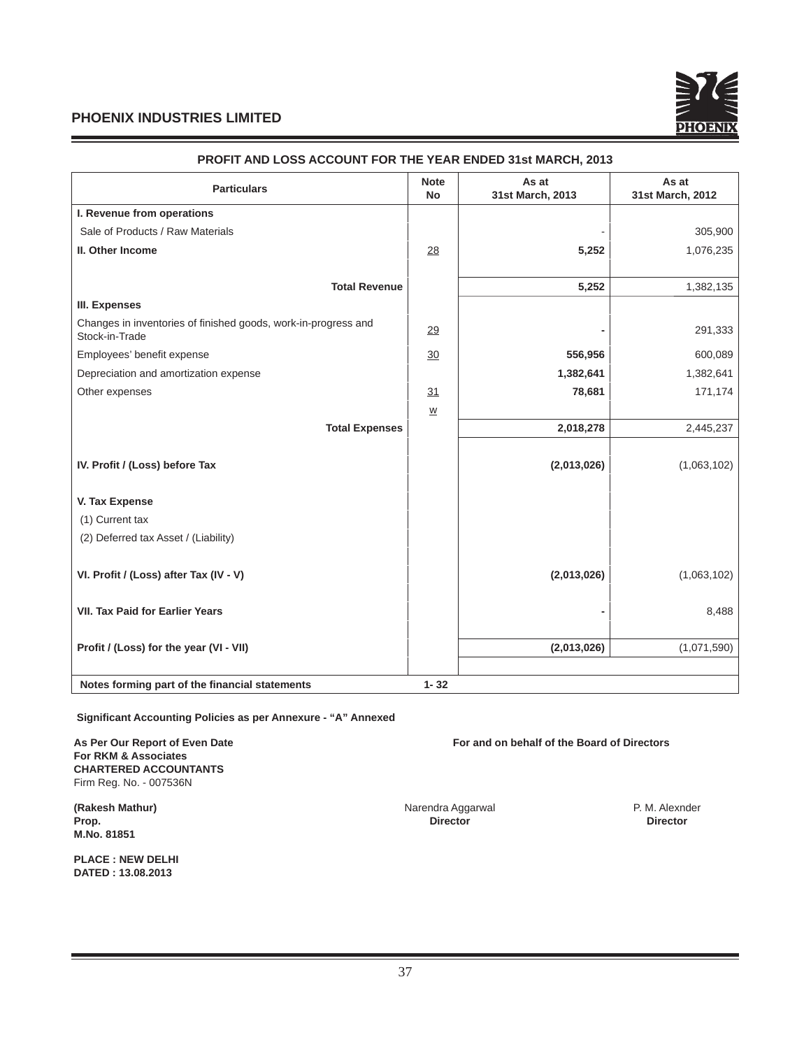## PHOENIX INDUSTRIES LIMITED

### PROFIT AND LOSS ACCOUNT FOR THE YEAR ENDED 31st MARCH, 2013

| Particulars | Note No | As at 31st March, 2013 | As at 31st March, 2012 |
|---|---|---|---|
| **I. Revenue from operations** | | | |
| Sale of Products / Raw Materials | | - | 305,900 |
| **II. Other Income** | 28 | **5,252** | 1,076,235 |
| **Total Revenue** | | **5,252** | 1,382,135 |
| **III. Expenses** | | | |
| Changes in inventories of finished goods, work-in-progress and Stock-in-Trade | 29 | **-** | 291,333 |
| Employees' benefit expense | 30 | **556,956** | 600,089 |
| Depreciation and amortization expense | | **1,382,641** | 1,382,641 |
| Other expenses | 31 | **78,681** | 171,174 |
| | w | | |
| **Total Expenses** | | **2,018,278** | 2,445,237 |
| **IV. Profit / (Loss) before Tax** | | **(2,013,026)** | (1,063,102) |
| **V. Tax Expense** | | | |
| (1) Current tax | | | |
| (2) Deferred tax Asset / (Liability) | | | |
| **VI. Profit / (Loss) after Tax (IV - V)** | | **(2,013,026)** | (1,063,102) |
| **VII. Tax Paid for Earlier Years** | | **-** | 8,488 |
| **Profit / (Loss) for the year (VI - VII)** | | **(2,013,026)** | (1,071,590) |
| **Notes forming part of the financial statements** | **1- 32** | | |

**Significant Accounting Policies as per Annexure - "A" Annexed**

**As Per Our Report of Even Date**
**For RKM & Associates**
**CHARTERED ACCOUNTANTS**
Firm Reg. No. - 007536N

**For and on behalf of the Board of Directors**

**(Rakesh Mathur)**
**Prop.**
**M.No. 81851**

Narendra Aggarwal
**Director**

P. M. Alexnder
**Director**

**PLACE : NEW DELHI**
**DATED : 13.08.2013**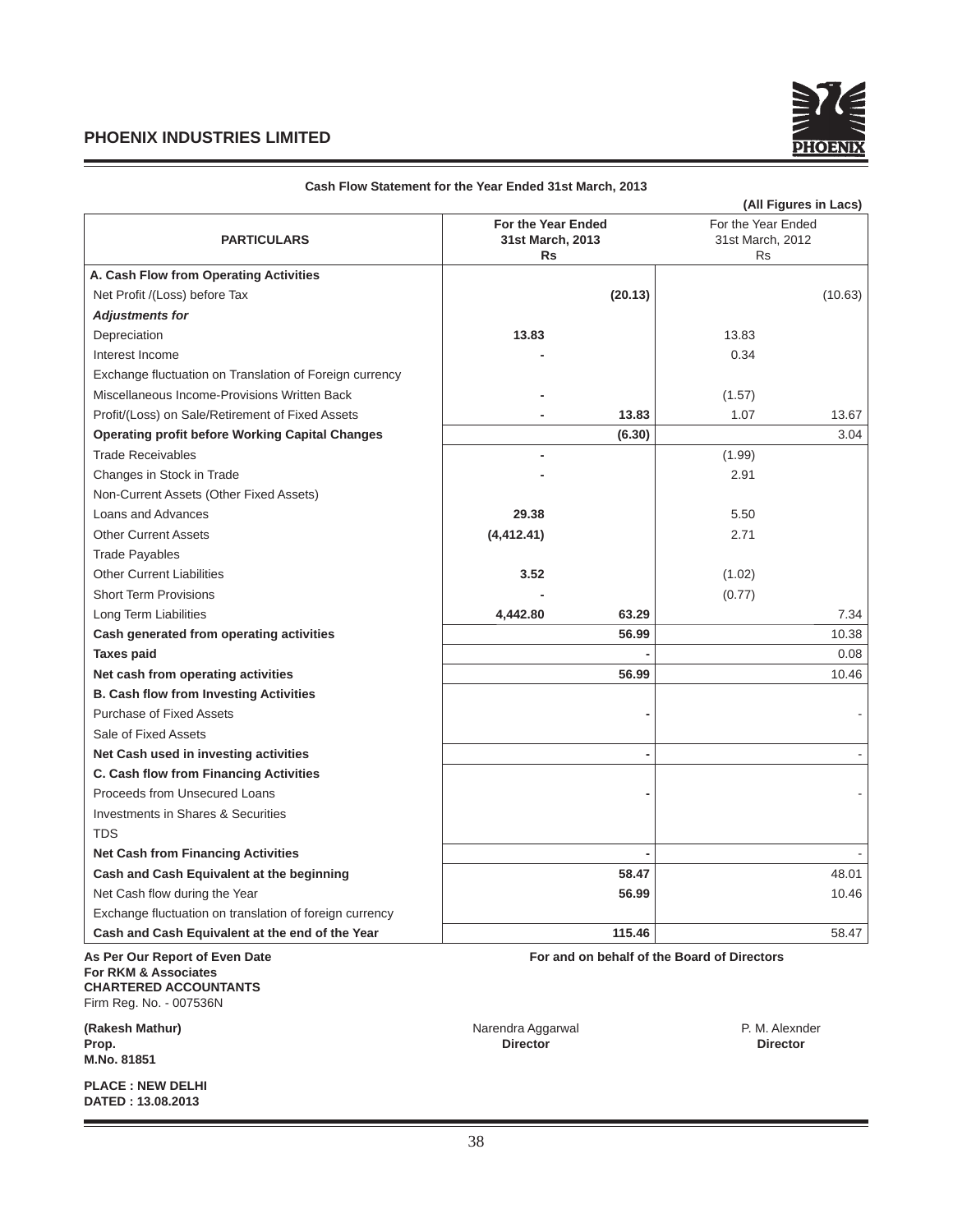## PHOENIX INDUSTRIES LIMITED

**Cash Flow Statement for the Year Ended 31st March, 2013**

**(All Figures in Lacs)**

| PARTICULARS | For the Year Ended 31st March, 2013 Rs | | For the Year Ended 31st March, 2012 Rs | |
|---|---|---|---|---|
| **A. Cash Flow from Operating Activities** | | | | |
| Net Profit /(Loss) before Tax | | **(20.13)** | | (10.63) |
| ***Adjustments for*** | | | | |
| Depreciation | **13.83** | | 13.83 | |
| Interest Income | **-** | | 0.34 | |
| Exchange fluctuation on Translation of Foreign currency | | | | |
| Miscellaneous Income-Provisions Written Back | **-** | | (1.57) | |
| Profit/(Loss) on Sale/Retirement of Fixed Assets | **-** | **13.83** | 1.07 | 13.67 |
| **Operating profit before Working Capital Changes** | | **(6.30)** | | 3.04 |
| Trade Receivables | **-** | | (1.99) | |
| Changes in Stock in Trade | **-** | | 2.91 | |
| Non-Current Assets (Other Fixed Assets) | | | | |
| Loans and Advances | **29.38** | | 5.50 | |
| Other Current Assets | **(4,412.41)** | | 2.71 | |
| Trade Payables | | | | |
| Other Current Liabilities | **3.52** | | (1.02) | |
| Short Term Provisions | **-** | | (0.77) | |
| Long Term Liabilities | **4,442.80** | **63.29** | | 7.34 |
| **Cash generated from operating activities** | | **56.99** | | 10.38 |
| **Taxes paid** | | **-** | | 0.08 |
| **Net cash from operating activities** | | **56.99** | | 10.46 |
| **B. Cash flow from Investing Activities** | | | | |
| Purchase of Fixed Assets | | **-** | | - |
| Sale of Fixed Assets | | | | |
| **Net Cash used in investing activities** | | **-** | | - |
| **C. Cash flow from Financing Activities** | | | | |
| Proceeds from Unsecured Loans | | **-** | | - |
| Investments in Shares & Securities | | | | |
| TDS | | | | |
| **Net Cash from Financing Activities** | | **-** | | - |
| **Cash and Cash Equivalent at the beginning** | | **58.47** | | 48.01 |
| Net Cash flow during the Year | | **56.99** | | 10.46 |
| Exchange fluctuation on translation of foreign currency | | | | |
| **Cash and Cash Equivalent at the end of the Year** | | **115.46** | | 58.47 |

**As Per Our Report of Even Date**
**For RKM & Associates**
**CHARTERED ACCOUNTANTS**
Firm Reg. No. - 007536N

**For and on behalf of the Board of Directors**

**(Rakesh Mathur)**
**Prop.**
**M.No. 81851**

Narendra Aggarwal
**Director**

P. M. Alexnder
**Director**

**PLACE : NEW DELHI**
**DATED : 13.08.2013**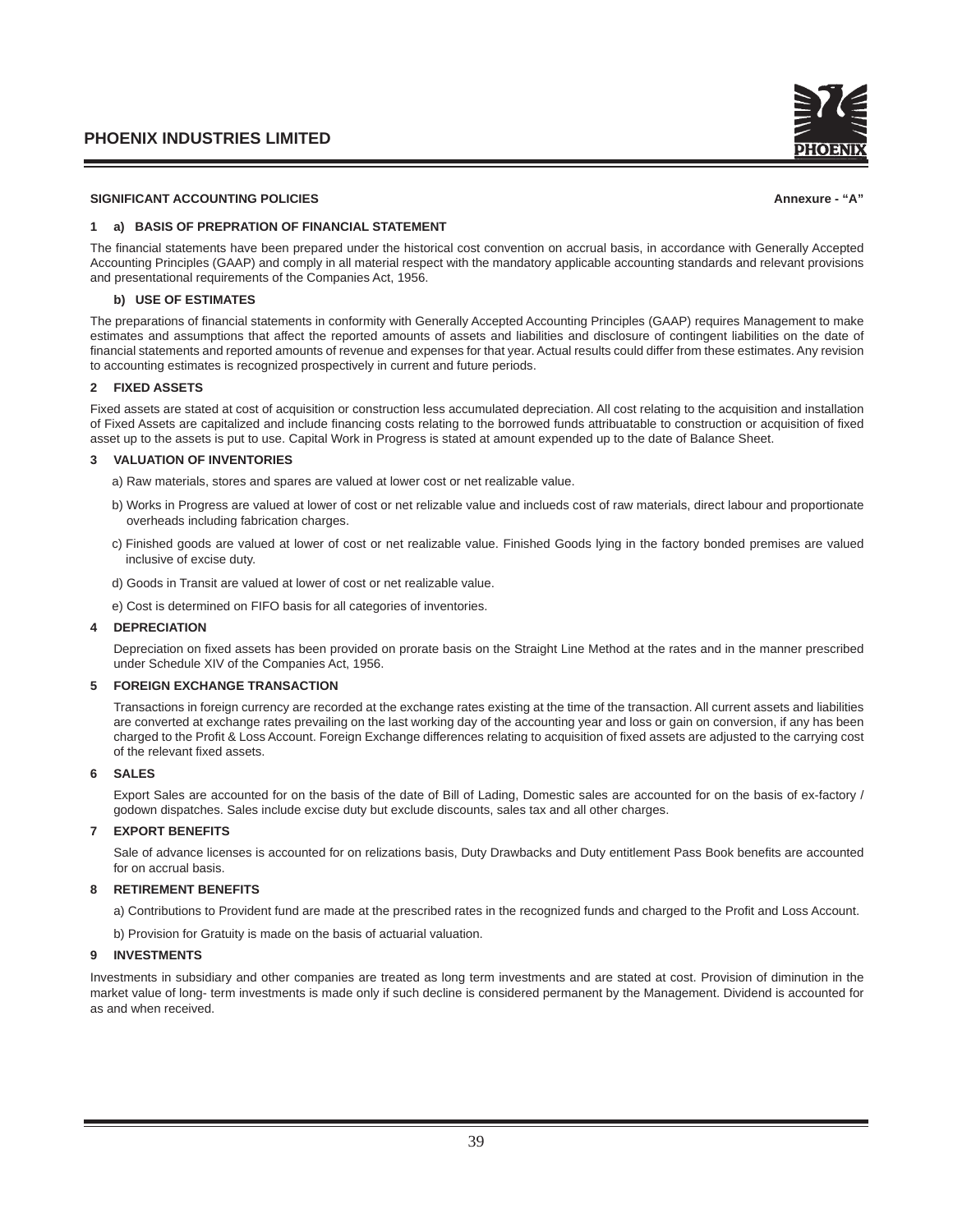**SIGNIFICANT ACCOUNTING POLICIES** **Annexure - "A"**

### 1 a) BASIS OF PREPRATION OF FINANCIAL STATEMENT

The financial statements have been prepared under the historical cost convention on accrual basis, in accordance with Generally Accepted Accounting Principles (GAAP) and comply in all material respect with the mandatory applicable accounting standards and relevant provisions and presentational requirements of the Companies Act, 1956.

### b) USE OF ESTIMATES

The preparations of financial statements in conformity with Generally Accepted Accounting Principles (GAAP) requires Management to make estimates and assumptions that affect the reported amounts of assets and liabilities and disclosure of contingent liabilities on the date of financial statements and reported amounts of revenue and expenses for that year. Actual results could differ from these estimates. Any revision to accounting estimates is recognized prospectively in current and future periods.

### 2 FIXED ASSETS

Fixed assets are stated at cost of acquisition or construction less accumulated depreciation. All cost relating to the acquisition and installation of Fixed Assets are capitalized and include financing costs relating to the borrowed funds attribuatable to construction or acquisition of fixed asset up to the assets is put to use. Capital Work in Progress is stated at amount expended up to the date of Balance Sheet.

### 3 VALUATION OF INVENTORIES

a) Raw materials, stores and spares are valued at lower cost or net realizable value.

b) Works in Progress are valued at lower of cost or net relizable value and inclueds cost of raw materials, direct labour and proportionate overheads including fabrication charges.

c) Finished goods are valued at lower of cost or net realizable value. Finished Goods lying in the factory bonded premises are valued inclusive of excise duty.

d) Goods in Transit are valued at lower of cost or net realizable value.

e) Cost is determined on FIFO basis for all categories of inventories.

### 4 DEPRECIATION

Depreciation on fixed assets has been provided on prorate basis on the Straight Line Method at the rates and in the manner prescribed under Schedule XIV of the Companies Act, 1956.

### 5 FOREIGN EXCHANGE TRANSACTION

Transactions in foreign currency are recorded at the exchange rates existing at the time of the transaction. All current assets and liabilities are converted at exchange rates prevailing on the last working day of the accounting year and loss or gain on conversion, if any has been charged to the Profit & Loss Account. Foreign Exchange differences relating to acquisition of fixed assets are adjusted to the carrying cost of the relevant fixed assets.

### 6 SALES

Export Sales are accounted for on the basis of the date of Bill of Lading, Domestic sales are accounted for on the basis of ex-factory / godown dispatches. Sales include excise duty but exclude discounts, sales tax and all other charges.

### 7 EXPORT BENEFITS

Sale of advance licenses is accounted for on relizations basis, Duty Drawbacks and Duty entitlement Pass Book benefits are accounted for on accrual basis.

### 8 RETIREMENT BENEFITS

a) Contributions to Provident fund are made at the prescribed rates in the recognized funds and charged to the Profit and Loss Account.

b) Provision for Gratuity is made on the basis of actuarial valuation.

### 9 INVESTMENTS

Investments in subsidiary and other companies are treated as long term investments and are stated at cost. Provision of diminution in the market value of long- term investments is made only if such decline is considered permanent by the Management. Dividend is accounted for as and when received.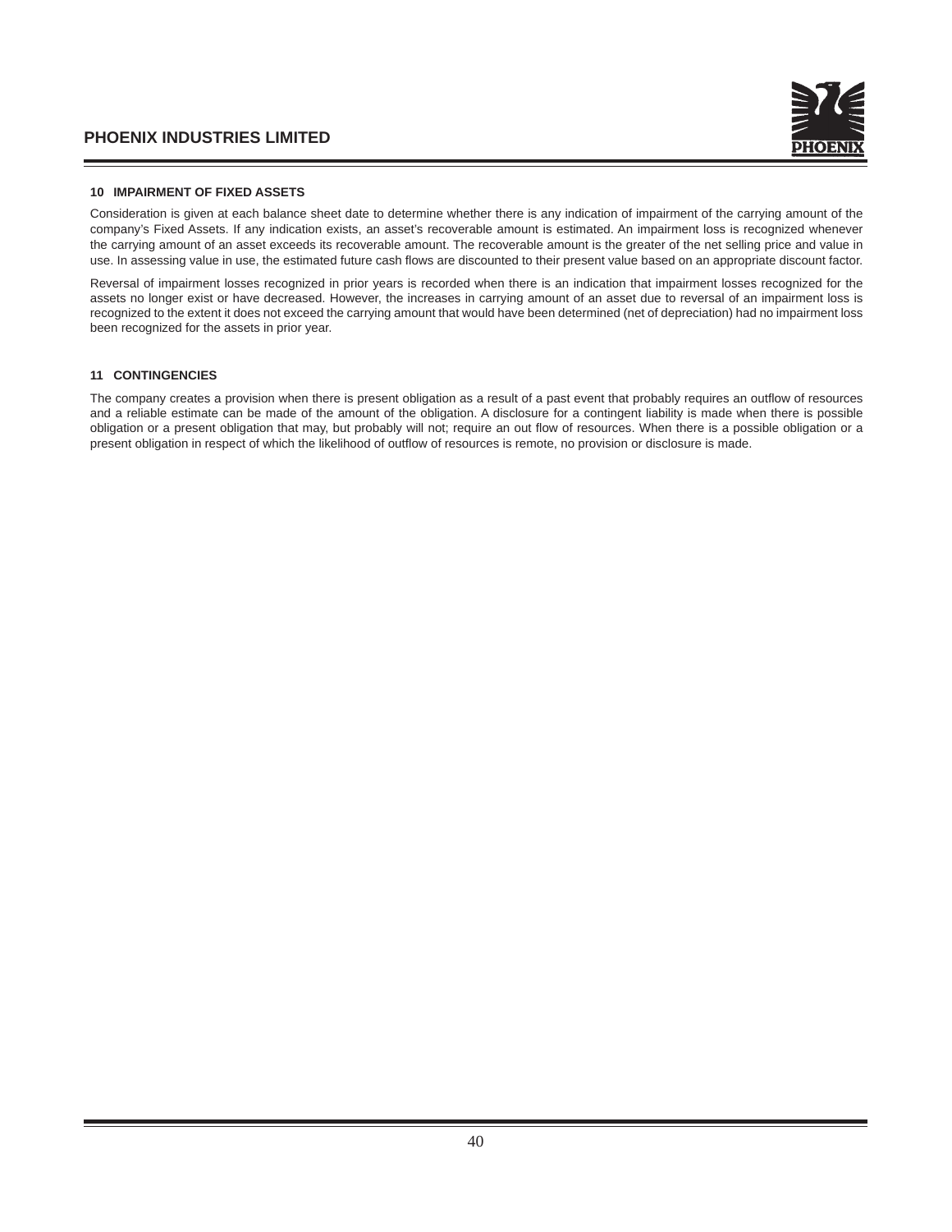**10 IMPAIRMENT OF FIXED ASSETS**

Consideration is given at each balance sheet date to determine whether there is any indication of impairment of the carrying amount of the company's Fixed Assets. If any indication exists, an asset's recoverable amount is estimated. An impairment loss is recognized whenever the carrying amount of an asset exceeds its recoverable amount. The recoverable amount is the greater of the net selling price and value in use. In assessing value in use, the estimated future cash flows are discounted to their present value based on an appropriate discount factor.

Reversal of impairment losses recognized in prior years is recorded when there is an indication that impairment losses recognized for the assets no longer exist or have decreased. However, the increases in carrying amount of an asset due to reversal of an impairment loss is recognized to the extent it does not exceed the carrying amount that would have been determined (net of depreciation) had no impairment loss been recognized for the assets in prior year.

**11 CONTINGENCIES**

The company creates a provision when there is present obligation as a result of a past event that probably requires an outflow of resources and a reliable estimate can be made of the amount of the obligation. A disclosure for a contingent liability is made when there is possible obligation or a present obligation that may, but probably will not; require an out flow of resources. When there is a possible obligation or a present obligation in respect of which the likelihood of outflow of resources is remote, no provision or disclosure is made.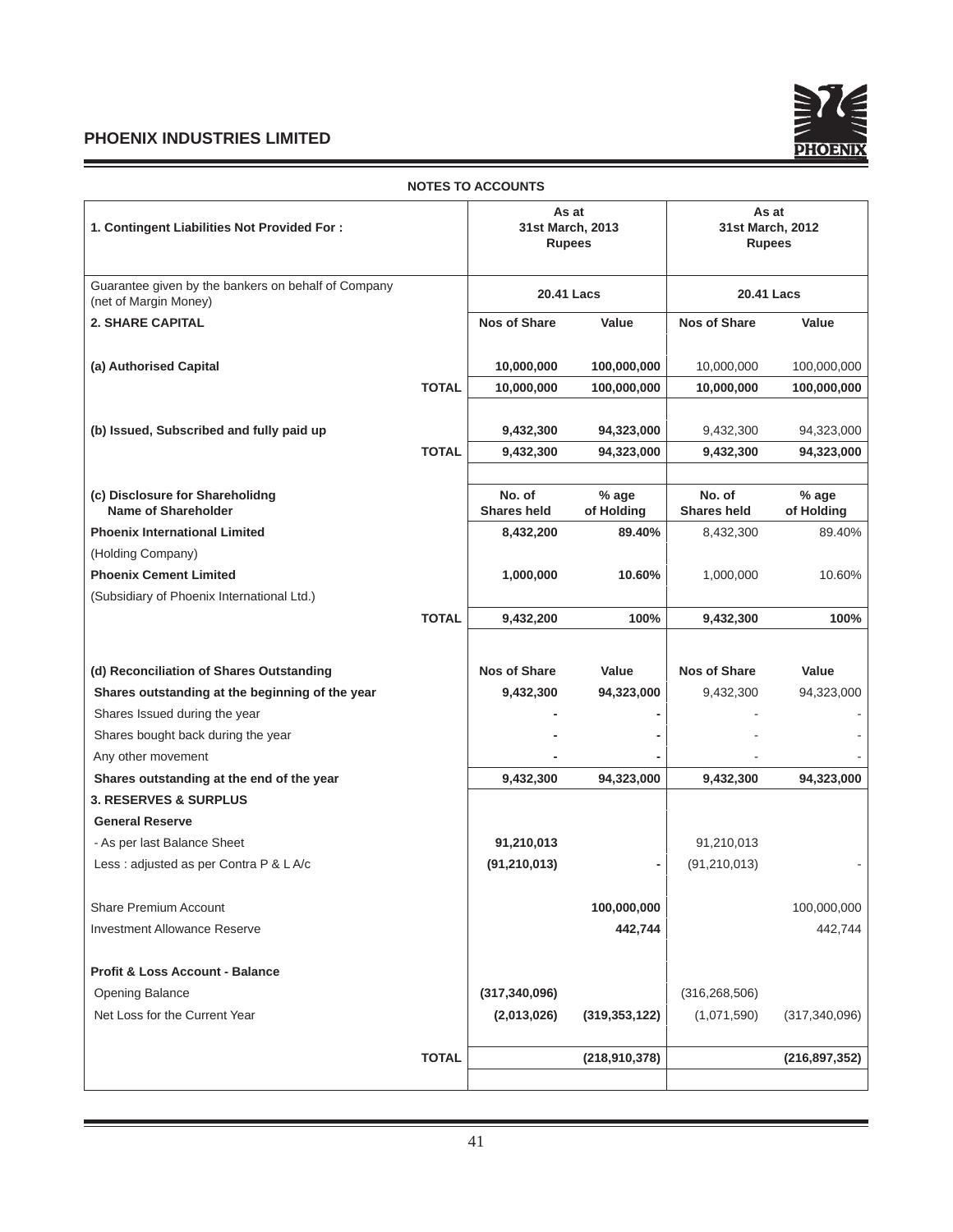## NOTES TO ACCOUNTS

| 1. Contingent Liabilities Not Provided For : | | As at 31st March, 2013 Rupees | | As at 31st March, 2012 Rupees | |
|---|---|---|---|---|---|
| Guarantee given by the bankers on behalf of Company (net of Margin Money) | | 20.41 Lacs | | 20.41 Lacs | |
| **2. SHARE CAPITAL** | | **Nos of Share** | **Value** | **Nos of Share** | **Value** |
| **(a) Authorised Capital** | | **10,000,000** | **100,000,000** | 10,000,000 | 100,000,000 |
| | **TOTAL** | **10,000,000** | **100,000,000** | **10,000,000** | **100,000,000** |
| **(b) Issued, Subscribed and fully paid up** | | **9,432,300** | **94,323,000** | 9,432,300 | 94,323,000 |
| | **TOTAL** | **9,432,300** | **94,323,000** | **9,432,300** | **94,323,000** |
| **(c) Disclosure for Shareholidng Name of Shareholder** | | **No. of Shares held** | **% age of Holding** | **No. of Shares held** | **% age of Holding** |
| **Phoenix International Limited** | | **8,432,200** | **89.40%** | 8,432,300 | 89.40% |
| (Holding Company) | | | | | |
| **Phoenix Cement Limited** | | **1,000,000** | **10.60%** | 1,000,000 | 10.60% |
| (Subsidiary of Phoenix International Ltd.) | | | | | |
| | **TOTAL** | **9,432,200** | **100%** | **9,432,300** | **100%** |
| **(d) Reconciliation of Shares Outstanding** | | **Nos of Share** | **Value** | **Nos of Share** | **Value** |
| **Shares outstanding at the beginning of the year** | | **9,432,300** | **94,323,000** | 9,432,300 | 94,323,000 |
| Shares Issued during the year | | **-** | **-** | - | - |
| Shares bought back during the year | | **-** | **-** | - | - |
| Any other movement | | **-** | **-** | - | - |
| **Shares outstanding at the end of the year** | | **9,432,300** | **94,323,000** | **9,432,300** | **94,323,000** |
| **3. RESERVES & SURPLUS** | | | | | |
| **General Reserve** | | | | | |
| - As per last Balance Sheet | | **91,210,013** | | 91,210,013 | |
| Less : adjusted as per Contra P & L A/c | | **(91,210,013)** | **-** | (91,210,013) | - |
| Share Premium Account | | | **100,000,000** | | 100,000,000 |
| Investment Allowance Reserve | | | **442,744** | | 442,744 |
| **Profit & Loss Account - Balance** | | | | | |
| Opening Balance | | **(317,340,096)** | | (316,268,506) | |
| Net Loss for the Current Year | | **(2,013,026)** | **(319,353,122)** | (1,071,590) | (317,340,096) |
| | **TOTAL** | | **(218,910,378)** | | **(216,897,352)** |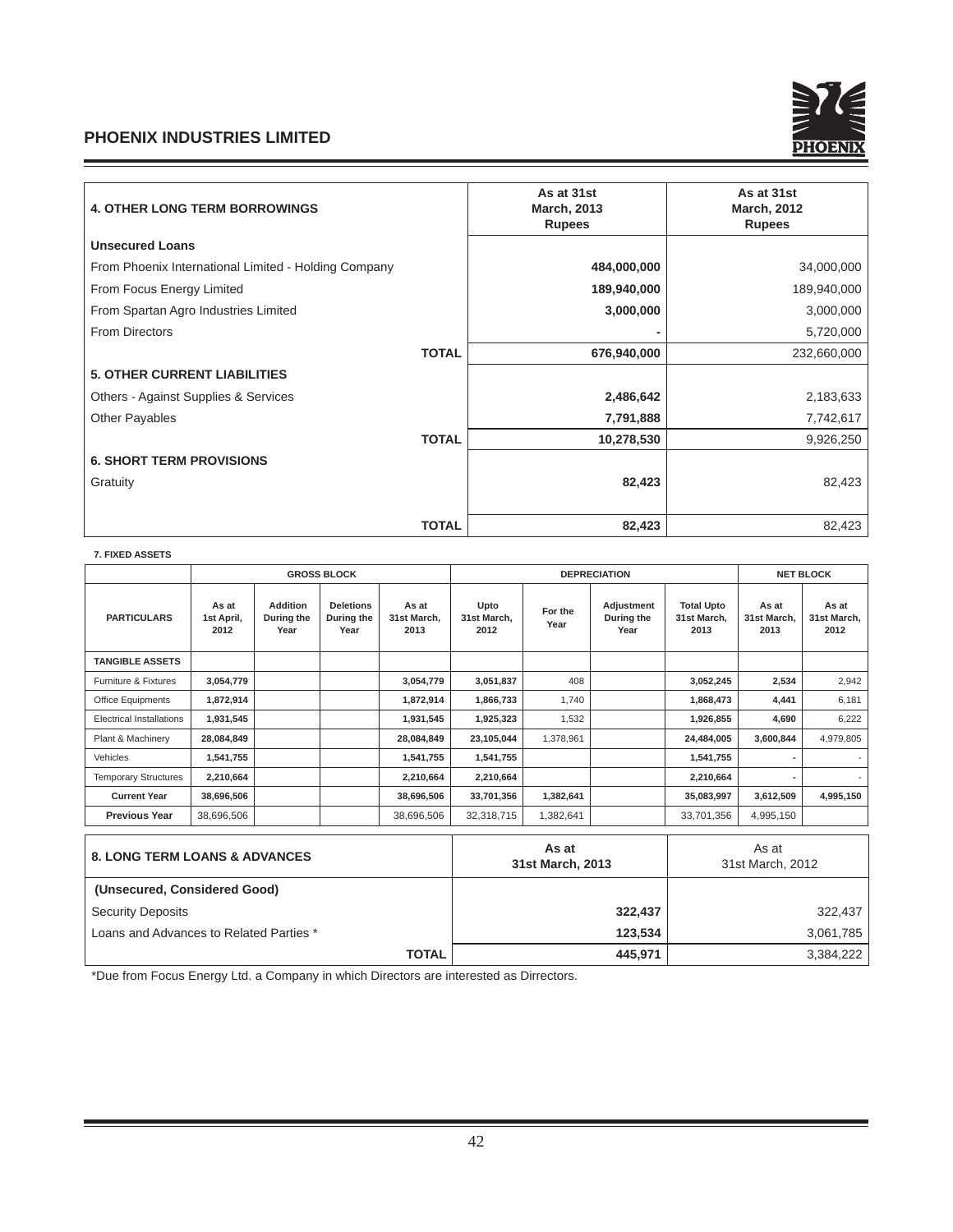| 4. OTHER LONG TERM BORROWINGS | As at 31st March, 2013 Rupees | As at 31st March, 2012 Rupees |
|---|---|---|
| **Unsecured Loans** | | |
| From Phoenix International Limited - Holding Company | **484,000,000** | 34,000,000 |
| From Focus Energy Limited | **189,940,000** | 189,940,000 |
| From Spartan Agro Industries Limited | **3,000,000** | 3,000,000 |
| From Directors | **-** | 5,720,000 |
| **TOTAL** | **676,940,000** | 232,660,000 |
| **5. OTHER CURRENT LIABILITIES** | | |
| Others - Against Supplies & Services | **2,486,642** | 2,183,633 |
| Other Payables | **7,791,888** | 7,742,617 |
| **TOTAL** | **10,278,530** | 9,926,250 |
| **6. SHORT TERM PROVISIONS** | | |
| Gratuity | **82,423** | 82,423 |
| **TOTAL** | **82,423** | 82,423 |

**7. FIXED ASSETS**

| | GROSS BLOCK | | | | DEPRECIATION | | | | NET BLOCK | |
|---|---|---|---|---|---|---|---|---|---|---|
| PARTICULARS | As at 1st April, 2012 | Addition During the Year | Deletions During the Year | As at 31st March, 2013 | Upto 31st March, 2012 | For the Year | Adjustment During the Year | Total Upto 31st March, 2013 | As at 31st March, 2013 | As at 31st March, 2012 |
| **TANGIBLE ASSETS** | | | | | | | | | | |
| Furniture & Fixtures | 3,054,779 | | | 3,054,779 | 3,051,837 | 408 | | 3,052,245 | 2,534 | 2,942 |
| Office Equipments | 1,872,914 | | | 1,872,914 | 1,866,733 | 1,740 | | 1,868,473 | 4,441 | 6,181 |
| Electrical Installations | 1,931,545 | | | 1,931,545 | 1,925,323 | 1,532 | | 1,926,855 | 4,690 | 6,222 |
| Plant & Machinery | 28,084,849 | | | 28,084,849 | 23,105,044 | 1,378,961 | | 24,484,005 | 3,600,844 | 4,979,805 |
| Vehicles | 1,541,755 | | | 1,541,755 | 1,541,755 | | | 1,541,755 | - | - |
| Temporary Structures | 2,210,664 | | | 2,210,664 | 2,210,664 | | | 2,210,664 | - | - |
| **Current Year** | **38,696,506** | | | **38,696,506** | **33,701,356** | **1,382,641** | | **35,083,997** | **3,612,509** | **4,995,150** |
| **Previous Year** | 38,696,506 | | | 38,696,506 | 32,318,715 | 1,382,641 | | 33,701,356 | 4,995,150 | |

| 8. LONG TERM LOANS & ADVANCES | As at 31st March, 2013 | As at 31st March, 2012 |
|---|---|---|
| **(Unsecured, Considered Good)** | | |
| Security Deposits | **322,437** | 322,437 |
| Loans and Advances to Related Parties * | **123,534** | 3,061,785 |
| **TOTAL** | **445,971** | 3,384,222 |

*Due from Focus Energy Ltd. a Company in which Directors are interested as Dirrectors.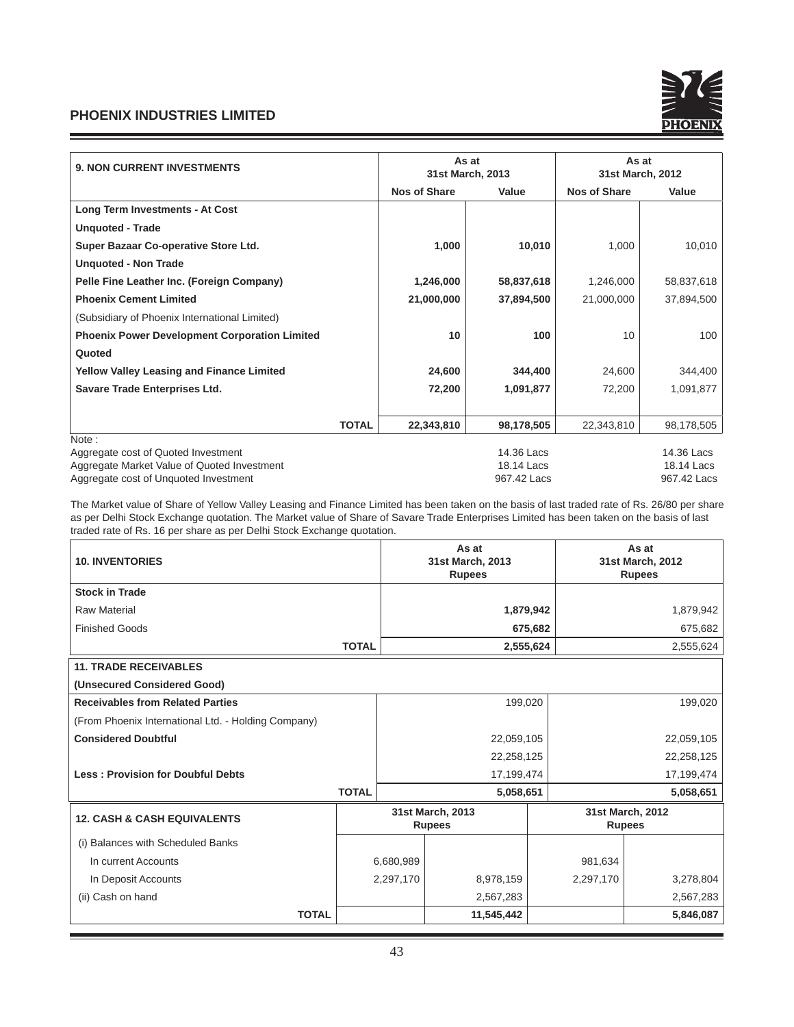| 9. NON CURRENT INVESTMENTS | As at 31st March, 2013 | | As at 31st March, 2012 | |
|---|---|---|---|---|
| | Nos of Share | Value | Nos of Share | Value |
| **Long Term Investments - At Cost** | | | | |
| **Unquoted - Trade** | | | | |
| **Super Bazaar Co-operative Store Ltd.** | **1,000** | **10,010** | 1,000 | 10,010 |
| **Unquoted - Non Trade** | | | | |
| **Pelle Fine Leather Inc. (Foreign Company)** | **1,246,000** | **58,837,618** | 1,246,000 | 58,837,618 |
| **Phoenix Cement Limited** | **21,000,000** | **37,894,500** | 21,000,000 | 37,894,500 |
| (Subsidiary of Phoenix International Limited) | | | | |
| **Phoenix Power Development Corporation Limited** | **10** | **100** | 10 | 100 |
| **Quoted** | | | | |
| **Yellow Valley Leasing and Finance Limited** | **24,600** | **344,400** | 24,600 | 344,400 |
| **Savare Trade Enterprises Ltd.** | **72,200** | **1,091,877** | 72,200 | 1,091,877 |
| **TOTAL** | **22,343,810** | **98,178,505** | 22,343,810 | 98,178,505 |

Note :

| | 2013 | 2012 |
|---|---|---|
| Aggregate cost of Quoted Investment | 14.36 Lacs | 14.36 Lacs |
| Aggregate Market Value of Quoted Investment | 18.14 Lacs | 18.14 Lacs |
| Aggregate cost of Unquoted Investment | 967.42 Lacs | 967.42 Lacs |

The Market value of Share of Yellow Valley Leasing and Finance Limited has been taken on the basis of last traded rate of Rs. 26/80 per share as per Delhi Stock Exchange quotation. The Market value of Share of Savare Trade Enterprises Limited has been taken on the basis of last traded rate of Rs. 16 per share as per Delhi Stock Exchange quotation.

| 10. INVENTORIES | As at 31st March, 2013 Rupees | As at 31st March, 2012 Rupees |
|---|---|---|
| **Stock in Trade** | | |
| Raw Material | **1,879,942** | 1,879,942 |
| Finished Goods | **675,682** | 675,682 |
| **TOTAL** | **2,555,624** | 2,555,624 |

| 11. TRADE RECEIVABLES | | |
|---|---|---|
| **(Unsecured Considered Good)** | | |
| **Receivables from Related Parties** | 199,020 | 199,020 |
| (From Phoenix International Ltd. - Holding Company) | | |
| **Considered Doubtful** | 22,059,105 | 22,059,105 |
| | 22,258,125 | 22,258,125 |
| **Less : Provision for Doubtful Debts** | 17,199,474 | 17,199,474 |
| **TOTAL** | **5,058,651** | **5,058,651** |

| 12. CASH & CASH EQUIVALENTS | 31st March, 2013 Rupees | | 31st March, 2012 Rupees | |
|---|---|---|---|---|
| (i) Balances with Scheduled Banks | | | | |
| In current Accounts | 6,680,989 | | 981,634 | |
| In Deposit Accounts | 2,297,170 | 8,978,159 | 2,297,170 | 3,278,804 |
| (ii) Cash on hand | | 2,567,283 | | 2,567,283 |
| **TOTAL** | | **11,545,442** | | **5,846,087** |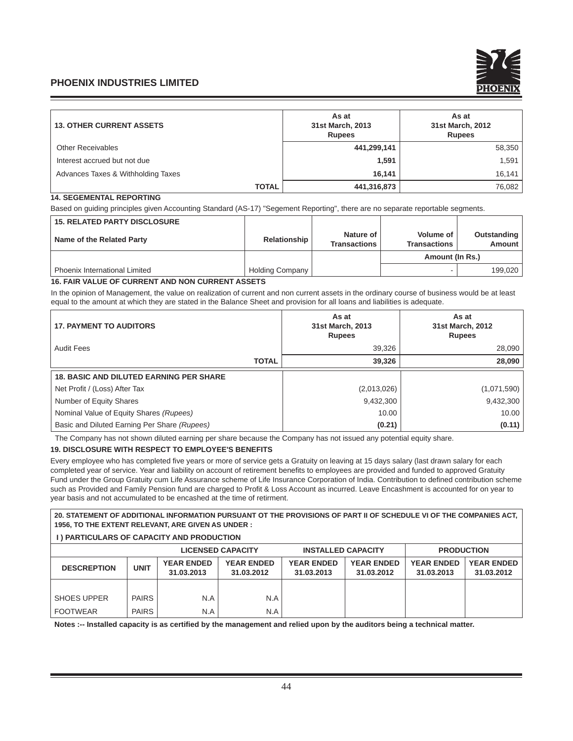| 13. OTHER CURRENT ASSETS | As at 31st March, 2013 Rupees | As at 31st March, 2012 Rupees |
|---|---|---|
| Other Receivables | **441,299,141** | 58,350 |
| Interest accrued but not due | **1,591** | 1,591 |
| Advances Taxes & Withholding Taxes | **16,141** | 16,141 |
| **TOTAL** | **441,316,873** | 76,082 |

**14. SEGEMENTAL REPORTING**

Based on guiding principles given Accounting Standard (AS-17) "Segement Reporting", there are no separate reportable segments.

| 15. RELATED PARTY DISCLOSURE | | | | |
|---|---|---|---|---|
| **Name of the Related Party** | **Relationship** | **Nature of Transactions** | **Volume of Transactions** | **Outstanding Amount** |
| | | | **Amount (In Rs.)** | |
| Phoenix International Limited | Holding Company | | - | 199,020 |

**16. FAIR VALUE OF CURRENT AND NON CURRENT ASSETS**

In the opinion of Management, the value on realization of current and non current assets in the ordinary course of business would be at least equal to the amount at which they are stated in the Balance Sheet and provision for all loans and liabilities is adequate.

| 17. PAYMENT TO AUDITORS | As at 31st March, 2013 Rupees | As at 31st March, 2012 Rupees |
|---|---|---|
| Audit Fees | 39,326 | 28,090 |
| **TOTAL** | **39,326** | **28,090** |

| 18. BASIC AND DILUTED EARNING PER SHARE | | |
|---|---|---|
| Net Profit / (Loss) After Tax | (2,013,026) | (1,071,590) |
| Number of Equity Shares | 9,432,300 | 9,432,300 |
| Nominal Value of Equity Shares *(Rupees)* | 10.00 | 10.00 |
| Basic and Diluted Earning Per Share *(Rupees)* | **(0.21)** | **(0.11)** |

The Company has not shown diluted earning per share because the Company has not issued any potential equity share.

**19. DISCLOSURE WITH RESPECT TO EMPLOYEE'S BENEFITS**

Every employee who has completed five years or more of service gets a Gratuity on leaving at 15 days salary (last drawn salary for each completed year of service. Year and liability on account of retirement benefits to employees are provided and funded to approved Gratuity Fund under the Group Gratuity cum Life Assurance scheme of Life Insurance Corporation of India. Contribution to defined contribution scheme such as Provided and Family Pension fund are charged to Profit & Loss Account as incurred. Leave Encashment is accounted for on year to year basis and not accumulated to be encashed at the time of retirment.

**20. STATEMENT OF ADDITIONAL INFORMATION PURSUANT OT THE PROVISIONS OF PART II OF SCHEDULE VI OF THE COMPANIES ACT, 1956, TO THE EXTENT RELEVANT, ARE GIVEN AS UNDER :**

**I ) PARTICULARS OF CAPACITY AND PRODUCTION**

| | | LICENSED CAPACITY | | INSTALLED CAPACITY | | PRODUCTION | |
|---|---|---|---|---|---|---|---|
| **DESCREPTION** | **UNIT** | **YEAR ENDED 31.03.2013** | **YEAR ENDED 31.03.2012** | **YEAR ENDED 31.03.2013** | **YEAR ENDED 31.03.2012** | **YEAR ENDED 31.03.2013** | **YEAR ENDED 31.03.2012** |
| SHOES UPPER | PAIRS | N.A | N.A | | | | |
| FOOTWEAR | PAIRS | N.A | N.A | | | | |

**Notes :-- Installed capacity is as certified by the management and relied upon by the auditors being a technical matter.**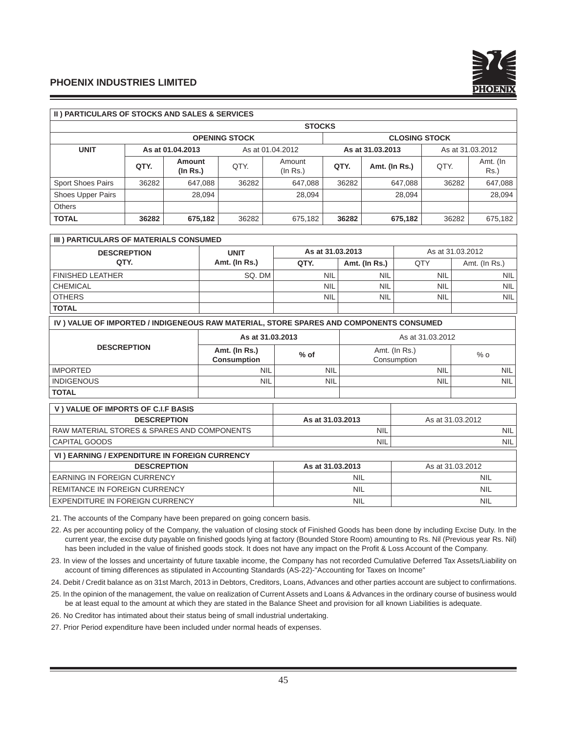## II ) PARTICULARS OF STOCKS AND SALES & SERVICES

| | STOCKS | | | | | | | |
|---|---|---|---|---|---|---|---|---|
| | OPENING STOCK | | | | CLOSING STOCK | | | |
| **UNIT** | **As at 01.04.2013** | | As at 01.04.2012 | | **As at 31.03.2013** | | As at 31.03.2012 | |
| | **QTY.** | **Amount (In Rs.)** | QTY. | Amount (In Rs.) | **QTY.** | **Amt. (In Rs.)** | QTY. | Amt. (In Rs.) |
| Sport Shoes Pairs | 36282 | 647,088 | 36282 | 647,088 | 36282 | 647,088 | 36282 | 647,088 |
| Shoes Upper Pairs | | 28,094 | | 28,094 | | 28,094 | | 28,094 |
| Others | | | | | | | | |
| **TOTAL** | **36282** | **675,182** | 36282 | 675,182 | **36282** | **675,182** | 36282 | 675,182 |

## III ) PARTICULARS OF MATERIALS CONSUMED

| DESCREPTION QTY. | UNIT Amt. (In Rs.) | As at 31.03.2013 | | As at 31.03.2012 | |
|---|---|---|---|---|---|
| | | **QTY.** | **Amt. (In Rs.)** | QTY | Amt. (In Rs.) |
| FINISHED LEATHER | SQ. DM | NIL | NIL | NIL | NIL |
| CHEMICAL | | NIL | NIL | NIL | NIL |
| OTHERS | | NIL | NIL | NIL | NIL |
| **TOTAL** | | | | | |

## IV ) VALUE OF IMPORTED / INDIGENEOUS RAW MATERIAL, STORE SPARES AND COMPONENTS CONSUMED

| DESCREPTION | As at 31.03.2013 | | As at 31.03.2012 | |
|---|---|---|---|---|
| | **Amt. (In Rs.) Consumption** | **% of** | Amt. (In Rs.) Consumption | % o |
| IMPORTED | NIL | NIL | NIL | NIL |
| INDIGENOUS | NIL | NIL | NIL | NIL |
| **TOTAL** | | | | |

## V ) VALUE OF IMPORTS OF C.I.F BASIS

| DESCREPTION | As at 31.03.2013 | As at 31.03.2012 |
|---|---|---|
| RAW MATERIAL STORES & SPARES AND COMPONENTS | NIL | NIL |
| CAPITAL GOODS | NIL | NIL |

## VI ) EARNING / EXPENDITURE IN FOREIGN CURRENCY

| DESCREPTION | As at 31.03.2013 | As at 31.03.2012 |
|---|---|---|
| EARNING IN FOREIGN CURRENCY | NIL | NIL |
| REMITANCE IN FOREIGN CURRENCY | NIL | NIL |
| EXPENDITURE IN FOREIGN CURRENCY | NIL | NIL |

21. The accounts of the Company have been prepared on going concern basis.

22. As per accounting policy of the Company, the valuation of closing stock of Finished Goods has been done by including Excise Duty. In the current year, the excise duty payable on finished goods lying at factory (Bounded Store Room) amounting to Rs. Nil (Previous year Rs. Nil) has been included in the value of finished goods stock. It does not have any impact on the Profit & Loss Account of the Company.

23. In view of the losses and uncertainty of future taxable income, the Company has not recorded Cumulative Deferred Tax Assets/Liability on account of timing differences as stipulated in Accounting Standards (AS-22)-"Accounting for Taxes on Income"

24. Debit / Credit balance as on 31st March, 2013 in Debtors, Creditors, Loans, Advances and other parties account are subject to confirmations.

25. In the opinion of the management, the value on realization of Current Assets and Loans & Advances in the ordinary course of business would be at least equal to the amount at which they are stated in the Balance Sheet and provision for all known Liabilities is adequate.

26. No Creditor has intimated about their status being of small industrial undertaking.

27. Prior Period expenditure have been included under normal heads of expenses.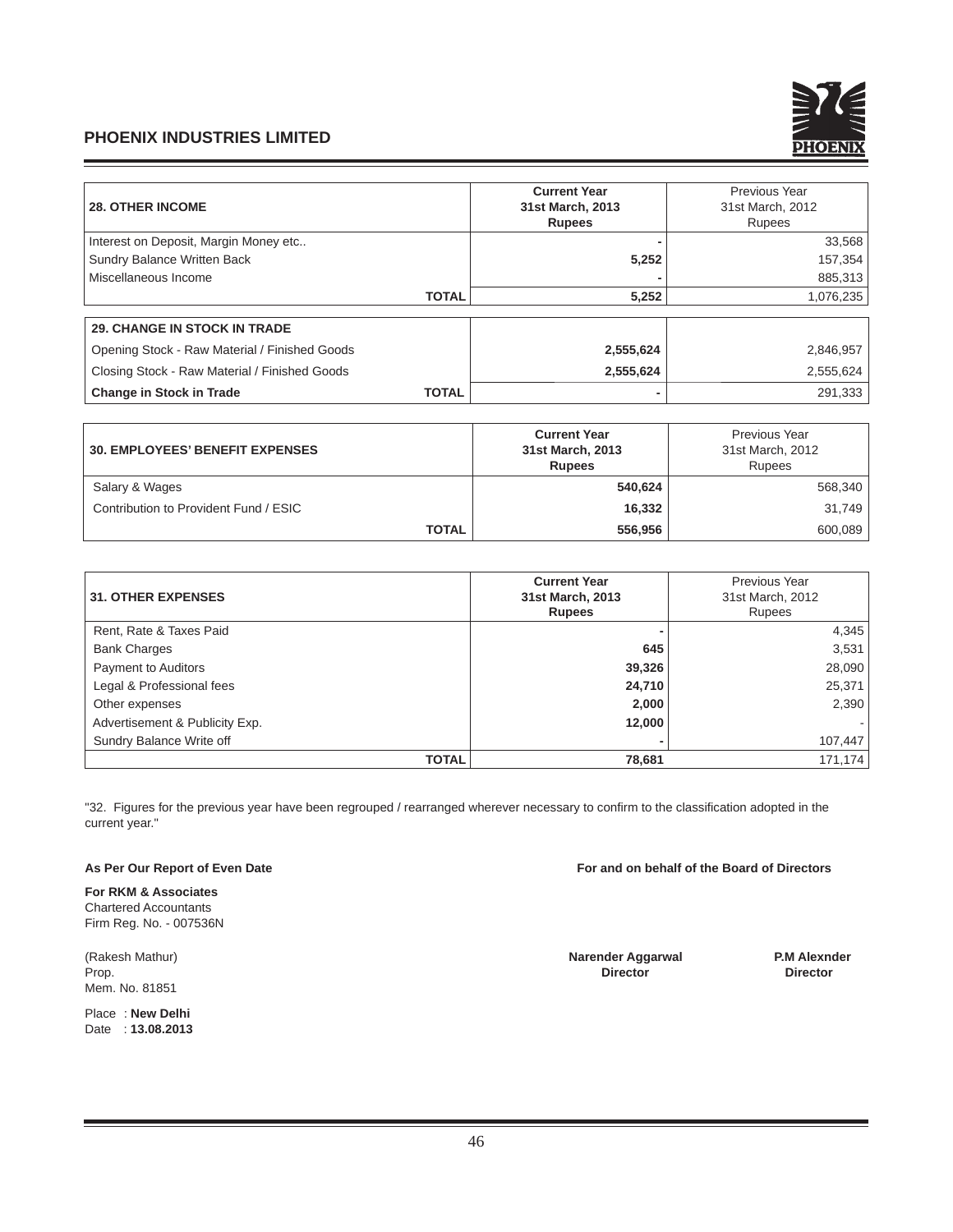**PHOENIX INDUSTRIES LIMITED**

| **28. OTHER INCOME** | **Current Year 31st March, 2013 Rupees** | Previous Year 31st March, 2012 Rupees |
|---|---|---|
| Interest on Deposit, Margin Money etc.. | - | 33,568 |
| Sundry Balance Written Back | 5,252 | 157,354 |
| Miscellaneous Income | - | 885,313 |
| **TOTAL** | **5,252** | 1,076,235 |

| **29. CHANGE IN STOCK IN TRADE** | | |
|---|---|---|
| Opening Stock - Raw Material / Finished Goods | 2,555,624 | 2,846,957 |
| Closing Stock - Raw Material / Finished Goods | 2,555,624 | 2,555,624 |
| **Change in Stock in Trade** **TOTAL** | - | 291,333 |

| **30. EMPLOYEES' BENEFIT EXPENSES** | **Current Year 31st March, 2013 Rupees** | Previous Year 31st March, 2012 Rupees |
|---|---|---|
| Salary & Wages | 540,624 | 568,340 |
| Contribution to Provident Fund / ESIC | 16,332 | 31,749 |
| **TOTAL** | **556,956** | 600,089 |

| **31. OTHER EXPENSES** | **Current Year 31st March, 2013 Rupees** | Previous Year 31st March, 2012 Rupees |
|---|---|---|
| Rent, Rate & Taxes Paid | - | 4,345 |
| Bank Charges | 645 | 3,531 |
| Payment to Auditors | 39,326 | 28,090 |
| Legal & Professional fees | 24,710 | 25,371 |
| Other expenses | 2,000 | 2,390 |
| Advertisement & Publicity Exp. | 12,000 | - |
| Sundry Balance Write off | - | 107,447 |
| **TOTAL** | **78,681** | 171,174 |

"32. Figures for the previous year have been regrouped / rearranged wherever necessary to confirm to the classification adopted in the current year."

**As Per Our Report of Even Date**

**For RKM & Associates**
Chartered Accountants
Firm Reg. No. - 007536N

(Rakesh Mathur)
Prop.
Mem. No. 81851

Place : **New Delhi**
Date : **13.08.2013**

**For and on behalf of the Board of Directors**

**Narender Aggarwal**
**Director**

**P.M Alexnder**
**Director**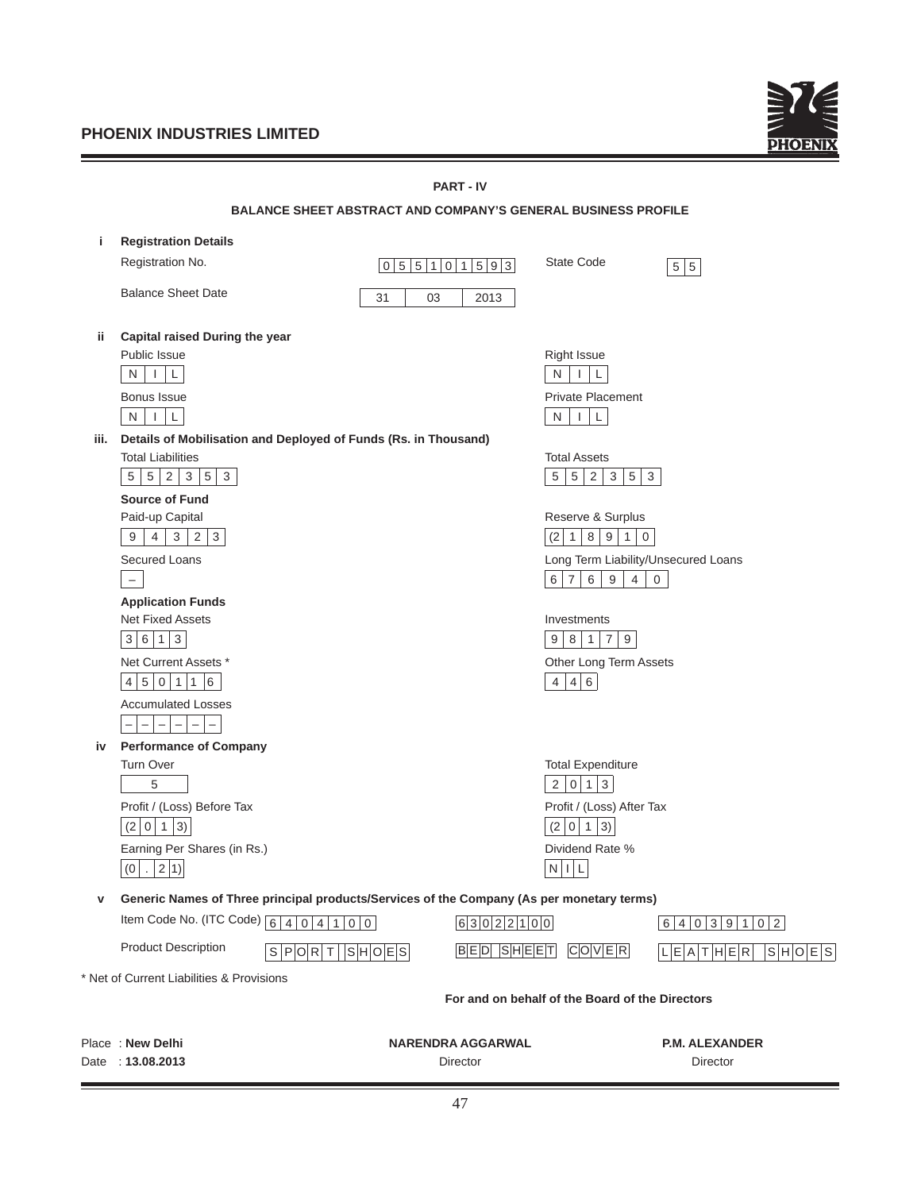## PART - IV

### BALANCE SHEET ABSTRACT AND COMPANY'S GENERAL BUSINESS PROFILE

**i Registration Details**

| | | | |
|---|---|---|---|
| Registration No. | 055101593 | State Code | 55 |
| Balance Sheet Date | 31 03 2013 | | |

**ii Capital raised During the year**

| | |
|---|---|
| Public Issue | Right Issue |
| NIL | NIL |
| Bonus Issue | Private Placement |
| NIL | NIL |

**iii. Details of Mobilisation and Deployed of Funds (Rs. in Thousand)**

| | |
|---|---|
| Total Liabilities | Total Assets |
| 552353 | 552353 |

**Source of Fund**

| | |
|---|---|
| Paid-up Capital | Reserve & Surplus |
| 94323 | (218910 |
| Secured Loans | Long Term Liability/Unsecured Loans |
| – | 676940 |

**Application Funds**

| | |
|---|---|
| Net Fixed Assets | Investments |
| 3613 | 98179 |
| Net Current Assets * | Other Long Term Assets |
| 450116 | 446 |
| Accumulated Losses | |
| –––––– | |

**iv Performance of Company**

| | |
|---|---|
| Turn Over | Total Expenditure |
| 5 | 2013 |
| Profit / (Loss) Before Tax | Profit / (Loss) After Tax |
| (2013) | (2013) |
| Earning Per Shares (in Rs.) | Dividend Rate % |
| (0.21) | NIL |

**v Generic Names of Three principal products/Services of the Company (As per monetary terms)**

| | | | |
|---|---|---|---|
| Item Code No. (ITC Code) | 64041000 | 63022100 | 64039102 |
| Product Description | SPORT SHOES | BED SHEET COVER | LEATHER SHOES |

\* Net of Current Liabilities & Provisions

**For and on behalf of the Board of the Directors**

Place : **New Delhi**
Date : **13.08.2013**

**NARENDRA AGGARWAL**
Director

**P.M. ALEXANDER**
Director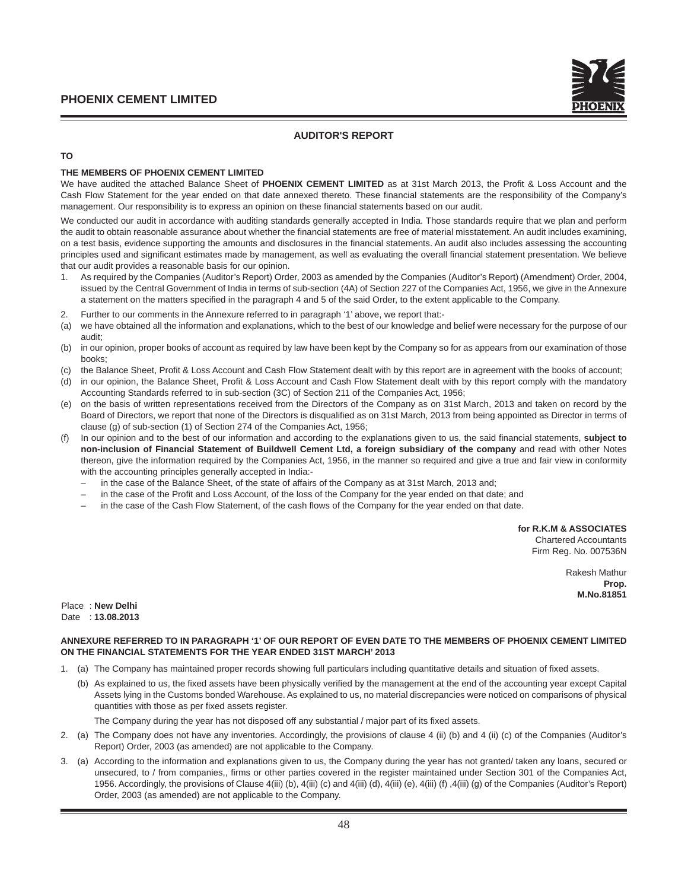## AUDITOR'S REPORT

**TO**

**THE MEMBERS OF PHOENIX CEMENT LIMITED**

We have audited the attached Balance Sheet of **PHOENIX CEMENT LIMITED** as at 31st March 2013, the Profit & Loss Account and the Cash Flow Statement for the year ended on that date annexed thereto. These financial statements are the responsibility of the Company's management. Our responsibility is to express an opinion on these financial statements based on our audit.

We conducted our audit in accordance with auditing standards generally accepted in India. Those standards require that we plan and perform the audit to obtain reasonable assurance about whether the financial statements are free of material misstatement. An audit includes examining, on a test basis, evidence supporting the amounts and disclosures in the financial statements. An audit also includes assessing the accounting principles used and significant estimates made by management, as well as evaluating the overall financial statement presentation. We believe that our audit provides a reasonable basis for our opinion.

1. As required by the Companies (Auditor's Report) Order, 2003 as amended by the Companies (Auditor's Report) (Amendment) Order, 2004, issued by the Central Government of India in terms of sub-section (4A) of Section 227 of the Companies Act, 1956, we give in the Annexure a statement on the matters specified in the paragraph 4 and 5 of the said Order, to the extent applicable to the Company.
2. Further to our comments in the Annexure referred to in paragraph '1' above, we report that:-

(a) we have obtained all the information and explanations, which to the best of our knowledge and belief were necessary for the purpose of our audit;

(b) in our opinion, proper books of account as required by law have been kept by the Company so for as appears from our examination of those books;

(c) the Balance Sheet, Profit & Loss Account and Cash Flow Statement dealt with by this report are in agreement with the books of account;

(d) in our opinion, the Balance Sheet, Profit & Loss Account and Cash Flow Statement dealt with by this report comply with the mandatory Accounting Standards referred to in sub-section (3C) of Section 211 of the Companies Act, 1956;

(e) on the basis of written representations received from the Directors of the Company as on 31st March, 2013 and taken on record by the Board of Directors, we report that none of the Directors is disqualified as on 31st March, 2013 from being appointed as Director in terms of clause (g) of sub-section (1) of Section 274 of the Companies Act, 1956;

(f) In our opinion and to the best of our information and according to the explanations given to us, the said financial statements, **subject to non-inclusion of Financial Statement of Buildwell Cement Ltd, a foreign subsidiary of the company** and read with other Notes thereon, give the information required by the Companies Act, 1956, in the manner so required and give a true and fair view in conformity with the accounting principles generally accepted in India:-

- in the case of the Balance Sheet, of the state of affairs of the Company as at 31st March, 2013 and;
- in the case of the Profit and Loss Account, of the loss of the Company for the year ended on that date; and
- in the case of the Cash Flow Statement, of the cash flows of the Company for the year ended on that date.

**for R.K.M & ASSOCIATES**
Chartered Accountants
Firm Reg. No. 007536N

Rakesh Mathur
**Prop.**
**M.No.81851**

Place : **New Delhi**
Date : **13.08.2013**

**ANNEXURE REFERRED TO IN PARAGRAPH '1' OF OUR REPORT OF EVEN DATE TO THE MEMBERS OF PHOENIX CEMENT LIMITED ON THE FINANCIAL STATEMENTS FOR THE YEAR ENDED 31ST MARCH' 2013**

1. (a) The Company has maintained proper records showing full particulars including quantitative details and situation of fixed assets.

   (b) As explained to us, the fixed assets have been physically verified by the management at the end of the accounting year except Capital Assets lying in the Customs bonded Warehouse. As explained to us, no material discrepancies were noticed on comparisons of physical quantities with those as per fixed assets register.

   The Company during the year has not disposed off any substantial / major part of its fixed assets.

2. (a) The Company does not have any inventories. Accordingly, the provisions of clause 4 (ii) (b) and 4 (ii) (c) of the Companies (Auditor's Report) Order, 2003 (as amended) are not applicable to the Company.

3. (a) According to the information and explanations given to us, the Company during the year has not granted/ taken any loans, secured or unsecured, to / from companies,, firms or other parties covered in the register maintained under Section 301 of the Companies Act, 1956. Accordingly, the provisions of Clause 4(iii) (b), 4(iii) (c) and 4(iii) (d), 4(iii) (e), 4(iii) (f) ,4(iii) (g) of the Companies (Auditor's Report) Order, 2003 (as amended) are not applicable to the Company.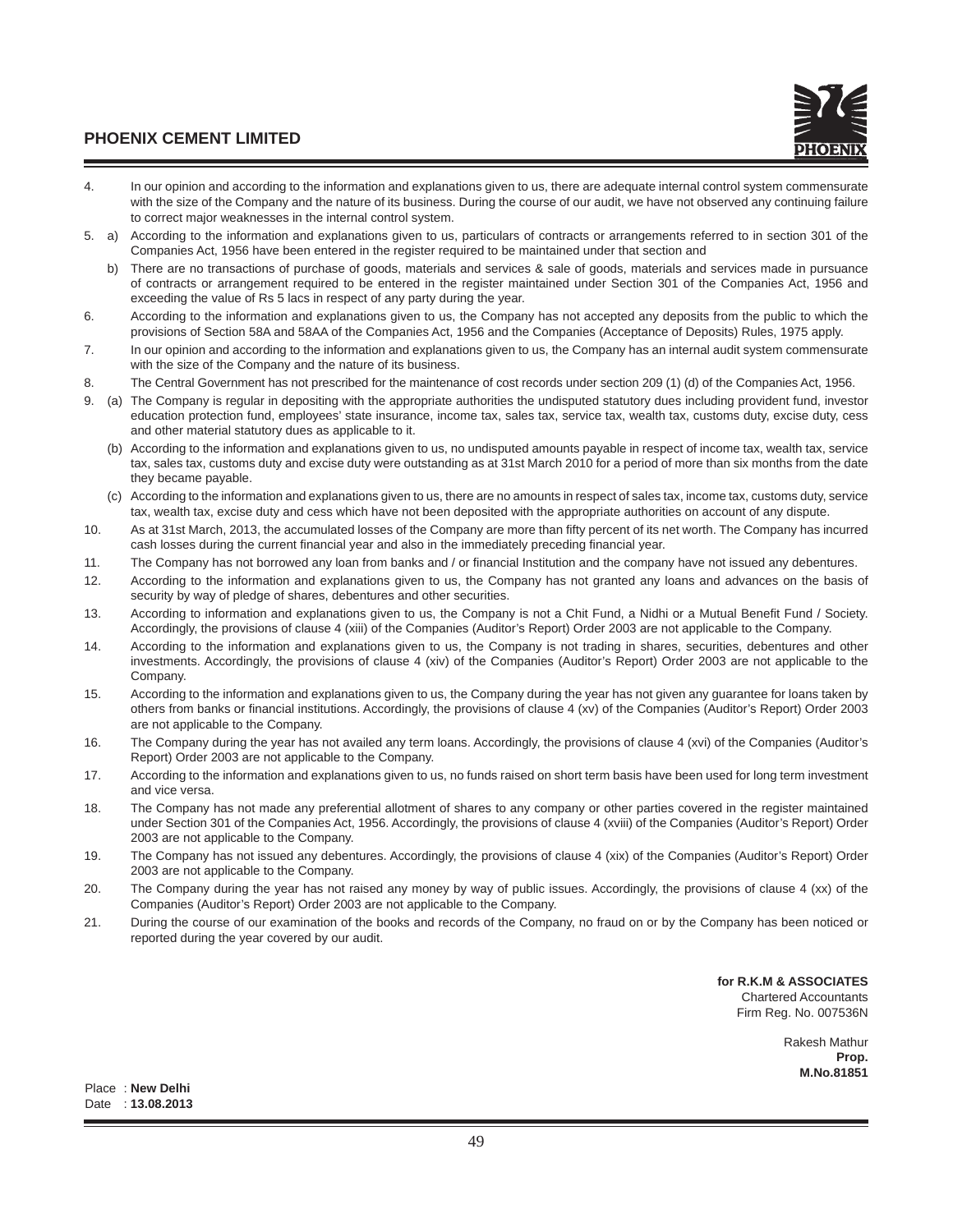4. In our opinion and according to the information and explanations given to us, there are adequate internal control system commensurate with the size of the Company and the nature of its business. During the course of our audit, we have not observed any continuing failure to correct major weaknesses in the internal control system.

5. a) According to the information and explanations given to us, particulars of contracts or arrangements referred to in section 301 of the Companies Act, 1956 have been entered in the register required to be maintained under that section and

   b) There are no transactions of purchase of goods, materials and services & sale of goods, materials and services made in pursuance of contracts or arrangement required to be entered in the register maintained under Section 301 of the Companies Act, 1956 and exceeding the value of Rs 5 lacs in respect of any party during the year.

6. According to the information and explanations given to us, the Company has not accepted any deposits from the public to which the provisions of Section 58A and 58AA of the Companies Act, 1956 and the Companies (Acceptance of Deposits) Rules, 1975 apply.

7. In our opinion and according to the information and explanations given to us, the Company has an internal audit system commensurate with the size of the Company and the nature of its business.

8. The Central Government has not prescribed for the maintenance of cost records under section 209 (1) (d) of the Companies Act, 1956.

9. (a) The Company is regular in depositing with the appropriate authorities the undisputed statutory dues including provident fund, investor education protection fund, employees' state insurance, income tax, sales tax, service tax, wealth tax, customs duty, excise duty, cess and other material statutory dues as applicable to it.

   (b) According to the information and explanations given to us, no undisputed amounts payable in respect of income tax, wealth tax, service tax, sales tax, customs duty and excise duty were outstanding as at 31st March 2010 for a period of more than six months from the date they became payable.

   (c) According to the information and explanations given to us, there are no amounts in respect of sales tax, income tax, customs duty, service tax, wealth tax, excise duty and cess which have not been deposited with the appropriate authorities on account of any dispute.

10. As at 31st March, 2013, the accumulated losses of the Company are more than fifty percent of its net worth. The Company has incurred cash losses during the current financial year and also in the immediately preceding financial year.

11. The Company has not borrowed any loan from banks and / or financial Institution and the company have not issued any debentures.

12. According to the information and explanations given to us, the Company has not granted any loans and advances on the basis of security by way of pledge of shares, debentures and other securities.

13. According to information and explanations given to us, the Company is not a Chit Fund, a Nidhi or a Mutual Benefit Fund / Society. Accordingly, the provisions of clause 4 (xiii) of the Companies (Auditor's Report) Order 2003 are not applicable to the Company.

14. According to the information and explanations given to us, the Company is not trading in shares, securities, debentures and other investments. Accordingly, the provisions of clause 4 (xiv) of the Companies (Auditor's Report) Order 2003 are not applicable to the Company.

15. According to the information and explanations given to us, the Company during the year has not given any guarantee for loans taken by others from banks or financial institutions. Accordingly, the provisions of clause 4 (xv) of the Companies (Auditor's Report) Order 2003 are not applicable to the Company.

16. The Company during the year has not availed any term loans. Accordingly, the provisions of clause 4 (xvi) of the Companies (Auditor's Report) Order 2003 are not applicable to the Company.

17. According to the information and explanations given to us, no funds raised on short term basis have been used for long term investment and vice versa.

18. The Company has not made any preferential allotment of shares to any company or other parties covered in the register maintained under Section 301 of the Companies Act, 1956. Accordingly, the provisions of clause 4 (xviii) of the Companies (Auditor's Report) Order 2003 are not applicable to the Company.

19. The Company has not issued any debentures. Accordingly, the provisions of clause 4 (xix) of the Companies (Auditor's Report) Order 2003 are not applicable to the Company.

20. The Company during the year has not raised any money by way of public issues. Accordingly, the provisions of clause 4 (xx) of the Companies (Auditor's Report) Order 2003 are not applicable to the Company.

21. During the course of our examination of the books and records of the Company, no fraud on or by the Company has been noticed or reported during the year covered by our audit.

**for R.K.M & ASSOCIATES**
Chartered Accountants
Firm Reg. No. 007536N

Rakesh Mathur
**Prop.**
**M.No.81851**

Place : **New Delhi**
Date : **13.08.2013**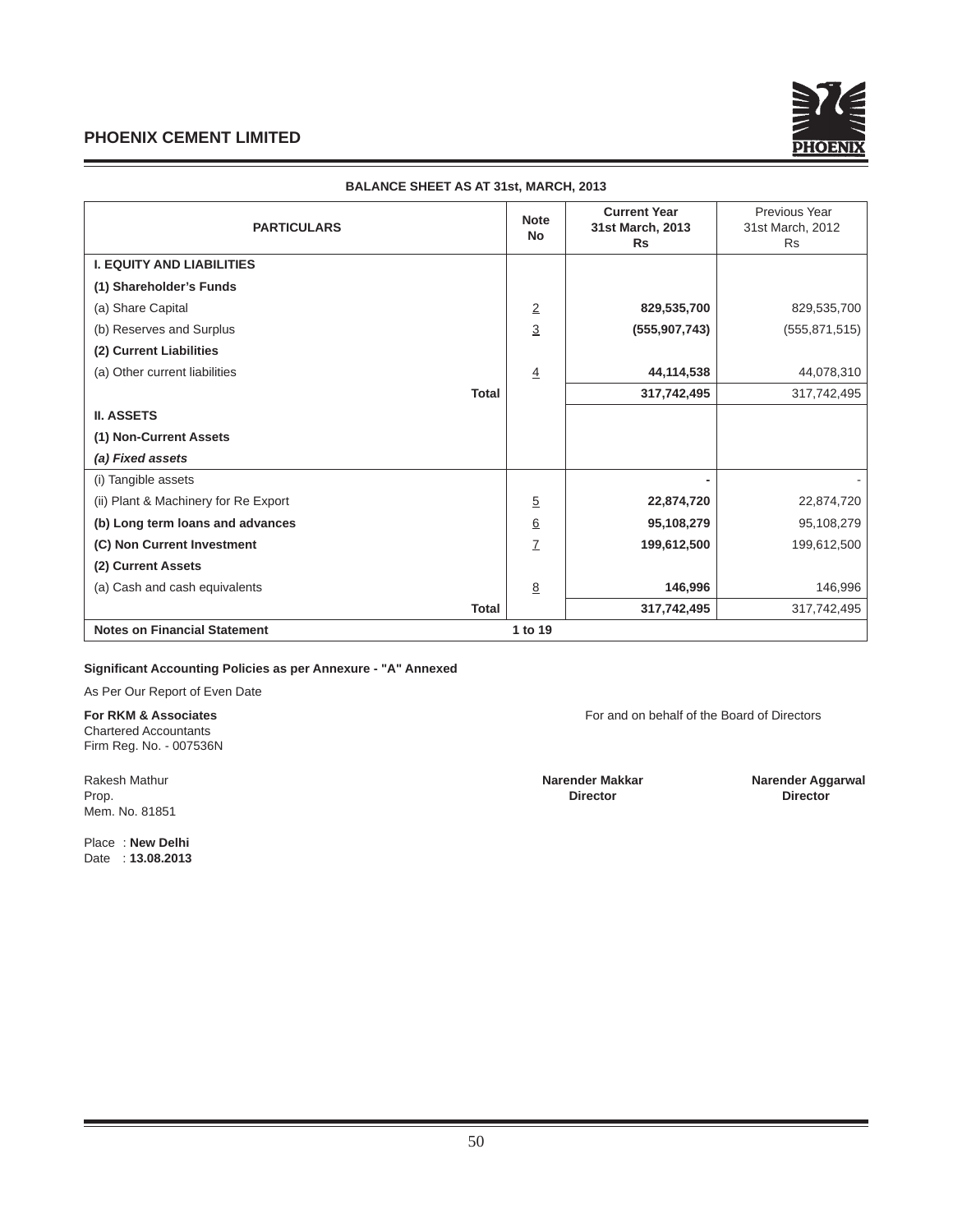## PHOENIX CEMENT LIMITED

### BALANCE SHEET AS AT 31st, MARCH, 2013

| PARTICULARS | Note No | Current Year 31st March, 2013 Rs | Previous Year 31st March, 2012 Rs |
|---|---|---|---|
| **I. EQUITY AND LIABILITIES** | | | |
| **(1) Shareholder's Funds** | | | |
| (a) Share Capital | 2 | **829,535,700** | 829,535,700 |
| (b) Reserves and Surplus | 3 | **(555,907,743)** | (555,871,515) |
| **(2) Current Liabilities** | | | |
| (a) Other current liabilities | 4 | **44,114,538** | 44,078,310 |
| **Total** | | **317,742,495** | 317,742,495 |
| **II. ASSETS** | | | |
| **(1) Non-Current Assets** | | | |
| ***(a) Fixed assets*** | | | |
| (i) Tangible assets | | **-** | - |
| (ii) Plant & Machinery for Re Export | 5 | **22,874,720** | 22,874,720 |
| **(b) Long term loans and advances** | 6 | **95,108,279** | 95,108,279 |
| **(C) Non Current Investment** | 7 | **199,612,500** | 199,612,500 |
| **(2) Current Assets** | | | |
| (a) Cash and cash equivalents | 8 | **146,996** | 146,996 |
| **Total** | | **317,742,495** | 317,742,495 |
| **Notes on Financial Statement** | **1 to 19** | | |

**Significant Accounting Policies as per Annexure - "A" Annexed**

As Per Our Report of Even Date

**For RKM & Associates**
Chartered Accountants
Firm Reg. No. - 007536N

For and on behalf of the Board of Directors

Rakesh Mathur
Prop.
Mem. No. 81851

**Narender Makkar**
**Director**

**Narender Aggarwal**
**Director**

Place : **New Delhi**
Date : **13.08.2013**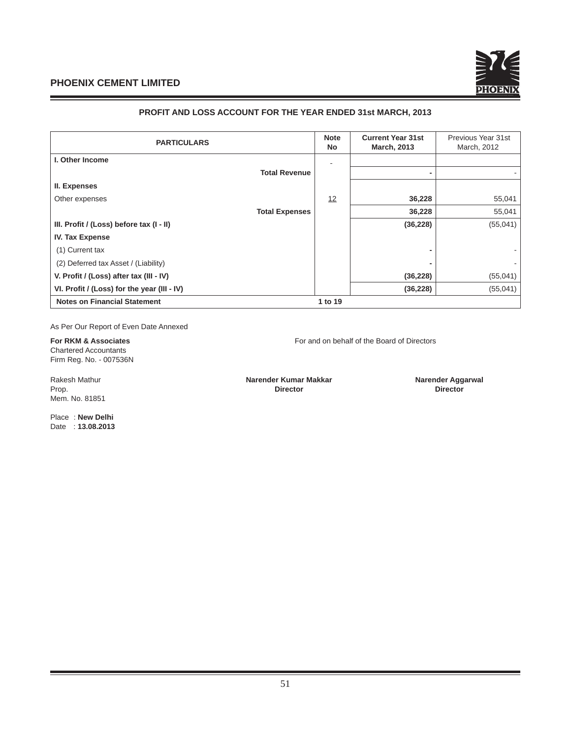**PHOENIX CEMENT LIMITED**

## PROFIT AND LOSS ACCOUNT FOR THE YEAR ENDED 31st MARCH, 2013

| PARTICULARS | Note No | Current Year 31st March, 2013 | Previous Year 31st March, 2012 |
|---|---|---|---|
| **I. Other Income** | - | | |
| **Total Revenue** | | - | - |
| **II. Expenses** | | | |
| Other expenses | 12 | **36,228** | 55,041 |
| **Total Expenses** | | **36,228** | 55,041 |
| **III. Profit / (Loss) before tax (I - II)** | | **(36,228)** | (55,041) |
| **IV. Tax Expense** | | | |
| (1) Current tax | | - | - |
| (2) Deferred tax Asset / (Liability) | | - | - |
| **V. Profit / (Loss) after tax (III - IV)** | | **(36,228)** | (55,041) |
| **VI. Profit / (Loss) for the year (III - IV)** | | **(36,228)** | (55,041) |
| **Notes on Financial Statement** | **1 to 19** | | |

As Per Our Report of Even Date Annexed

**For RKM & Associates**
Chartered Accountants
Firm Reg. No. - 007536N

For and on behalf of the Board of Directors

Rakesh Mathur
Prop.
Mem. No. 81851

**Narender Kumar Makkar**
**Director**

**Narender Aggarwal**
**Director**

Place : **New Delhi**
Date : **13.08.2013**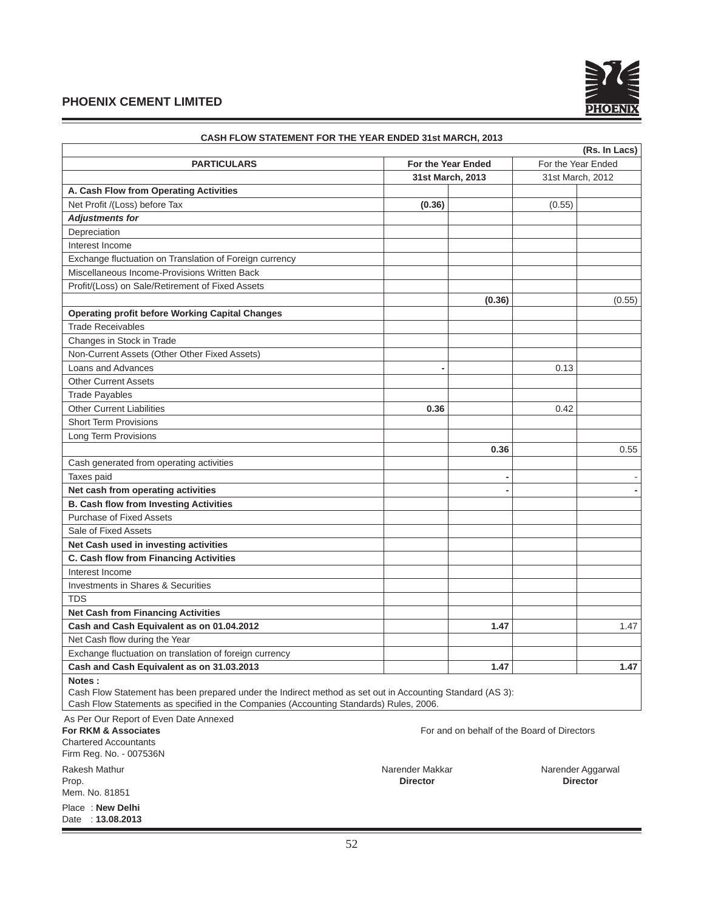## PHOENIX CEMENT LIMITED

### CASH FLOW STATEMENT FOR THE YEAR ENDED 31st MARCH, 2013

(Rs. In Lacs)

| PARTICULARS | For the Year Ended 31st March, 2013 | | For the Year Ended 31st March, 2012 | |
|---|---|---|---|---|
| **A. Cash Flow from Operating Activities** | | | | |
| Net Profit /(Loss) before Tax | **(0.36)** | | (0.55) | |
| ***Adjustments for*** | | | | |
| Depreciation | | | | |
| Interest Income | | | | |
| Exchange fluctuation on Translation of Foreign currency | | | | |
| Miscellaneous Income-Provisions Written Back | | | | |
| Profit/(Loss) on Sale/Retirement of Fixed Assets | | | | |
| | | **(0.36)** | | (0.55) |
| **Operating profit before Working Capital Changes** | | | | |
| Trade Receivables | | | | |
| Changes in Stock in Trade | | | | |
| Non-Current Assets (Other Other Fixed Assets) | | | | |
| Loans and Advances | **-** | | 0.13 | |
| Other Current Assets | | | | |
| Trade Payables | | | | |
| Other Current Liabilities | **0.36** | | 0.42 | |
| Short Term Provisions | | | | |
| Long Term Provisions | | | | |
| | | **0.36** | | 0.55 |
| Cash generated from operating activities | | | | |
| Taxes paid | | **-** | | - |
| **Net cash from operating activities** | | **-** | | **-** |
| **B. Cash flow from Investing Activities** | | | | |
| Purchase of Fixed Assets | | | | |
| Sale of Fixed Assets | | | | |
| **Net Cash used in investing activities** | | | | |
| **C. Cash flow from Financing Activities** | | | | |
| Interest Income | | | | |
| Investments in Shares & Securities | | | | |
| TDS | | | | |
| **Net Cash from Financing Activities** | | | | |
| **Cash and Cash Equivalent as on 01.04.2012** | | **1.47** | | 1.47 |
| Net Cash flow during the Year | | | | |
| Exchange fluctuation on translation of foreign currency | | | | |
| **Cash and Cash Equivalent as on 31.03.2013** | | **1.47** | | **1.47** |

**Notes :**

Cash Flow Statement has been prepared under the Indirect method as set out in Accounting Standard (AS 3): Cash Flow Statements as specified in the Companies (Accounting Standards) Rules, 2006.

As Per Our Report of Even Date Annexed

**For RKM & Associates**
Chartered Accountants
Firm Reg. No. - 007536N

Rakesh Mathur
Prop.
Mem. No. 81851

Place : **New Delhi**
Date : **13.08.2013**

For and on behalf of the Board of Directors

Narender Makkar
**Director**

Narender Aggarwal
**Director**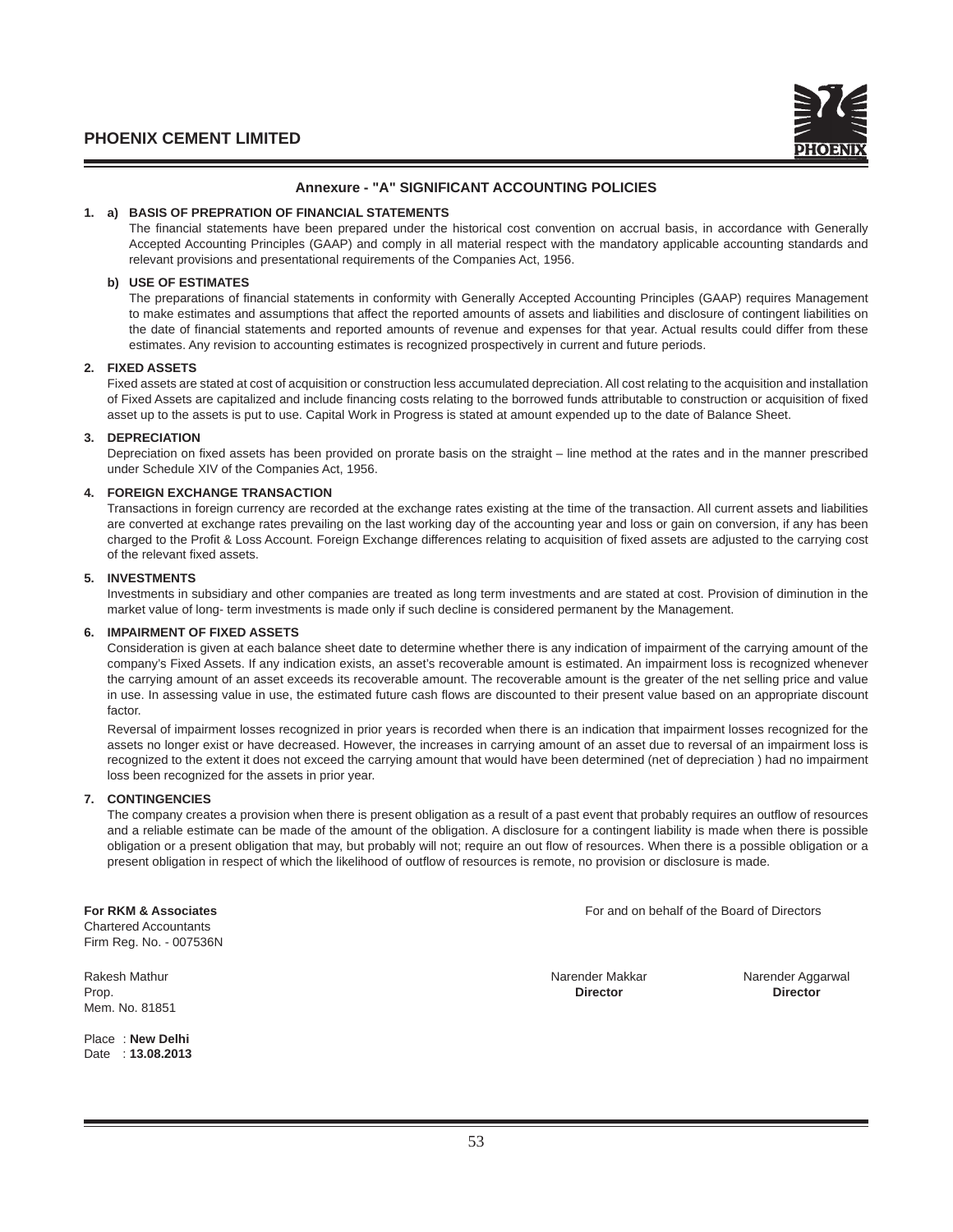## Annexure - "A" SIGNIFICANT ACCOUNTING POLICIES

**1. a) BASIS OF PREPRATION OF FINANCIAL STATEMENTS**

The financial statements have been prepared under the historical cost convention on accrual basis, in accordance with Generally Accepted Accounting Principles (GAAP) and comply in all material respect with the mandatory applicable accounting standards and relevant provisions and presentational requirements of the Companies Act, 1956.

**b) USE OF ESTIMATES**

The preparations of financial statements in conformity with Generally Accepted Accounting Principles (GAAP) requires Management to make estimates and assumptions that affect the reported amounts of assets and liabilities and disclosure of contingent liabilities on the date of financial statements and reported amounts of revenue and expenses for that year. Actual results could differ from these estimates. Any revision to accounting estimates is recognized prospectively in current and future periods.

**2. FIXED ASSETS**

Fixed assets are stated at cost of acquisition or construction less accumulated depreciation. All cost relating to the acquisition and installation of Fixed Assets are capitalized and include financing costs relating to the borrowed funds attributable to construction or acquisition of fixed asset up to the assets is put to use. Capital Work in Progress is stated at amount expended up to the date of Balance Sheet.

**3. DEPRECIATION**

Depreciation on fixed assets has been provided on prorate basis on the straight – line method at the rates and in the manner prescribed under Schedule XIV of the Companies Act, 1956.

**4. FOREIGN EXCHANGE TRANSACTION**

Transactions in foreign currency are recorded at the exchange rates existing at the time of the transaction. All current assets and liabilities are converted at exchange rates prevailing on the last working day of the accounting year and loss or gain on conversion, if any has been charged to the Profit & Loss Account. Foreign Exchange differences relating to acquisition of fixed assets are adjusted to the carrying cost of the relevant fixed assets.

**5. INVESTMENTS**

Investments in subsidiary and other companies are treated as long term investments and are stated at cost. Provision of diminution in the market value of long- term investments is made only if such decline is considered permanent by the Management.

**6. IMPAIRMENT OF FIXED ASSETS**

Consideration is given at each balance sheet date to determine whether there is any indication of impairment of the carrying amount of the company's Fixed Assets. If any indication exists, an asset's recoverable amount is estimated. An impairment loss is recognized whenever the carrying amount of an asset exceeds its recoverable amount. The recoverable amount is the greater of the net selling price and value in use. In assessing value in use, the estimated future cash flows are discounted to their present value based on an appropriate discount factor.

Reversal of impairment losses recognized in prior years is recorded when there is an indication that impairment losses recognized for the assets no longer exist or have decreased. However, the increases in carrying amount of an asset due to reversal of an impairment loss is recognized to the extent it does not exceed the carrying amount that would have been determined (net of depreciation ) had no impairment loss been recognized for the assets in prior year.

**7. CONTINGENCIES**

The company creates a provision when there is present obligation as a result of a past event that probably requires an outflow of resources and a reliable estimate can be made of the amount of the obligation. A disclosure for a contingent liability is made when there is possible obligation or a present obligation that may, but probably will not; require an out flow of resources. When there is a possible obligation or a present obligation in respect of which the likelihood of outflow of resources is remote, no provision or disclosure is made.

**For RKM & Associates**
Chartered Accountants
Firm Reg. No. - 007536N

Rakesh Mathur
Prop.
Mem. No. 81851

Place : **New Delhi**
Date : **13.08.2013**

For and on behalf of the Board of Directors

Narender Makkar
**Director**

Narender Aggarwal
**Director**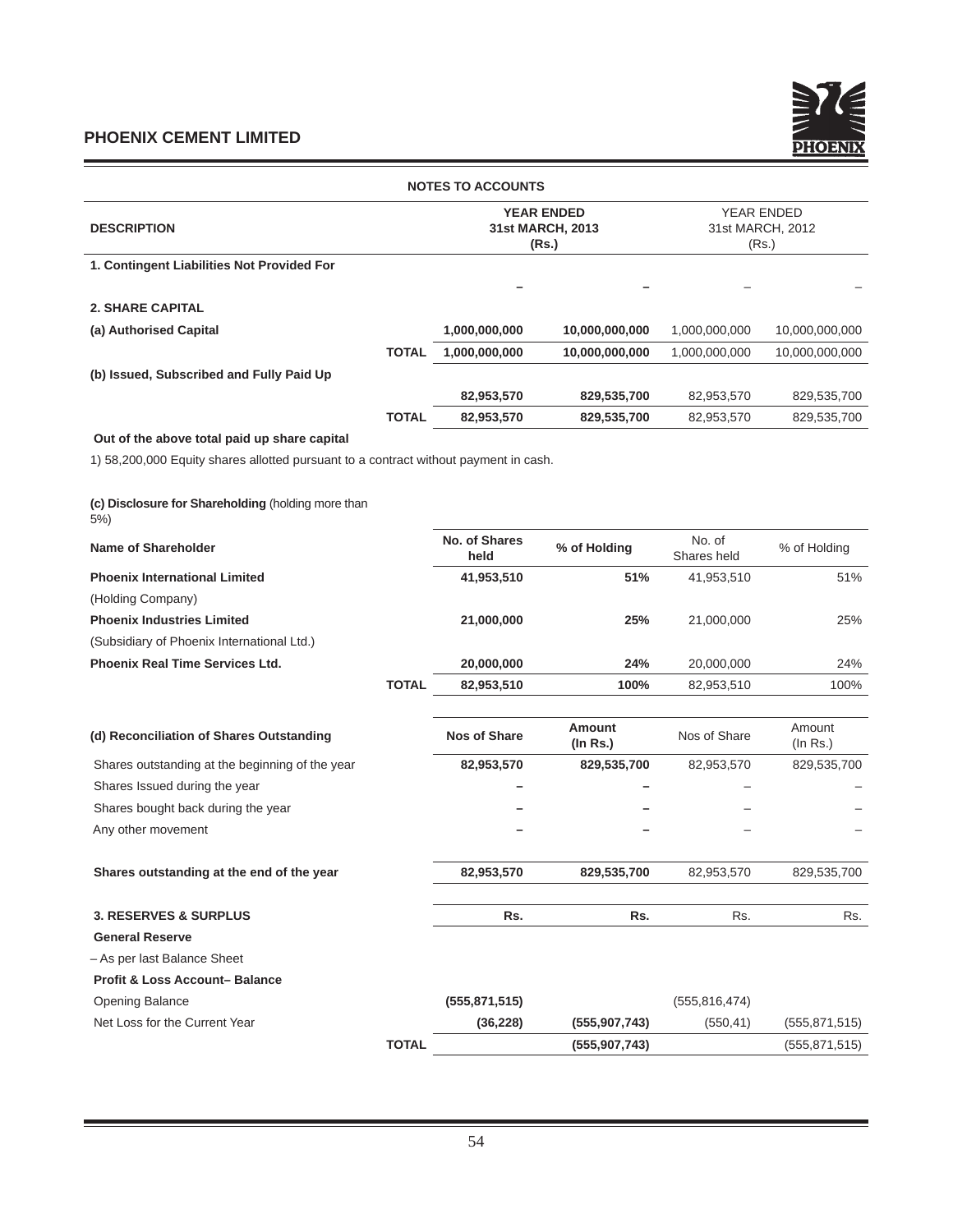## NOTES TO ACCOUNTS

| DESCRIPTION | | YEAR ENDED 31st MARCH, 2013 (Rs.) | | YEAR ENDED 31st MARCH, 2012 (Rs.) | |
|---|---|---|---|---|---|
| **1. Contingent Liabilities Not Provided For** | | | | | |
| | | – | – | – | – |
| **2. SHARE CAPITAL** | | | | | |
| **(a) Authorised Capital** | | 1,000,000,000 | 10,000,000,000 | 1,000,000,000 | 10,000,000,000 |
| | **TOTAL** | 1,000,000,000 | 10,000,000,000 | 1,000,000,000 | 10,000,000,000 |
| **(b) Issued, Subscribed and Fully Paid Up** | | | | | |
| | | 82,953,570 | 829,535,700 | 82,953,570 | 829,535,700 |
| | **TOTAL** | 82,953,570 | 829,535,700 | 82,953,570 | 829,535,700 |

**Out of the above total paid up share capital**

1) 58,200,000 Equity shares allotted pursuant to a contract without payment in cash.

**(c) Disclosure for Shareholding** (holding more than 5%)

| Name of Shareholder | | No. of Shares held | % of Holding | No. of Shares held | % of Holding |
|---|---|---|---|---|---|
| **Phoenix International Limited** | | 41,953,510 | 51% | 41,953,510 | 51% |
| (Holding Company) | | | | | |
| **Phoenix Industries Limited** | | 21,000,000 | 25% | 21,000,000 | 25% |
| (Subsidiary of Phoenix International Ltd.) | | | | | |
| **Phoenix Real Time Services Ltd.** | | 20,000,000 | 24% | 20,000,000 | 24% |
| | **TOTAL** | 82,953,510 | 100% | 82,953,510 | 100% |

| (d) Reconciliation of Shares Outstanding | | Nos of Share | Amount (In Rs.) | Nos of Share | Amount (In Rs.) |
|---|---|---|---|---|---|
| Shares outstanding at the beginning of the year | | 82,953,570 | 829,535,700 | 82,953,570 | 829,535,700 |
| Shares Issued during the year | | – | – | – | – |
| Shares bought back during the year | | – | – | – | – |
| Any other movement | | – | – | – | – |
| **Shares outstanding at the end of the year** | | 82,953,570 | 829,535,700 | 82,953,570 | 829,535,700 |

| 3. RESERVES & SURPLUS | | Rs. | Rs. | Rs. | Rs. |
|---|---|---|---|---|---|
| **General Reserve** | | | | | |
| – As per last Balance Sheet | | | | | |
| **Profit & Loss Account– Balance** | | | | | |
| Opening Balance | | (555,871,515) | | (555,816,474) | |
| Net Loss for the Current Year | | (36,228) | (555,907,743) | (550,41) | (555,871,515) |
| | **TOTAL** | | (555,907,743) | | (555,871,515) |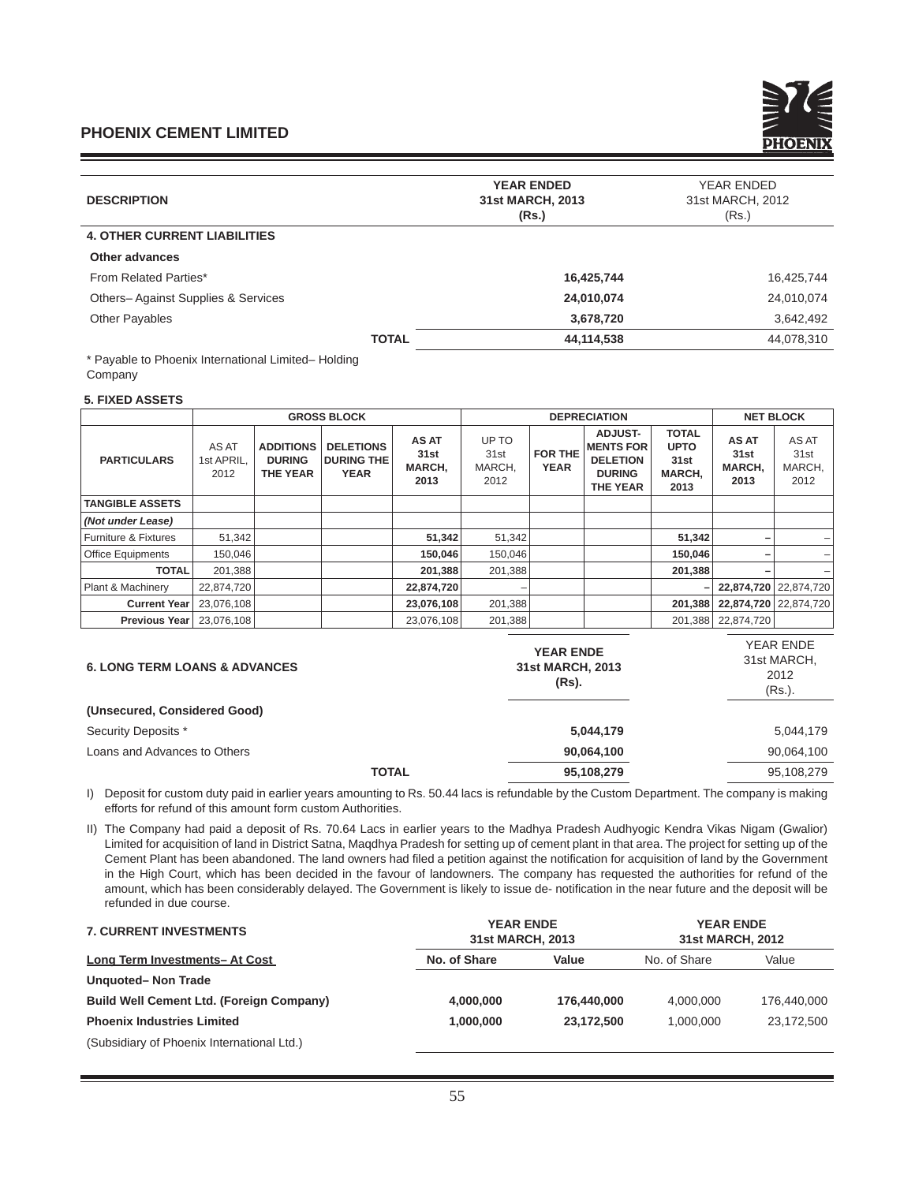| DESCRIPTION | YEAR ENDED 31st MARCH, 2013 (Rs.) | YEAR ENDED 31st MARCH, 2012 (Rs.) |
|---|---|---|
| **4. OTHER CURRENT LIABILITIES** | | |
| **Other advances** | | |
| From Related Parties* | **16,425,744** | 16,425,744 |
| Others– Against Supplies & Services | **24,010,074** | 24,010,074 |
| Other Payables | **3,678,720** | 3,642,492 |
| **TOTAL** | **44,114,538** | 44,078,310 |

\* Payable to Phoenix International Limited– Holding Company

**5. FIXED ASSETS**

| PARTICULARS | GROSS BLOCK | | | | DEPRECIATION | | | | NET BLOCK | |
|---|---|---|---|---|---|---|---|---|---|---|
| | AS AT 1st APRIL, 2012 | ADDITIONS DURING THE YEAR | DELETIONS DURING THE YEAR | AS AT 31st MARCH, 2013 | UP TO 31st MARCH, 2012 | FOR THE YEAR | ADJUST-MENTS FOR DELETION DURING THE YEAR | TOTAL UPTO 31st MARCH, 2013 | AS AT 31st MARCH, 2013 | AS AT 31st MARCH, 2012 |
| **TANGIBLE ASSETS** | | | | | | | | | | |
| ***(Not under Lease)*** | | | | | | | | | | |
| Furniture & Fixtures | 51,342 | | | **51,342** | 51,342 | | | **51,342** | **–** | – |
| Office Equipments | 150,046 | | | **150,046** | 150,046 | | | **150,046** | **–** | – |
| **TOTAL** | 201,388 | | | **201,388** | 201,388 | | | **201,388** | **–** | – |
| Plant & Machinery | 22,874,720 | | | **22,874,720** | – | | | **–** | **22,874,720** | 22,874,720 |
| **Current Year** | 23,076,108 | | | **23,076,108** | 201,388 | | | **201,388** | **22,874,720** | 22,874,720 |
| **Previous Year** | 23,076,108 | | | 23,076,108 | 201,388 | | | 201,388 | 22,874,720 | |

| 6. LONG TERM LOANS & ADVANCES | YEAR ENDE 31st MARCH, 2013 (Rs). | YEAR ENDE 31st MARCH, 2012 (Rs.). |
|---|---|---|
| **(Unsecured, Considered Good)** | | |
| Security Deposits * | **5,044,179** | 5,044,179 |
| Loans and Advances to Others | **90,064,100** | 90,064,100 |
| **TOTAL** | **95,108,279** | 95,108,279 |

I) Deposit for custom duty paid in earlier years amounting to Rs. 50.44 lacs is refundable by the Custom Department. The company is making efforts for refund of this amount form custom Authorities.

II) The Company had paid a deposit of Rs. 70.64 Lacs in earlier years to the Madhya Pradesh Audhyogic Kendra Vikas Nigam (Gwalior) Limited for acquisition of land in District Satna, Maqdhya Pradesh for setting up of cement plant in that area. The project for setting up of the Cement Plant has been abandoned. The land owners had filed a petition against the notification for acquisition of land by the Government in the High Court, which has been decided in the favour of landowners. The company has requested the authorities for refund of the amount, which has been considerably delayed. The Government is likely to issue de- notification in the near future and the deposit will be refunded in due course.

| 7. CURRENT INVESTMENTS | YEAR ENDE 31st MARCH, 2013 | | YEAR ENDE 31st MARCH, 2012 | |
|---|---|---|---|---|
| **Long Term Investments– At Cost** | **No. of Share** | **Value** | No. of Share | Value |
| **Unquoted– Non Trade** | | | | |
| **Build Well Cement Ltd. (Foreign Company)** | **4,000,000** | **176,440,000** | 4,000,000 | 176,440,000 |
| **Phoenix Industries Limited** | **1,000,000** | **23,172,500** | 1,000,000 | 23,172,500 |
| (Subsidiary of Phoenix International Ltd.) | | | | |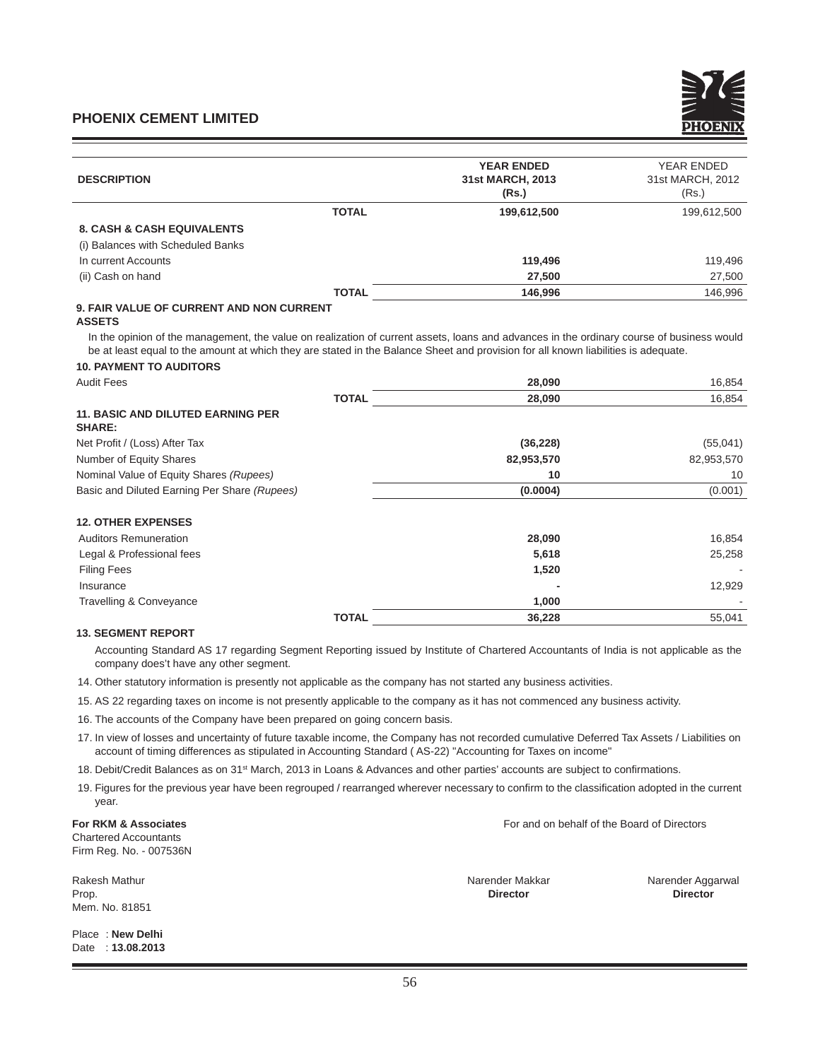| DESCRIPTION | | YEAR ENDED 31st MARCH, 2013 (Rs.) | YEAR ENDED 31st MARCH, 2012 (Rs.) |
|---|---|---|---|
| | **TOTAL** | **199,612,500** | 199,612,500 |
| **8. CASH & CASH EQUIVALENTS** | | | |
| (i) Balances with Scheduled Banks | | | |
| In current Accounts | | **119,496** | 119,496 |
| (ii) Cash on hand | | **27,500** | 27,500 |
| | **TOTAL** | **146,996** | 146,996 |

**9. FAIR VALUE OF CURRENT AND NON CURRENT ASSETS**

In the opinion of the management, the value on realization of current assets, loans and advances in the ordinary course of business would be at least equal to the amount at which they are stated in the Balance Sheet and provision for all known liabilities is adequate.

| | | | |
|---|---|---|---|
| **10. PAYMENT TO AUDITORS** | | | |
| Audit Fees | | **28,090** | 16,854 |
| | **TOTAL** | **28,090** | 16,854 |
| **11. BASIC AND DILUTED EARNING PER SHARE:** | | | |
| Net Profit / (Loss) After Tax | | **(36,228)** | (55,041) |
| Number of Equity Shares | | **82,953,570** | 82,953,570 |
| Nominal Value of Equity Shares *(Rupees)* | | **10** | 10 |
| Basic and Diluted Earning Per Share *(Rupees)* | | **(0.0004)** | (0.001) |
| **12. OTHER EXPENSES** | | | |
| Auditors Remuneration | | **28,090** | 16,854 |
| Legal & Professional fees | | **5,618** | 25,258 |
| Filing Fees | | **1,520** | - |
| Insurance | | **-** | 12,929 |
| Travelling & Conveyance | | **1,000** | - |
| | **TOTAL** | **36,228** | 55,041 |

**13. SEGMENT REPORT**

Accounting Standard AS 17 regarding Segment Reporting issued by Institute of Chartered Accountants of India is not applicable as the company does't have any other segment.

14. Other statutory information is presently not applicable as the company has not started any business activities.

15. AS 22 regarding taxes on income is not presently applicable to the company as it has not commenced any business activity.

16. The accounts of the Company have been prepared on going concern basis.

17. In view of losses and uncertainty of future taxable income, the Company has not recorded cumulative Deferred Tax Assets / Liabilities on account of timing differences as stipulated in Accounting Standard ( AS-22) "Accounting for Taxes on income"

18. Debit/Credit Balances as on 31st March, 2013 in Loans & Advances and other parties' accounts are subject to confirmations.

19. Figures for the previous year have been regrouped / rearranged wherever necessary to confirm to the classification adopted in the current year.

**For RKM & Associates**
Chartered Accountants
Firm Reg. No. - 007536N

For and on behalf of the Board of Directors

Rakesh Mathur
Prop.
Mem. No. 81851

Narender Makkar
**Director**

Narender Aggarwal
**Director**

Place : **New Delhi**
Date : **13.08.2013**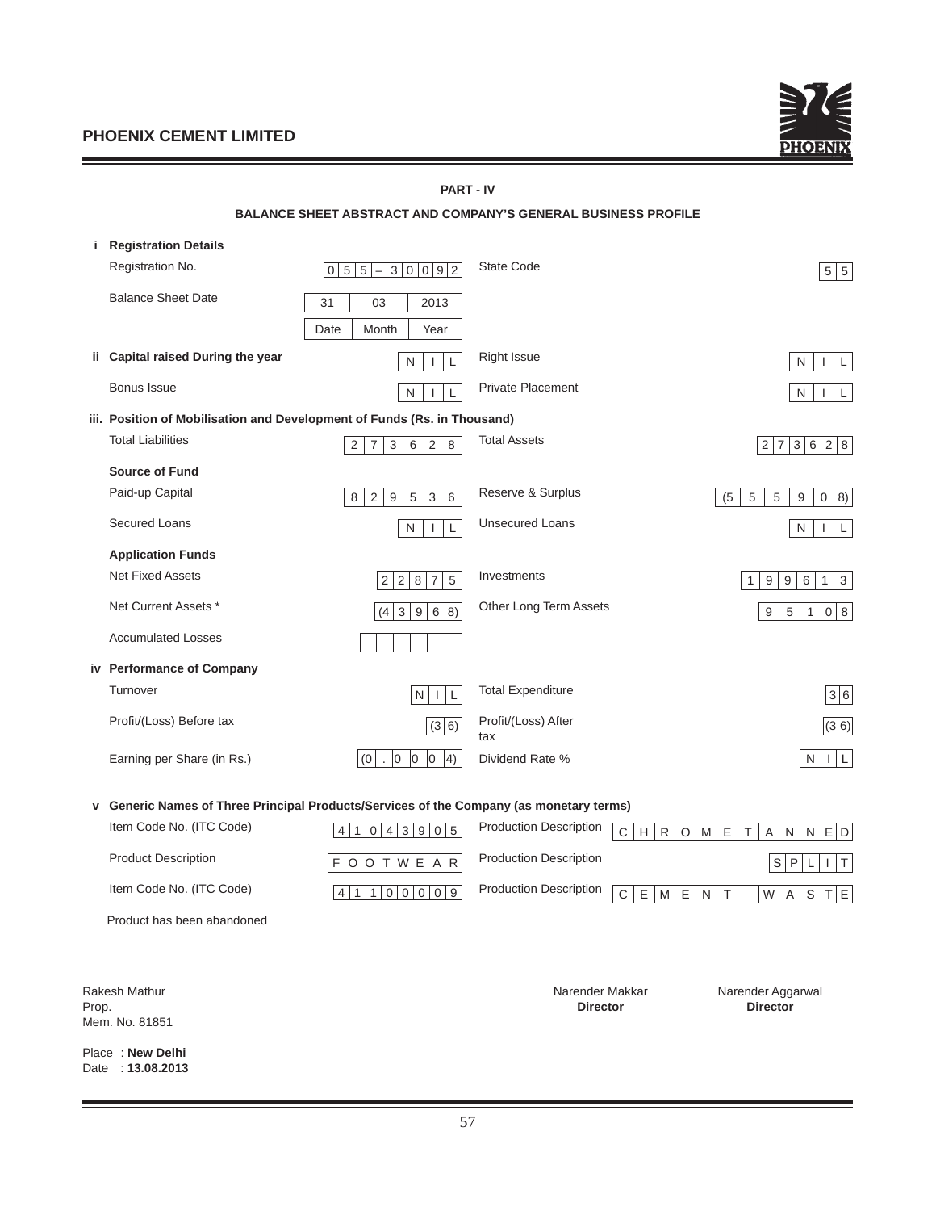PHOENIX CEMENT LIMITED

## PART - IV

### BALANCE SHEET ABSTRACT AND COMPANY'S GENERAL BUSINESS PROFILE

**i Registration Details**

| | | | |
|---|---|---|---|
| Registration No. | 055–30092 | State Code | 55 |
| Balance Sheet Date | 31 03 2013 (Date Month Year) | | |

**ii Capital raised During the year**

| | | | |
|---|---|---|---|
| Capital raised During the year | NIL | Right Issue | NIL |
| Bonus Issue | NIL | Private Placement | NIL |

**iii. Position of Mobilisation and Development of Funds (Rs. in Thousand)**

| | | | |
|---|---|---|---|
| Total Liabilities | 273628 | Total Assets | 273628 |
| **Source of Fund** | | | |
| Paid-up Capital | 829536 | Reserve & Surplus | (555908) |
| Secured Loans | NIL | Unsecured Loans | NIL |
| **Application Funds** | | | |
| Net Fixed Assets | 22875 | Investments | 199613 |
| Net Current Assets * | (43968) | Other Long Term Assets | 95108 |
| Accumulated Losses | | | |

**iv Performance of Company**

| | | | |
|---|---|---|---|
| Turnover | NIL | Total Expenditure | 36 |
| Profit/(Loss) Before tax | (36) | Profit/(Loss) After tax | (36) |
| Earning per Share (in Rs.) | (0.0004) | Dividend Rate % | NIL |

**v Generic Names of Three Principal Products/Services of the Company (as monetary terms)**

| | | | |
|---|---|---|---|
| Item Code No. (ITC Code) | 41043905 | Production Description | CHROME TANNED |
| Product Description | FOOTWEAR | Production Description | SPLIT |
| Item Code No. (ITC Code) | 41100009 | Production Description | CEMENT WASTE |

Product has been abandoned

Rakesh Mathur
Prop.
Mem. No. 81851

Narender Makkar
**Director**

Narender Aggarwal
**Director**

Place : **New Delhi**
Date : **13.08.2013**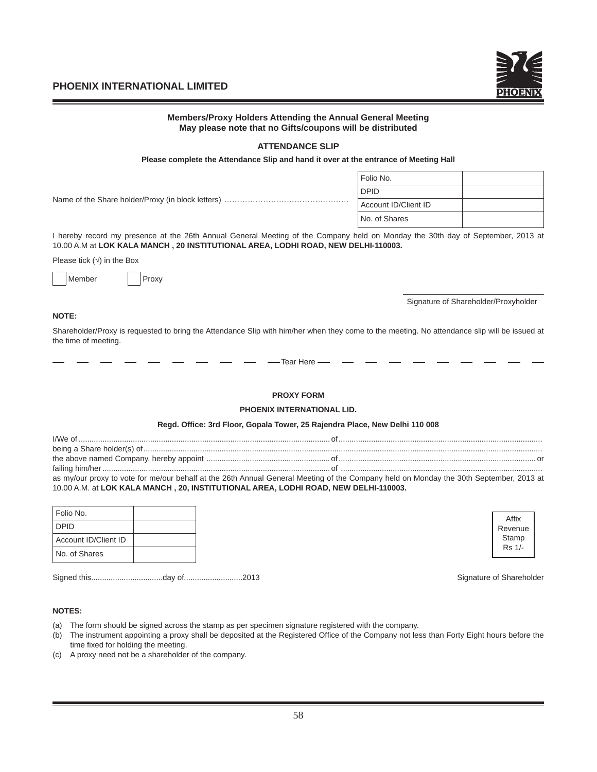**PHOENIX INTERNATIONAL LIMITED**

**Members/Proxy Holders Attending the Annual General Meeting**
**May please note that no Gifts/coupons will be distributed**

## ATTENDANCE SLIP

**Please complete the Attendance Slip and hand it over at the entrance of Meeting Hall**

Name of the Share holder/Proxy (in block letters) ……………………………………….

| Folio No. | |
|---|---|
| DPID | |
| Account ID/Client ID | |
| No. of Shares | |

I hereby record my presence at the 26th Annual General Meeting of the Company held on Monday the 30th day of September, 2013 at 10.00 A.M at **LOK KALA MANCH , 20 INSTITUTIONAL AREA, LODHI ROAD, NEW DELHI-110003.**

Please tick (√) in the Box

☐ Member ☐ Proxy

Signature of Shareholder/Proxyholder

**NOTE:**

Shareholder/Proxy is requested to bring the Attendance Slip with him/her when they come to the meeting. No attendance slip will be issued at the time of meeting.

— — — — — — — — — — Tear Here — — — — — — — — — —

## PROXY FORM

**PHOENIX INTERNATIONAL LID.**

**Regd. Office: 3rd Floor, Gopala Tower, 25 Rajendra Place, New Delhi 110 008**

I/We of ........................................................................................................ of ..............................................................................................
being a Share holder(s) of ............................................................................................................................................................................
the above named Company, hereby appoint ........................................................ of ........................................................................................ or
failing him/her .......................................................................................... of ..........................................................................................
as my/our proxy to vote for me/our behalf at the 26th Annual General Meeting of the Company held on Monday the 30th September, 2013 at 10.00 A.M. at **LOK KALA MANCH , 20, INSTITUTIONAL AREA, LODHI ROAD, NEW DELHI-110003.**

| Folio No. | |
|---|---|
| DPID | |
| Account ID/Client ID | |
| No. of Shares | |

Affix Revenue Stamp Rs 1/-

Signed this.................................day of...........................2013

Signature of Shareholder

**NOTES:**

(a) The form should be signed across the stamp as per specimen signature registered with the company.
(b) The instrument appointing a proxy shall be deposited at the Registered Office of the Company not less than Forty Eight hours before the time fixed for holding the meeting.
(c) A proxy need not be a shareholder of the company.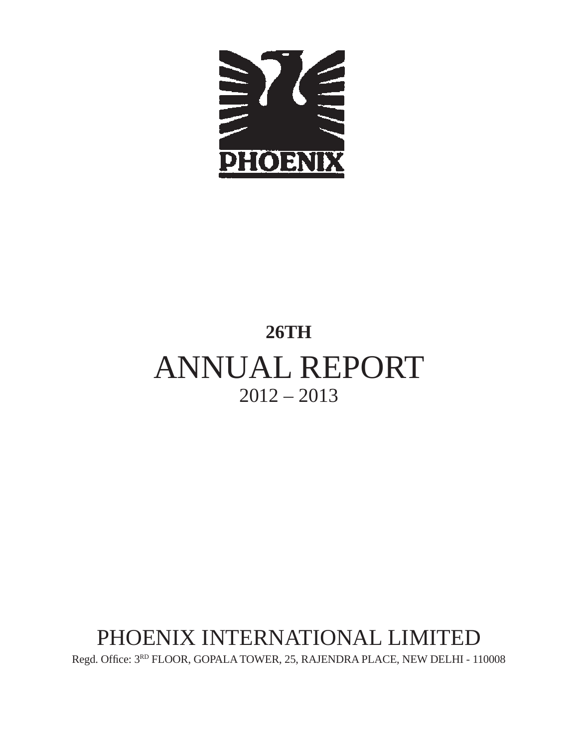PHOENIX

**26TH**

# ANNUAL REPORT

2012 – 2013

PHOENIX INTERNATIONAL LIMITED

Regd. Office: 3RD FLOOR, GOPALA TOWER, 25, RAJENDRA PLACE, NEW DELHI - 110008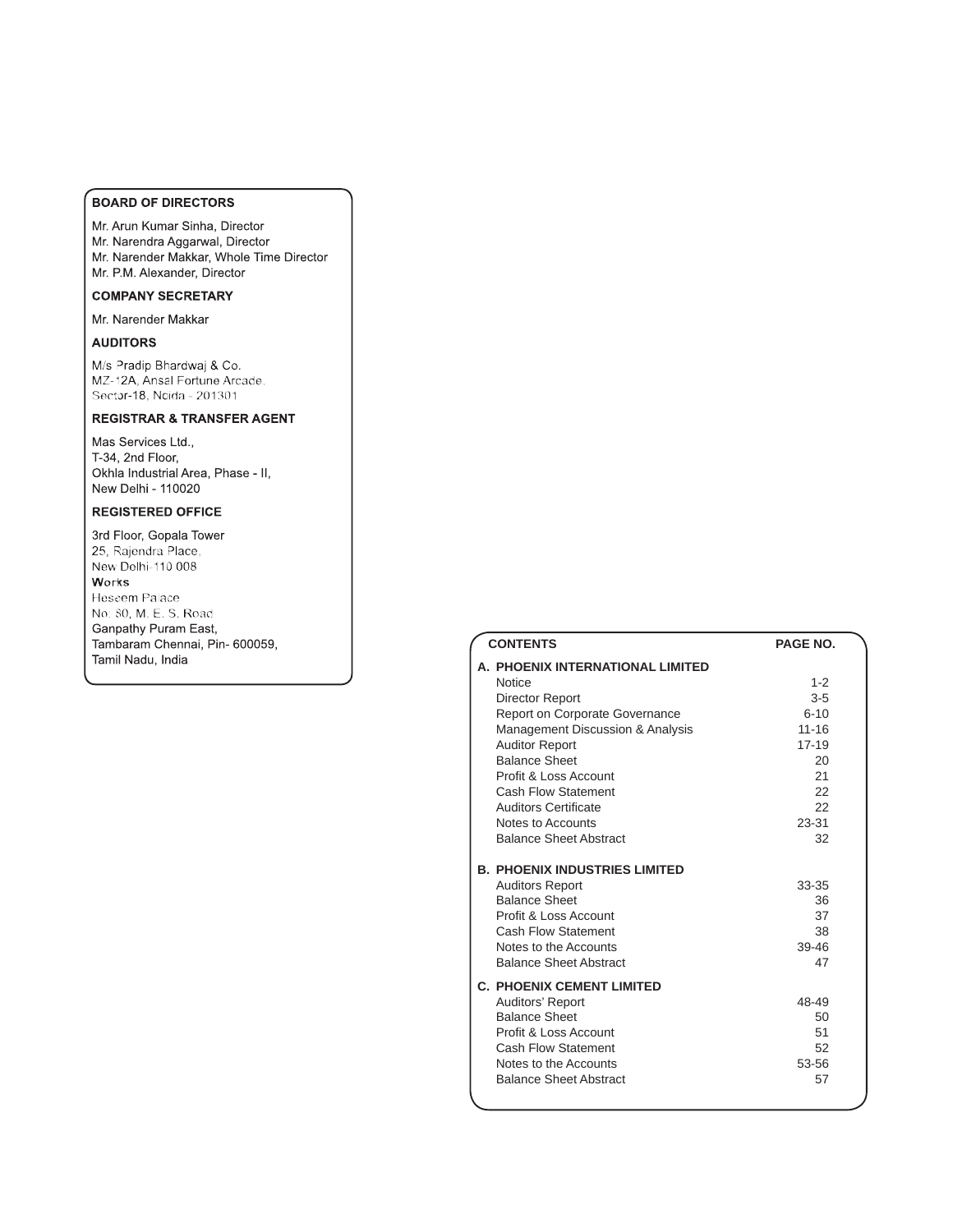**BOARD OF DIRECTORS**

Mr. Arun Kumar Sinha, Director
Mr. Narendra Aggarwal, Director
Mr. Narender Makkar, Whole Time Director
Mr. P.M. Alexander, Director

**COMPANY SECRETARY**

Mr. Narender Makkar

**AUDITORS**

M/s Pradip Bhardwaj & Co.
MZ-12A, Ansal Fortune Arcade,
Sector-18, Noida - 201301

**REGISTRAR & TRANSFER AGENT**

Mas Services Ltd.,
T-34, 2nd Floor,
Okhla Industrial Area, Phase - II,
New Delhi - 110020

**REGISTERED OFFICE**

3rd Floor, Gopala Tower
25, Rajendra Place,
New Delhi-110 008

**Works**

Haseem Palace
No. 80, M. E. S. Road
Ganpathy Puram East,
Tambaram Chennai, Pin- 600059,
Tamil Nadu, India

| CONTENTS | PAGE NO. |
|---|---|
| **A. PHOENIX INTERNATIONAL LIMITED** | |
| Notice | 1-2 |
| Director Report | 3-5 |
| Report on Corporate Governance | 6-10 |
| Management Discussion & Analysis | 11-16 |
| Auditor Report | 17-19 |
| Balance Sheet | 20 |
| Profit & Loss Account | 21 |
| Cash Flow Statement | 22 |
| Auditors Certificate | 22 |
| Notes to Accounts | 23-31 |
| Balance Sheet Abstract | 32 |
| **B. PHOENIX INDUSTRIES LIMITED** | |
| Auditors Report | 33-35 |
| Balance Sheet | 36 |
| Profit & Loss Account | 37 |
| Cash Flow Statement | 38 |
| Notes to the Accounts | 39-46 |
| Balance Sheet Abstract | 47 |
| **C. PHOENIX CEMENT LIMITED** | |
| Auditors' Report | 48-49 |
| Balance Sheet | 50 |
| Profit & Loss Account | 51 |
| Cash Flow Statement | 52 |
| Notes to the Accounts | 53-56 |
| Balance Sheet Abstract | 57 |